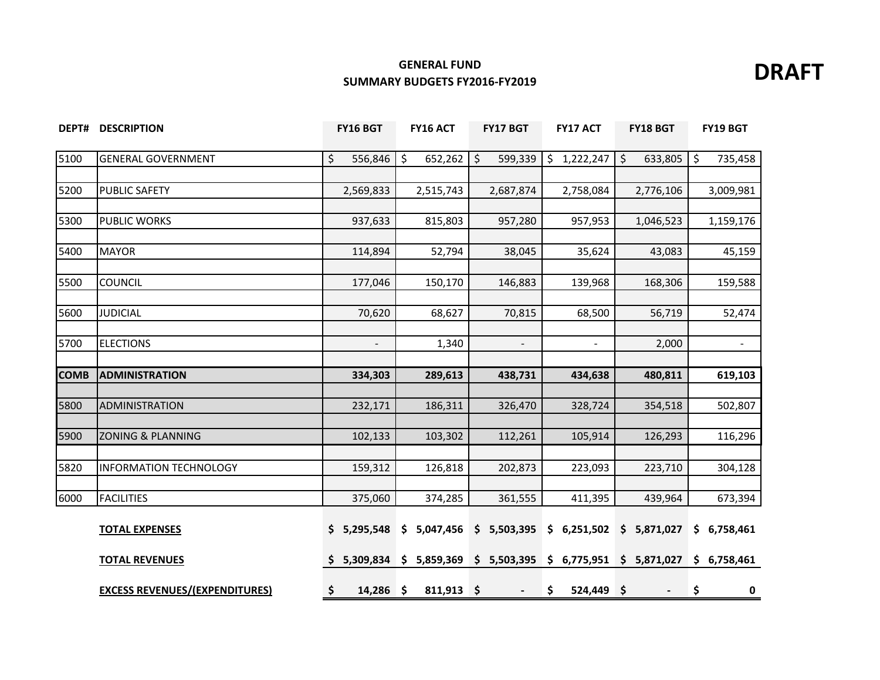**DRAFT**

# GENERAL FUND
## SUMMARY BUDGETS FY2016-FY2019

| DEPT# | DESCRIPTION | FY16 BGT | FY16 ACT | FY17 BGT | FY17 ACT | FY18 BGT | FY19 BGT |
|---|---|---|---|---|---|---|---|
| 5100 | GENERAL GOVERNMENT | $ 556,846 | $ 652,262 | $ 599,339 | $ 1,222,247 | $ 633,805 | $ 735,458 |
| 5200 | PUBLIC SAFETY | 2,569,833 | 2,515,743 | 2,687,874 | 2,758,084 | 2,776,106 | 3,009,981 |
| 5300 | PUBLIC WORKS | 937,633 | 815,803 | 957,280 | 957,953 | 1,046,523 | 1,159,176 |
| 5400 | MAYOR | 114,894 | 52,794 | 38,045 | 35,624 | 43,083 | 45,159 |
| 5500 | COUNCIL | 177,046 | 150,170 | 146,883 | 139,968 | 168,306 | 159,588 |
| 5600 | JUDICIAL | 70,620 | 68,627 | 70,815 | 68,500 | 56,719 | 52,474 |
| 5700 | ELECTIONS | - | 1,340 | - | - | 2,000 | - |
| **COMB** | **ADMINISTRATION** | **334,303** | **289,613** | **438,731** | **434,638** | **480,811** | **619,103** |
| 5800 | ADMINISTRATION | 232,171 | 186,311 | 326,470 | 328,724 | 354,518 | 502,807 |
| 5900 | ZONING & PLANNING | 102,133 | 103,302 | 112,261 | 105,914 | 126,293 | 116,296 |
| 5820 | INFORMATION TECHNOLOGY | 159,312 | 126,818 | 202,873 | 223,093 | 223,710 | 304,128 |
| 6000 | FACILITIES | 375,060 | 374,285 | 361,555 | 411,395 | 439,964 | 673,394 |
| | **TOTAL EXPENSES** | **$ 5,295,548** | **$ 5,047,456** | **$ 5,503,395** | **$ 6,251,502** | **$ 5,871,027** | **$ 6,758,461** |
| | **TOTAL REVENUES** | **$ 5,309,834** | **$ 5,859,369** | **$ 5,503,395** | **$ 6,775,951** | **$ 5,871,027** | **$ 6,758,461** |
| | **EXCESS REVENUES/(EXPENDITURES)** | **$ 14,286** | **$ 811,913** | **$ -** | **$ 524,449** | **$ -** | **$ 0** |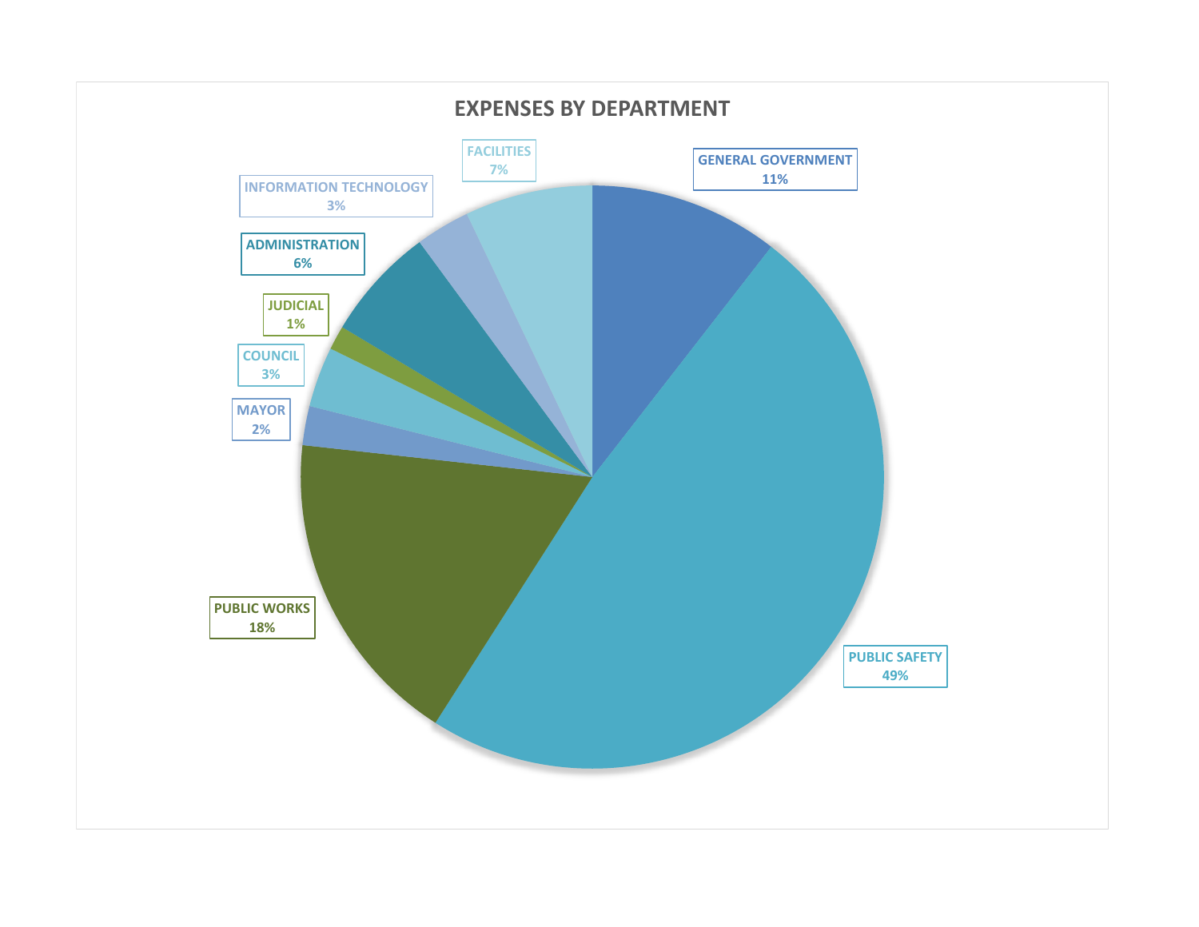## EXPENSES BY DEPARTMENT

| Department | Percentage |
|---|---|
| GENERAL GOVERNMENT | 11% |
| PUBLIC SAFETY | 49% |
| PUBLIC WORKS | 18% |
| MAYOR | 2% |
| COUNCIL | 3% |
| JUDICIAL | 1% |
| ADMINISTRATION | 6% |
| INFORMATION TECHNOLOGY | 3% |
| FACILITIES | 7% |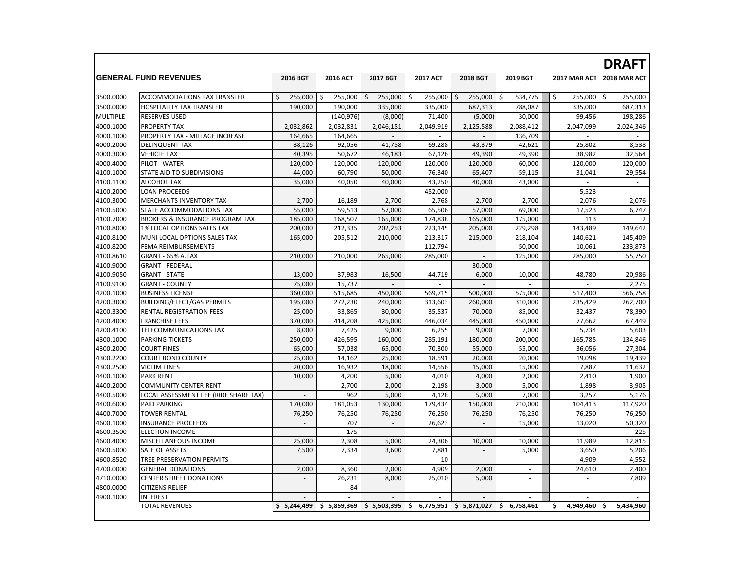**DRAFT**

| | GENERAL FUND REVENUES | 2016 BGT | 2016 ACT | 2017 BGT | 2017 ACT | 2018 BGT | 2019 BGT | 2017 MAR ACT | 2018 MAR ACT |
|---|---|---|---|---|---|---|---|---|---|
| 3500.0000 | ACCOMMODATIONS TAX TRANSFER | $ 255,000 | $ 255,000 | $ 255,000 | $ 255,000 | $ 255,000 | $ 534,775 | $ 255,000 | $ 255,000 |
| 3500.0000 | HOSPITALITY TAX TRANSFER | 190,000 | 190,000 | 335,000 | 335,000 | 687,313 | 788,087 | 335,000 | 687,313 |
| MULTIPLE | RESERVES USED | - | (140,976) | (8,000) | 71,400 | (5,000) | 30,000 | 99,456 | 198,286 |
| 4000.1000 | PROPERTY TAX | 2,032,862 | 2,032,831 | 2,046,151 | 2,049,919 | 2,125,588 | 2,088,412 | 2,047,099 | 2,024,346 |
| 4000.1000 | PROPERTY TAX - MILLAGE INCREASE | 164,665 | 164,665 | - | - | - | 136,709 | - | - |
| 4000.2000 | DELINQUENT TAX | 38,126 | 92,056 | 41,758 | 69,288 | 43,379 | 42,621 | 25,802 | 8,538 |
| 4000.3000 | VEHICLE TAX | 40,395 | 50,672 | 46,183 | 67,126 | 49,390 | 49,390 | 38,982 | 32,564 |
| 4000.4000 | PILOT - WATER | 120,000 | 120,000 | 120,000 | 120,000 | 120,000 | 60,000 | 120,000 | 120,000 |
| 4100.1000 | STATE AID TO SUBDIVISIONS | 44,000 | 60,790 | 50,000 | 76,340 | 65,407 | 59,115 | 31,041 | 29,554 |
| 4100.1100 | ALCOHOL TAX | 35,000 | 40,050 | 40,000 | 43,250 | 40,000 | 43,000 | - | - |
| 4100.2000 | LOAN PROCEEDS | - | - | - | 452,000 | - | - | 5,523 | - |
| 4100.3000 | MERCHANTS INVENTORY TAX | 2,700 | 16,189 | 2,700 | 2,768 | 2,700 | 2,700 | 2,076 | 2,076 |
| 4100.5000 | STATE ACCOMMODATIONS TAX | 55,000 | 59,513 | 57,000 | 65,506 | 57,000 | 69,000 | 17,523 | 6,747 |
| 4100.7000 | BROKERS & INSURANCE PROGRAM TAX | 185,000 | 168,507 | 165,000 | 174,838 | 165,000 | 175,000 | 113 | 2 |
| 4100.8000 | 1% LOCAL OPTIONS SALES TAX | 200,000 | 212,335 | 202,253 | 223,145 | 205,000 | 229,298 | 143,489 | 149,642 |
| 4100.8100 | MUNI LOCAL OPTIONS SALES TAX | 165,000 | 205,512 | 210,000 | 213,317 | 215,000 | 218,104 | 140,621 | 145,409 |
| 4100.8200 | FEMA REIMBURSEMENTS | - | - | - | 112,794 | - | 50,000 | 10,061 | 233,873 |
| 4100.8610 | GRANT - 65% A.TAX | 210,000 | 210,000 | 265,000 | 285,000 | - | 125,000 | 285,000 | 55,750 |
| 4100.9000 | GRANT - FEDERAL | - | - | - | - | 30,000 | - | - | - |
| 4100.9050 | GRANT - STATE | 13,000 | 37,983 | 16,500 | 44,719 | 6,000 | 10,000 | 48,780 | 20,986 |
| 4100.9100 | GRANT - COUNTY | 75,000 | 15,737 | - | - | - | - | - | 2,275 |
| 4200.1000 | BUSINESS LICENSE | 360,000 | 515,685 | 450,000 | 569,715 | 500,000 | 575,000 | 517,400 | 566,758 |
| 4200.3000 | BUILDING/ELECT/GAS PERMITS | 195,000 | 272,230 | 240,000 | 313,603 | 260,000 | 310,000 | 235,429 | 262,700 |
| 4200.3300 | RENTAL REGISTRATION FEES | 25,000 | 33,865 | 30,000 | 35,537 | 70,000 | 85,000 | 32,437 | 78,390 |
| 4200.4000 | FRANCHISE FEES | 370,000 | 414,208 | 425,000 | 446,034 | 445,000 | 450,000 | 77,662 | 67,449 |
| 4200.4100 | TELECOMMUNICATIONS TAX | 8,000 | 7,425 | 9,000 | 6,255 | 9,000 | 7,000 | 5,734 | 5,603 |
| 4300.1000 | PARKING TICKETS | 250,000 | 426,595 | 160,000 | 285,191 | 180,000 | 200,000 | 165,785 | 134,846 |
| 4300.2000 | COURT FINES | 65,000 | 57,038 | 65,000 | 70,300 | 55,000 | 55,000 | 36,056 | 27,304 |
| 4300.2200 | COURT BOND COUNTY | 25,000 | 14,162 | 25,000 | 18,591 | 20,000 | 20,000 | 19,098 | 19,439 |
| 4300.2500 | VICTIM FINES | 20,000 | 16,932 | 18,000 | 14,556 | 15,000 | 15,000 | 7,887 | 11,632 |
| 4400.1000 | PARK RENT | 10,000 | 4,200 | 5,000 | 4,010 | 4,000 | 2,000 | 2,410 | 1,900 |
| 4400.2000 | COMMUNITY CENTER RENT | - | 2,700 | 2,000 | 2,198 | 3,000 | 5,000 | 1,898 | 3,905 |
| 4400.5000 | LOCAL ASSESSMENT FEE (RIDE SHARE TAX) | - | 962 | 5,000 | 4,128 | 5,000 | 7,000 | 3,257 | 5,176 |
| 4400.6000 | PAID PARKING | 170,000 | 181,053 | 130,000 | 179,434 | 150,000 | 210,000 | 104,413 | 117,920 |
| 4400.7000 | TOWER RENTAL | 76,250 | 76,250 | 76,250 | 76,250 | 76,250 | 76,250 | 76,250 | 76,250 |
| 4600.1000 | INSURANCE PROCEEDS | - | 707 | - | 26,623 | - | 15,000 | 13,020 | 50,320 |
| 4600.3500 | ELECTION INCOME | - | 175 | - | - | - | - | - | 225 |
| 4600.4000 | MISCELLANEOUS INCOME | 25,000 | 2,308 | 5,000 | 24,306 | 10,000 | 10,000 | 11,989 | 12,815 |
| 4600.5000 | SALE OF ASSETS | 7,500 | 7,334 | 3,600 | 7,881 | - | 5,000 | 3,650 | 5,206 |
| 4600.8520 | TREE PRESERVATION PERMITS | - | - | - | 10 | - | - | 4,909 | 4,552 |
| 4700.0000 | GENERAL DONATIONS | 2,000 | 8,360 | 2,000 | 4,909 | 2,000 | - | 24,610 | 2,400 |
| 4710.0000 | CENTER STREET DONATIONS | - | 26,231 | 8,000 | 25,010 | 5,000 | - | - | 7,809 |
| 4800.0000 | CITIZENS RELIEF | - | 84 | - | - | - | - | - | - |
| 4900.1000 | INTEREST | - | - | - | - | - | - | - | - |
| | TOTAL REVENUES | $ 5,244,499 | $ 5,859,369 | $ 5,503,395 | $ 6,775,951 | $ 5,871,027 | $ 6,758,461 | $ 4,949,460 | $ 5,434,960 |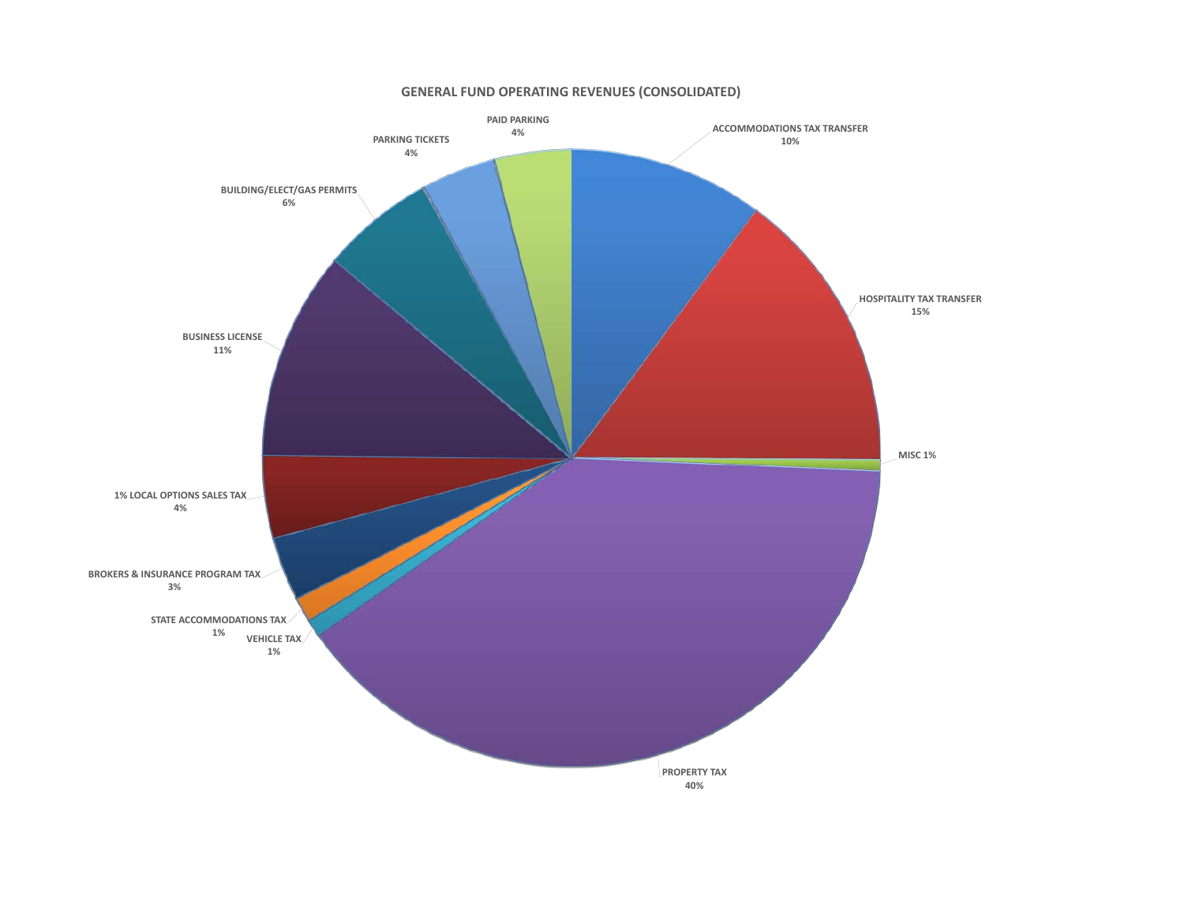## GENERAL FUND OPERATING REVENUES (CONSOLIDATED)

| Revenue Source | Percentage |
| --- | --- |
| ACCOMMODATIONS TAX TRANSFER | 10% |
| HOSPITALITY TAX TRANSFER | 15% |
| MISC | 1% |
| PROPERTY TAX | 40% |
| VEHICLE TAX | 1% |
| STATE ACCOMMODATIONS TAX | 1% |
| BROKERS & INSURANCE PROGRAM TAX | 3% |
| 1% LOCAL OPTIONS SALES TAX | 4% |
| BUSINESS LICENSE | 11% |
| BUILDING/ELECT/GAS PERMITS | 6% |
| PARKING TICKETS | 4% |
| PAID PARKING | 4% |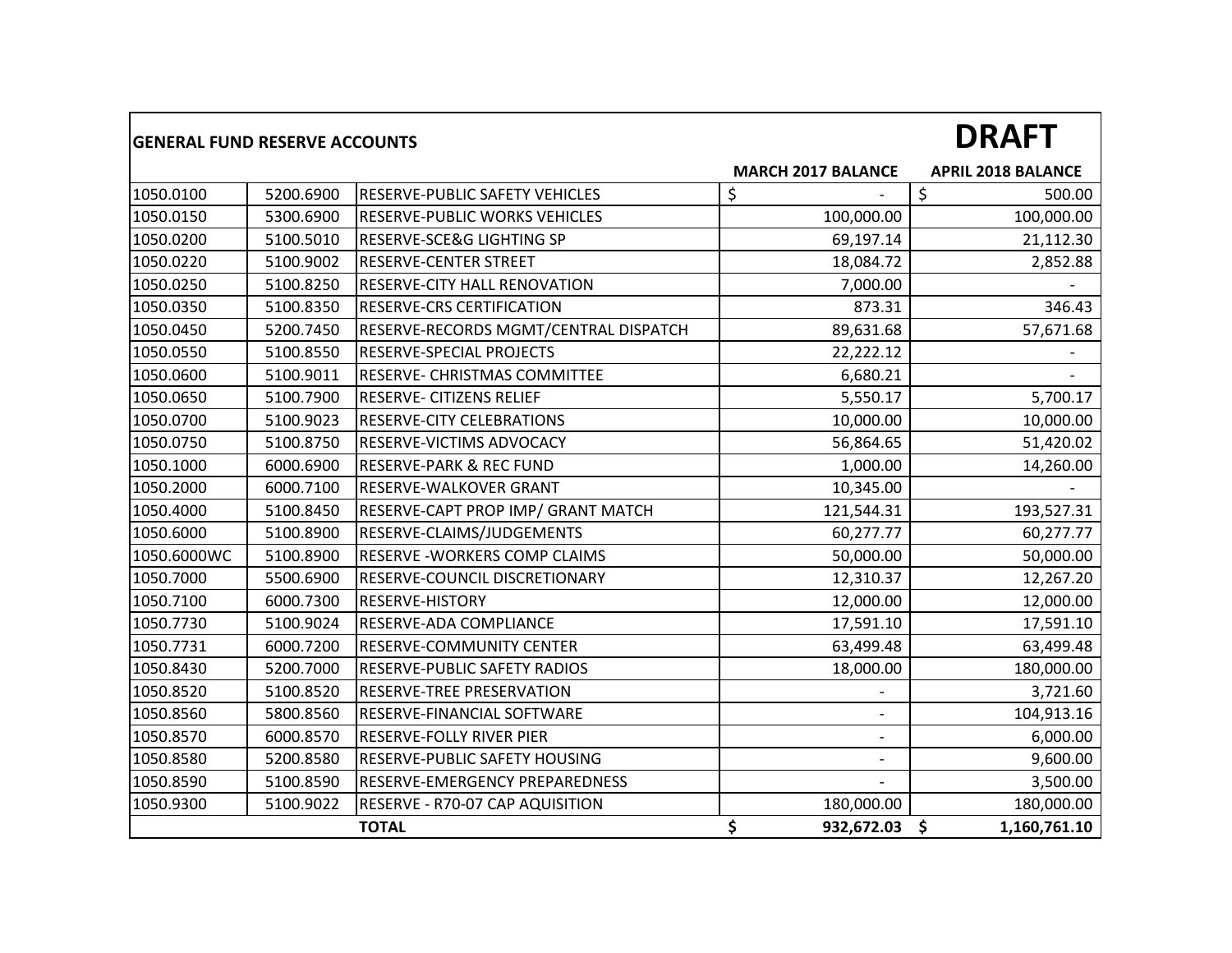## GENERAL FUND RESERVE ACCOUNTS

**DRAFT**

| | | | MARCH 2017 BALANCE | APRIL 2018 BALANCE |
|---|---|---|---|---|
| 1050.0100 | 5200.6900 | RESERVE-PUBLIC SAFETY VEHICLES | $ - | $ 500.00 |
| 1050.0150 | 5300.6900 | RESERVE-PUBLIC WORKS VEHICLES | 100,000.00 | 100,000.00 |
| 1050.0200 | 5100.5010 | RESERVE-SCE&G LIGHTING SP | 69,197.14 | 21,112.30 |
| 1050.0220 | 5100.9002 | RESERVE-CENTER STREET | 18,084.72 | 2,852.88 |
| 1050.0250 | 5100.8250 | RESERVE-CITY HALL RENOVATION | 7,000.00 | - |
| 1050.0350 | 5100.8350 | RESERVE-CRS CERTIFICATION | 873.31 | 346.43 |
| 1050.0450 | 5200.7450 | RESERVE-RECORDS MGMT/CENTRAL DISPATCH | 89,631.68 | 57,671.68 |
| 1050.0550 | 5100.8550 | RESERVE-SPECIAL PROJECTS | 22,222.12 | - |
| 1050.0600 | 5100.9011 | RESERVE- CHRISTMAS COMMITTEE | 6,680.21 | - |
| 1050.0650 | 5100.7900 | RESERVE- CITIZENS RELIEF | 5,550.17 | 5,700.17 |
| 1050.0700 | 5100.9023 | RESERVE-CITY CELEBRATIONS | 10,000.00 | 10,000.00 |
| 1050.0750 | 5100.8750 | RESERVE-VICTIMS ADVOCACY | 56,864.65 | 51,420.02 |
| 1050.1000 | 6000.6900 | RESERVE-PARK & REC FUND | 1,000.00 | 14,260.00 |
| 1050.2000 | 6000.7100 | RESERVE-WALKOVER GRANT | 10,345.00 | - |
| 1050.4000 | 5100.8450 | RESERVE-CAPT PROP IMP/ GRANT MATCH | 121,544.31 | 193,527.31 |
| 1050.6000 | 5100.8900 | RESERVE-CLAIMS/JUDGEMENTS | 60,277.77 | 60,277.77 |
| 1050.6000WC | 5100.8900 | RESERVE -WORKERS COMP CLAIMS | 50,000.00 | 50,000.00 |
| 1050.7000 | 5500.6900 | RESERVE-COUNCIL DISCRETIONARY | 12,310.37 | 12,267.20 |
| 1050.7100 | 6000.7300 | RESERVE-HISTORY | 12,000.00 | 12,000.00 |
| 1050.7730 | 5100.9024 | RESERVE-ADA COMPLIANCE | 17,591.10 | 17,591.10 |
| 1050.7731 | 6000.7200 | RESERVE-COMMUNITY CENTER | 63,499.48 | 63,499.48 |
| 1050.8430 | 5200.7000 | RESERVE-PUBLIC SAFETY RADIOS | 18,000.00 | 180,000.00 |
| 1050.8520 | 5100.8520 | RESERVE-TREE PRESERVATION | - | 3,721.60 |
| 1050.8560 | 5800.8560 | RESERVE-FINANCIAL SOFTWARE | - | 104,913.16 |
| 1050.8570 | 6000.8570 | RESERVE-FOLLY RIVER PIER | - | 6,000.00 |
| 1050.8580 | 5200.8580 | RESERVE-PUBLIC SAFETY HOUSING | - | 9,600.00 |
| 1050.8590 | 5100.8590 | RESERVE-EMERGENCY PREPAREDNESS | - | 3,500.00 |
| 1050.9300 | 5100.9022 | RESERVE - R70-07 CAP AQUISITION | 180,000.00 | 180,000.00 |
| | | **TOTAL** | **$ 932,672.03** | **$ 1,160,761.10** |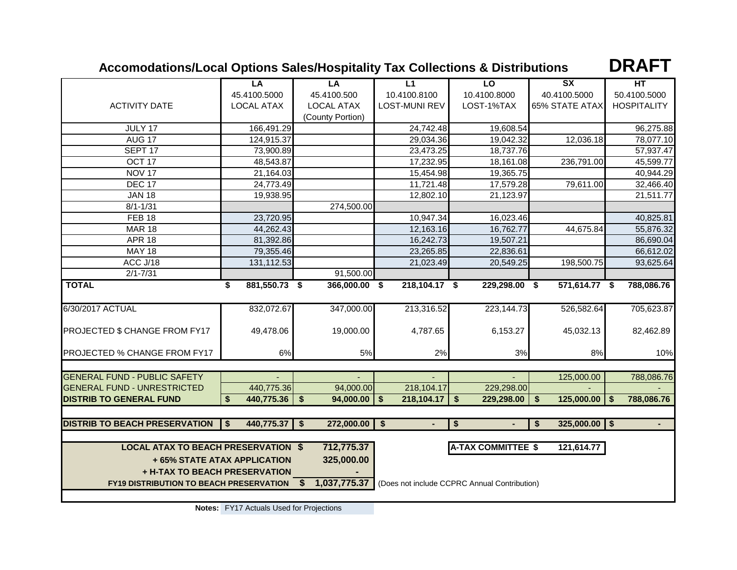# Accomodations/Local Options Sales/Hospitality Tax Collections & Distributions

**DRAFT**

| ACTIVITY DATE | LA 45.4100.5000 LOCAL ATAX | LA 45.4100.500 LOCAL ATAX (County Portion) | L1 10.4100.8100 LOST-MUNI REV | LO 10.4100.8000 LOST-1%TAX | SX 40.4100.5000 65% STATE ATAX | HT 50.4100.5000 HOSPITALITY |
|---|---|---|---|---|---|---|
| JULY 17 | 166,491.29 | | 24,742.48 | 19,608.54 | | 96,275.88 |
| AUG 17 | 124,915.37 | | 29,034.36 | 19,042.32 | 12,036.18 | 78,077.10 |
| SEPT 17 | 73,900.89 | | 23,473.25 | 18,737.76 | | 57,937.47 |
| OCT 17 | 48,543.87 | | 17,232.95 | 18,161.08 | 236,791.00 | 45,599.77 |
| NOV 17 | 21,164.03 | | 15,454.98 | 19,365.75 | | 40,944.29 |
| DEC 17 | 24,773.49 | | 11,721.48 | 17,579.28 | 79,611.00 | 32,466.40 |
| JAN 18 | 19,938.95 | | 12,802.10 | 21,123.97 | | 21,511.77 |
| 8/1-1/31 | | 274,500.00 | | | | |
| FEB 18 | 23,720.95 | | 10,947.34 | 16,023.46 | | 40,825.81 |
| MAR 18 | 44,262.43 | | 12,163.16 | 16,762.77 | 44,675.84 | 55,876.32 |
| APR 18 | 81,392.86 | | 16,242.73 | 19,507.21 | | 86,690.04 |
| MAY 18 | 79,355.46 | | 23,265.85 | 22,836.61 | | 66,612.02 |
| ACC J/18 | 131,112.53 | | 21,023.49 | 20,549.25 | 198,500.75 | 93,625.64 |
| 2/1-7/31 | | 91,500.00 | | | | |
| **TOTAL** | **$ 881,550.73** | **$ 366,000.00** | **$ 218,104.17** | **$ 229,298.00** | **$ 571,614.77** | **$ 788,086.76** |
| 6/30/2017 ACTUAL | 832,072.67 | 347,000.00 | 213,316.52 | 223,144.73 | 526,582.64 | 705,623.87 |
| PROJECTED $ CHANGE FROM FY17 | 49,478.06 | 19,000.00 | 4,787.65 | 6,153.27 | 45,032.13 | 82,462.89 |
| PROJECTED % CHANGE FROM FY17 | 6% | 5% | 2% | 3% | 8% | 10% |
| GENERAL FUND - PUBLIC SAFETY | - | - | - | - | 125,000.00 | 788,086.76 |
| GENERAL FUND - UNRESTRICTED | 440,775.36 | 94,000.00 | 218,104.17 | 229,298.00 | - | - |
| **DISTRIB TO GENERAL FUND** | **$ 440,775.36** | **$ 94,000.00** | **$ 218,104.17** | **$ 229,298.00** | **$ 125,000.00** | **$ 788,086.76** |
| **DISTRIB TO BEACH PRESERVATION** | **$ 440,775.37** | **$ 272,000.00** | **$ -** | **$ -** | **$ 325,000.00** | **$ -** |

| | |
|---|---|
| **LOCAL ATAX TO BEACH PRESERVATION** | **$ 712,775.37** |
| **+ 65% STATE ATAX APPLICATION** | **325,000.00** |
| **+ H-TAX TO BEACH PRESERVATION** | **-** |
| **FY19 DISTRIBUTION TO BEACH PRESERVATION** | **$ 1,037,775.37** |

(Does not include CCPRC Annual Contribution)

**A-TAX COMMITTEE $ 121,614.77**

**Notes:** FY17 Actuals Used for Projections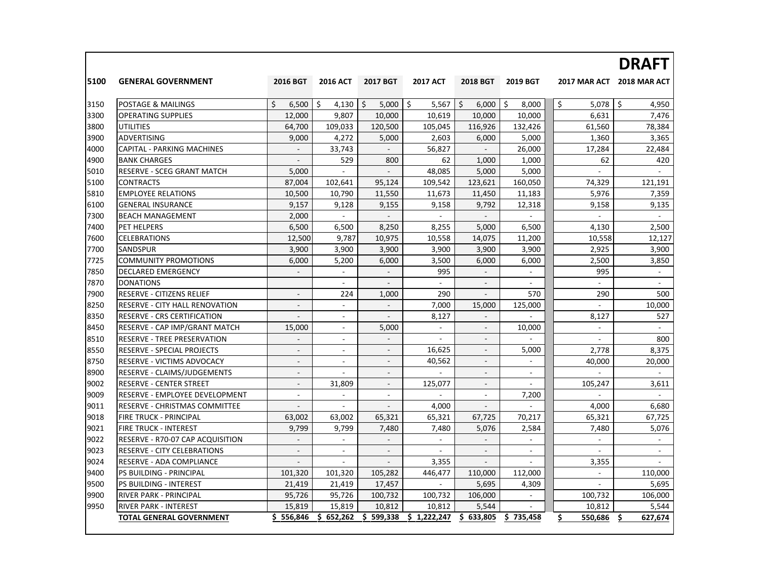**DRAFT**

| 5100 | GENERAL GOVERNMENT | 2016 BGT | 2016 ACT | 2017 BGT | 2017 ACT | 2018 BGT | 2019 BGT | 2017 MAR ACT | 2018 MAR ACT |
|---|---|---|---|---|---|---|---|---|---|
| 3150 | POSTAGE & MAILINGS | $ 6,500 | $ 4,130 | $ 5,000 | $ 5,567 | $ 6,000 | $ 8,000 | $ 5,078 | $ 4,950 |
| 3300 | OPERATING SUPPLIES | 12,000 | 9,807 | 10,000 | 10,619 | 10,000 | 10,000 | 6,631 | 7,476 |
| 3800 | UTILITIES | 64,700 | 109,033 | 120,500 | 105,045 | 116,926 | 132,426 | 61,560 | 78,384 |
| 3900 | ADVERTISING | 9,000 | 4,272 | 5,000 | 2,603 | 6,000 | 5,000 | 1,360 | 3,365 |
| 4000 | CAPITAL - PARKING MACHINES | - | 33,743 | - | 56,827 | - | 26,000 | 17,284 | 22,484 |
| 4900 | BANK CHARGES | - | 529 | 800 | 62 | 1,000 | 1,000 | 62 | 420 |
| 5010 | RESERVE - SCEG GRANT MATCH | 5,000 | - | - | 48,085 | 5,000 | 5,000 | - | - |
| 5100 | CONTRACTS | 87,004 | 102,641 | 95,124 | 109,542 | 123,621 | 160,050 | 74,329 | 121,191 |
| 5810 | EMPLOYEE RELATIONS | 10,500 | 10,790 | 11,550 | 11,673 | 11,450 | 11,183 | 5,976 | 7,359 |
| 6100 | GENERAL INSURANCE | 9,157 | 9,128 | 9,155 | 9,158 | 9,792 | 12,318 | 9,158 | 9,135 |
| 7300 | BEACH MANAGEMENT | 2,000 | - | - | - | - | - | - | - |
| 7400 | PET HELPERS | 6,500 | 6,500 | 8,250 | 8,255 | 5,000 | 6,500 | 4,130 | 2,500 |
| 7600 | CELEBRATIONS | 12,500 | 9,787 | 10,975 | 10,558 | 14,075 | 11,200 | 10,558 | 12,127 |
| 7700 | SANDSPUR | 3,900 | 3,900 | 3,900 | 3,900 | 3,900 | 3,900 | 2,925 | 3,900 |
| 7725 | COMMUNITY PROMOTIONS | 6,000 | 5,200 | 6,000 | 3,500 | 6,000 | 6,000 | 2,500 | 3,850 |
| 7850 | DECLARED EMERGENCY | - | - | - | 995 | - | - | 995 | - |
| 7870 | DONATIONS | | - | - | - | - | - | - | - |
| 7900 | RESERVE - CITIZENS RELIEF | - | 224 | 1,000 | 290 | - | 570 | 290 | 500 |
| 8250 | RESERVE - CITY HALL RENOVATION | - | - | - | 7,000 | 15,000 | 125,000 | - | 10,000 |
| 8350 | RESERVE - CRS CERTIFICATION | - | - | - | 8,127 | - | - | 8,127 | 527 |
| 8450 | RESERVE - CAP IMP/GRANT MATCH | 15,000 | - | 5,000 | - | - | 10,000 | - | - |
| 8510 | RESERVE - TREE PRESERVATION | - | - | - | - | - | - | - | 800 |
| 8550 | RESERVE - SPECIAL PROJECTS | - | - | - | 16,625 | - | 5,000 | 2,778 | 8,375 |
| 8750 | RESERVE - VICTIMS ADVOCACY | - | - | - | 40,562 | - | - | 40,000 | 20,000 |
| 8900 | RESERVE - CLAIMS/JUDGEMENTS | - | - | - | - | - | - | - | - |
| 9002 | RESERVE - CENTER STREET | - | 31,809 | - | 125,077 | - | - | 105,247 | 3,611 |
| 9009 | RESERVE - EMPLOYEE DEVELOPMENT | - | - | - | - | - | 7,200 | - | - |
| 9011 | RESERVE - CHRISTMAS COMMITTEE | - | - | - | 4,000 | - | - | 4,000 | 6,680 |
| 9018 | FIRE TRUCK - PRINCIPAL | 63,002 | 63,002 | 65,321 | 65,321 | 67,725 | 70,217 | 65,321 | 67,725 |
| 9021 | FIRE TRUCK - INTEREST | 9,799 | 9,799 | 7,480 | 7,480 | 5,076 | 2,584 | 7,480 | 5,076 |
| 9022 | RESERVE - R70-07 CAP ACQUISITION | - | - | - | - | - | - | - | - |
| 9023 | RESERVE - CITY CELEBRATIONS | - | - | - | - | - | - | - | - |
| 9024 | RESERVE - ADA COMPLIANCE | - | - | - | 3,355 | - | - | 3,355 | - |
| 9400 | PS BUILDING - PRINCIPAL | 101,320 | 101,320 | 105,282 | 446,477 | 110,000 | 112,000 | - | 110,000 |
| 9500 | PS BUILDING - INTEREST | 21,419 | 21,419 | 17,457 | - | 5,695 | 4,309 | - | 5,695 |
| 9900 | RIVER PARK - PRINCIPAL | 95,726 | 95,726 | 100,732 | 100,732 | 106,000 | - | 100,732 | 106,000 |
| 9950 | RIVER PARK - INTEREST | 15,819 | 15,819 | 10,812 | 10,812 | 5,544 | - | 10,812 | 5,544 |
| | **TOTAL GENERAL GOVERNMENT** | **$ 556,846** | **$ 652,262** | **$ 599,338** | **$ 1,222,247** | **$ 633,805** | **$ 735,458** | **$ 550,686** | **$ 627,674** |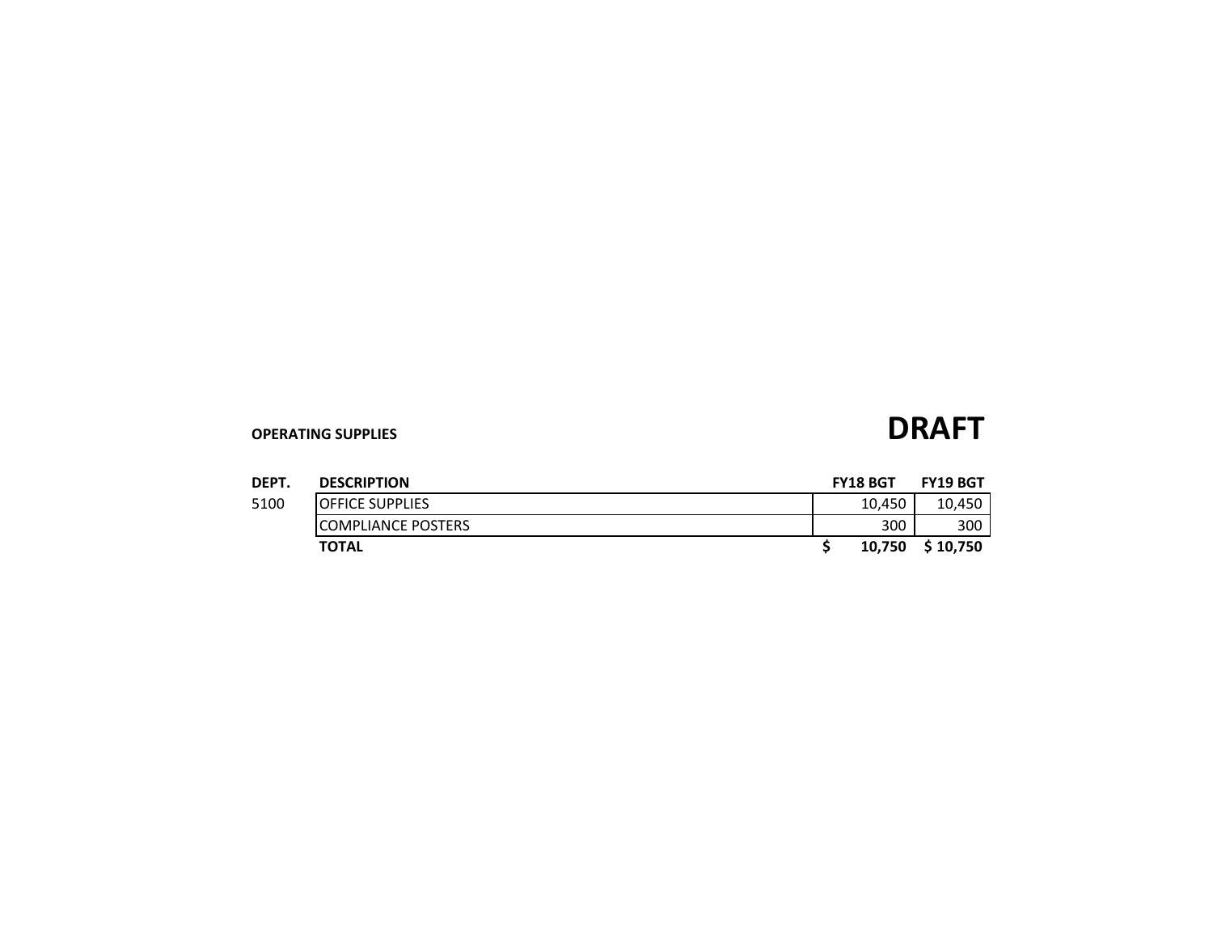**OPERATING SUPPLIES**

# DRAFT

| DEPT. | DESCRIPTION | FY18 BGT | FY19 BGT |
|---|---|---|---|
| 5100 | OFFICE SUPPLIES | 10,450 | 10,450 |
| | COMPLIANCE POSTERS | 300 | 300 |
| | **TOTAL** | **$ 10,750** | **$ 10,750** |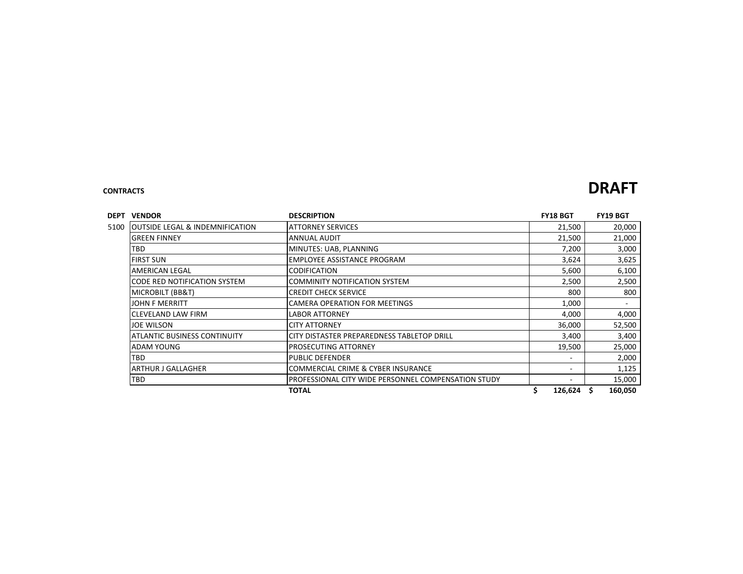**CONTRACTS**

# DRAFT

| DEPT | VENDOR | DESCRIPTION | FY18 BGT | FY19 BGT |
|---|---|---|---|---|
| 5100 | OUTSIDE LEGAL & INDEMNIFICATION | ATTORNEY SERVICES | 21,500 | 20,000 |
| | GREEN FINNEY | ANNUAL AUDIT | 21,500 | 21,000 |
| | TBD | MINUTES: UAB, PLANNING | 7,200 | 3,000 |
| | FIRST SUN | EMPLOYEE ASSISTANCE PROGRAM | 3,624 | 3,625 |
| | AMERICAN LEGAL | CODIFICATION | 5,600 | 6,100 |
| | CODE RED NOTIFICATION SYSTEM | COMMINITY NOTIFICATION SYSTEM | 2,500 | 2,500 |
| | MICROBILT (BB&T) | CREDIT CHECK SERVICE | 800 | 800 |
| | JOHN F MERRITT | CAMERA OPERATION FOR MEETINGS | 1,000 | - |
| | CLEVELAND LAW FIRM | LABOR ATTORNEY | 4,000 | 4,000 |
| | JOE WILSON | CITY ATTORNEY | 36,000 | 52,500 |
| | ATLANTIC BUSINESS CONTINUITY | CITY DISTASTER PREPAREDNESS TABLETOP DRILL | 3,400 | 3,400 |
| | ADAM YOUNG | PROSECUTING ATTORNEY | 19,500 | 25,000 |
| | TBD | PUBLIC DEFENDER | - | 2,000 |
| | ARTHUR J GALLAGHER | COMMERCIAL CRIME & CYBER INSURANCE | - | 1,125 |
| | TBD | PROFESSIONAL CITY WIDE PERSONNEL COMPENSATION STUDY | - | 15,000 |
| | | **TOTAL** | **$ 126,624** | **$ 160,050** |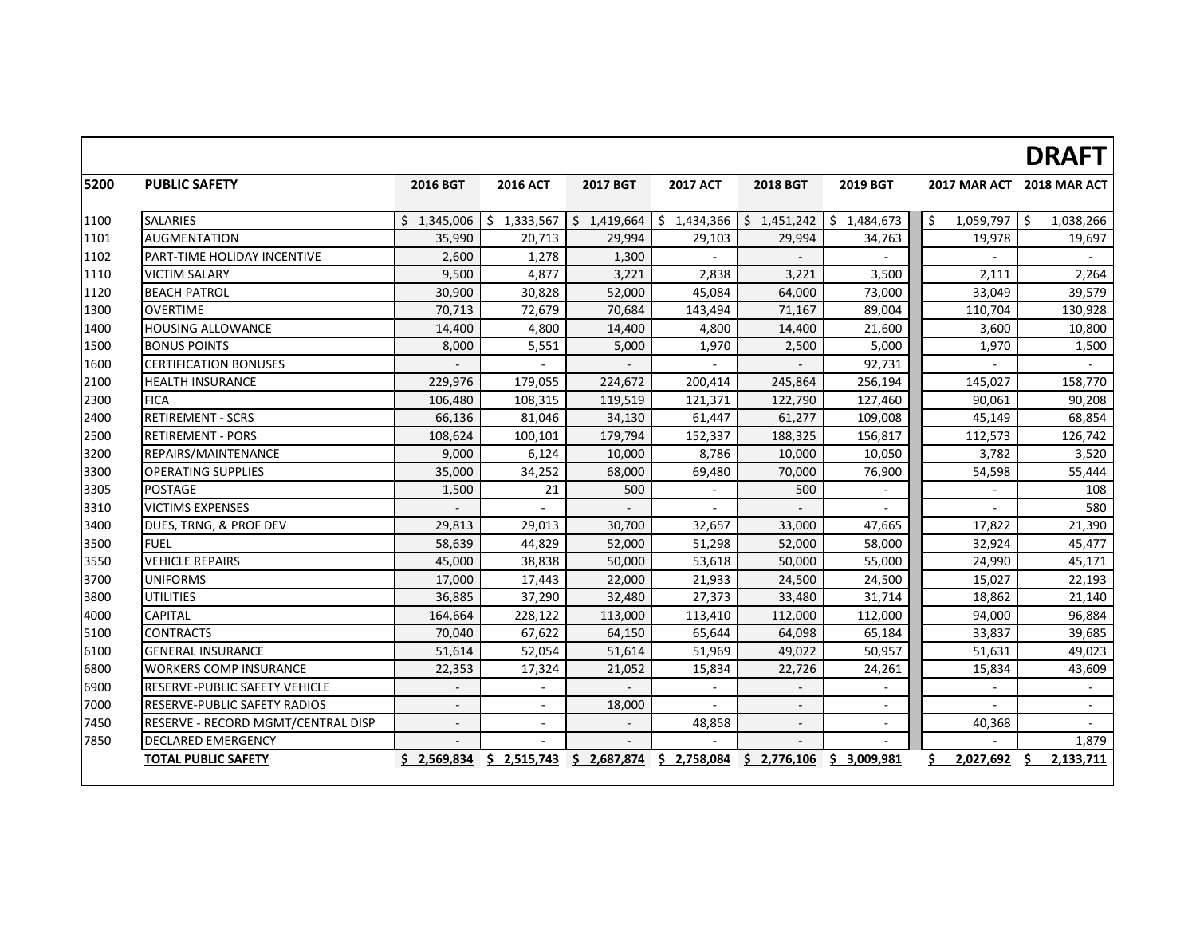**DRAFT**

| 5200 | PUBLIC SAFETY | 2016 BGT | 2016 ACT | 2017 BGT | 2017 ACT | 2018 BGT | 2019 BGT | 2017 MAR ACT | 2018 MAR ACT |
|---|---|---|---|---|---|---|---|---|---|
| 1100 | SALARIES | $ 1,345,006 | $ 1,333,567 | $ 1,419,664 | $ 1,434,366 | $ 1,451,242 | $ 1,484,673 | $ 1,059,797 | $ 1,038,266 |
| 1101 | AUGMENTATION | 35,990 | 20,713 | 29,994 | 29,103 | 29,994 | 34,763 | 19,978 | 19,697 |
| 1102 | PART-TIME HOLIDAY INCENTIVE | 2,600 | 1,278 | 1,300 | - | - | - | - | - |
| 1110 | VICTIM SALARY | 9,500 | 4,877 | 3,221 | 2,838 | 3,221 | 3,500 | 2,111 | 2,264 |
| 1120 | BEACH PATROL | 30,900 | 30,828 | 52,000 | 45,084 | 64,000 | 73,000 | 33,049 | 39,579 |
| 1300 | OVERTIME | 70,713 | 72,679 | 70,684 | 143,494 | 71,167 | 89,004 | 110,704 | 130,928 |
| 1400 | HOUSING ALLOWANCE | 14,400 | 4,800 | 14,400 | 4,800 | 14,400 | 21,600 | 3,600 | 10,800 |
| 1500 | BONUS POINTS | 8,000 | 5,551 | 5,000 | 1,970 | 2,500 | 5,000 | 1,970 | 1,500 |
| 1600 | CERTIFICATION BONUSES | - | - | - | - | - | 92,731 | - | - |
| 2100 | HEALTH INSURANCE | 229,976 | 179,055 | 224,672 | 200,414 | 245,864 | 256,194 | 145,027 | 158,770 |
| 2300 | FICA | 106,480 | 108,315 | 119,519 | 121,371 | 122,790 | 127,460 | 90,061 | 90,208 |
| 2400 | RETIREMENT - SCRS | 66,136 | 81,046 | 34,130 | 61,447 | 61,277 | 109,008 | 45,149 | 68,854 |
| 2500 | RETIREMENT - PORS | 108,624 | 100,101 | 179,794 | 152,337 | 188,325 | 156,817 | 112,573 | 126,742 |
| 3200 | REPAIRS/MAINTENANCE | 9,000 | 6,124 | 10,000 | 8,786 | 10,000 | 10,050 | 3,782 | 3,520 |
| 3300 | OPERATING SUPPLIES | 35,000 | 34,252 | 68,000 | 69,480 | 70,000 | 76,900 | 54,598 | 55,444 |
| 3305 | POSTAGE | 1,500 | 21 | 500 | - | 500 | - | - | 108 |
| 3310 | VICTIMS EXPENSES | - | - | - | - | - | - | - | 580 |
| 3400 | DUES, TRNG, & PROF DEV | 29,813 | 29,013 | 30,700 | 32,657 | 33,000 | 47,665 | 17,822 | 21,390 |
| 3500 | FUEL | 58,639 | 44,829 | 52,000 | 51,298 | 52,000 | 58,000 | 32,924 | 45,477 |
| 3550 | VEHICLE REPAIRS | 45,000 | 38,838 | 50,000 | 53,618 | 50,000 | 55,000 | 24,990 | 45,171 |
| 3700 | UNIFORMS | 17,000 | 17,443 | 22,000 | 21,933 | 24,500 | 24,500 | 15,027 | 22,193 |
| 3800 | UTILITIES | 36,885 | 37,290 | 32,480 | 27,373 | 33,480 | 31,714 | 18,862 | 21,140 |
| 4000 | CAPITAL | 164,664 | 228,122 | 113,000 | 113,410 | 112,000 | 112,000 | 94,000 | 96,884 |
| 5100 | CONTRACTS | 70,040 | 67,622 | 64,150 | 65,644 | 64,098 | 65,184 | 33,837 | 39,685 |
| 6100 | GENERAL INSURANCE | 51,614 | 52,054 | 51,614 | 51,969 | 49,022 | 50,957 | 51,631 | 49,023 |
| 6800 | WORKERS COMP INSURANCE | 22,353 | 17,324 | 21,052 | 15,834 | 22,726 | 24,261 | 15,834 | 43,609 |
| 6900 | RESERVE-PUBLIC SAFETY VEHICLE | - | - | - | - | - | - | - | - |
| 7000 | RESERVE-PUBLIC SAFETY RADIOS | - | - | 18,000 | - | - | - | - | - |
| 7450 | RESERVE - RECORD MGMT/CENTRAL DISP | - | - | - | 48,858 | - | - | 40,368 | - |
| 7850 | DECLARED EMERGENCY | - | - | - | - | - | - | - | 1,879 |
| | **TOTAL PUBLIC SAFETY** | **$ 2,569,834** | **$ 2,515,743** | **$ 2,687,874** | **$ 2,758,084** | **$ 2,776,106** | **$ 3,009,981** | **$ 2,027,692** | **$ 2,133,711** |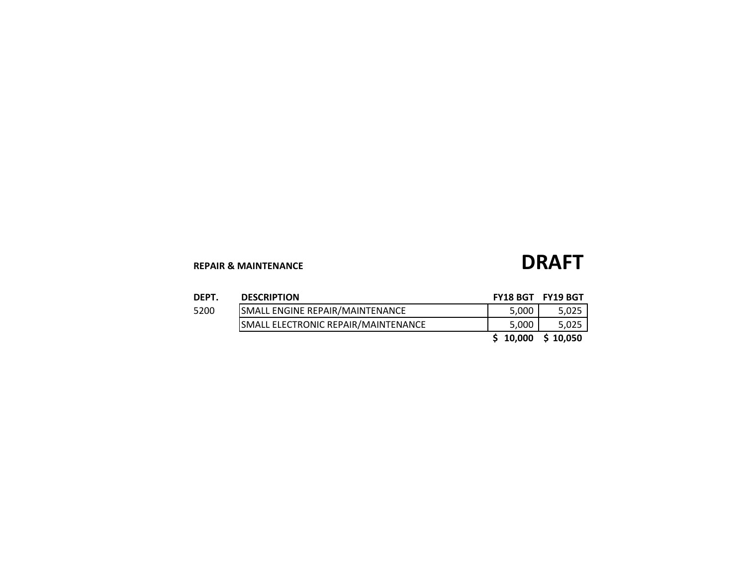**REPAIR & MAINTENANCE**

# DRAFT

| DEPT. | DESCRIPTION | FY18 BGT | FY19 BGT |
|---|---|---|---|
| 5200 | SMALL ENGINE REPAIR/MAINTENANCE | 5,000 | 5,025 |
| | SMALL ELECTRONIC REPAIR/MAINTENANCE | 5,000 | 5,025 |
| | | **$ 10,000** | **$ 10,050** |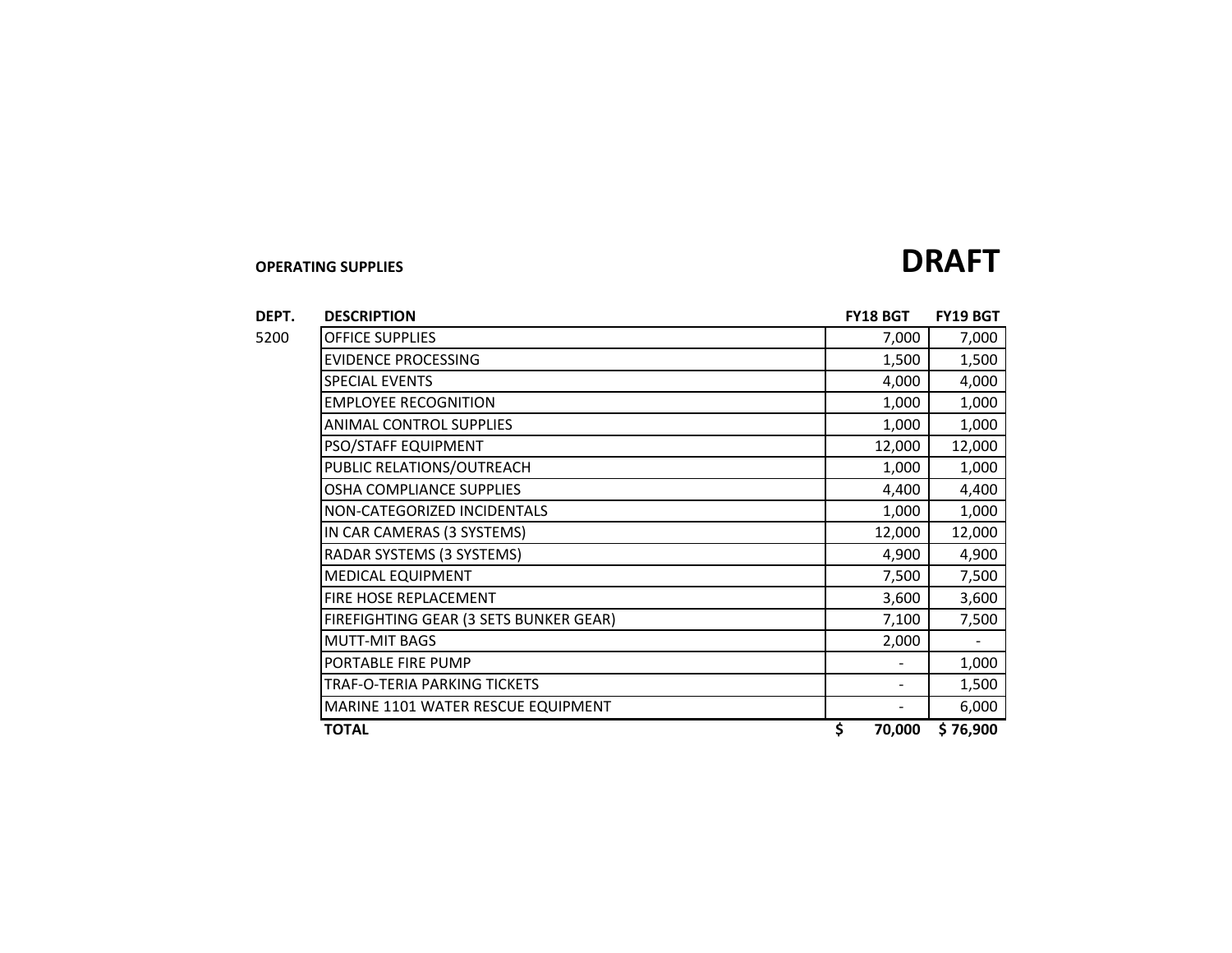**OPERATING SUPPLIES**

# DRAFT

| DEPT. | DESCRIPTION | FY18 BGT | FY19 BGT |
|---|---|---|---|
| 5200 | OFFICE SUPPLIES | 7,000 | 7,000 |
| | EVIDENCE PROCESSING | 1,500 | 1,500 |
| | SPECIAL EVENTS | 4,000 | 4,000 |
| | EMPLOYEE RECOGNITION | 1,000 | 1,000 |
| | ANIMAL CONTROL SUPPLIES | 1,000 | 1,000 |
| | PSO/STAFF EQUIPMENT | 12,000 | 12,000 |
| | PUBLIC RELATIONS/OUTREACH | 1,000 | 1,000 |
| | OSHA COMPLIANCE SUPPLIES | 4,400 | 4,400 |
| | NON-CATEGORIZED INCIDENTALS | 1,000 | 1,000 |
| | IN CAR CAMERAS (3 SYSTEMS) | 12,000 | 12,000 |
| | RADAR SYSTEMS (3 SYSTEMS) | 4,900 | 4,900 |
| | MEDICAL EQUIPMENT | 7,500 | 7,500 |
| | FIRE HOSE REPLACEMENT | 3,600 | 3,600 |
| | FIREFIGHTING GEAR (3 SETS BUNKER GEAR) | 7,100 | 7,500 |
| | MUTT-MIT BAGS | 2,000 | - |
| | PORTABLE FIRE PUMP | - | 1,000 |
| | TRAF-O-TERIA PARKING TICKETS | - | 1,500 |
| | MARINE 1101 WATER RESCUE EQUIPMENT | - | 6,000 |
| | **TOTAL** | **$ 70,000** | **$ 76,900** |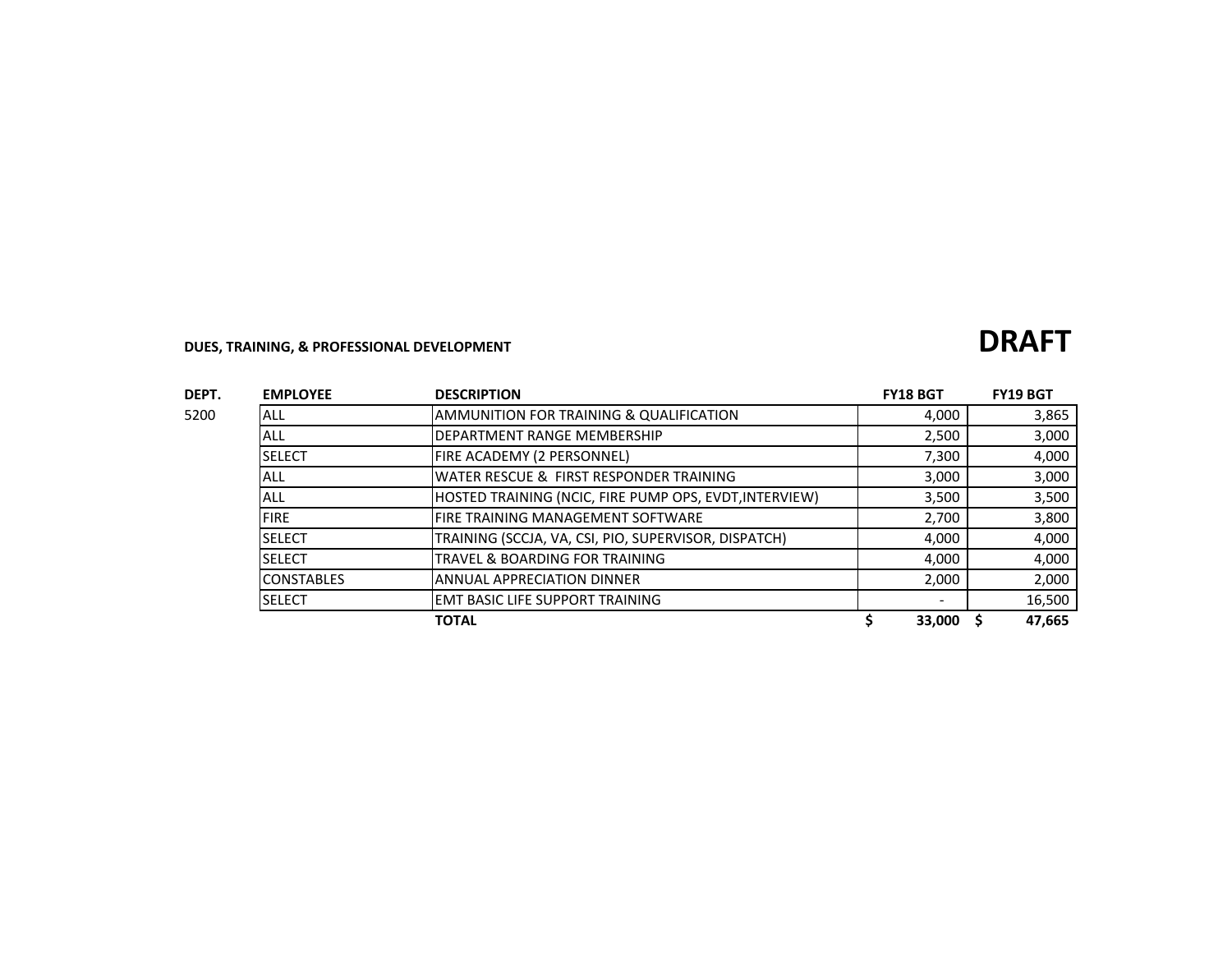**DUES, TRAINING, & PROFESSIONAL DEVELOPMENT**

# DRAFT

| DEPT. | EMPLOYEE | DESCRIPTION | FY18 BGT | FY19 BGT |
|---|---|---|---|---|
| 5200 | ALL | AMMUNITION FOR TRAINING & QUALIFICATION | 4,000 | 3,865 |
| | ALL | DEPARTMENT RANGE MEMBERSHIP | 2,500 | 3,000 |
| | SELECT | FIRE ACADEMY (2 PERSONNEL) | 7,300 | 4,000 |
| | ALL | WATER RESCUE & FIRST RESPONDER TRAINING | 3,000 | 3,000 |
| | ALL | HOSTED TRAINING (NCIC, FIRE PUMP OPS, EVDT,INTERVIEW) | 3,500 | 3,500 |
| | FIRE | FIRE TRAINING MANAGEMENT SOFTWARE | 2,700 | 3,800 |
| | SELECT | TRAINING (SCCJA, VA, CSI, PIO, SUPERVISOR, DISPATCH) | 4,000 | 4,000 |
| | SELECT | TRAVEL & BOARDING FOR TRAINING | 4,000 | 4,000 |
| | CONSTABLES | ANNUAL APPRECIATION DINNER | 2,000 | 2,000 |
| | SELECT | EMT BASIC LIFE SUPPORT TRAINING | - | 16,500 |
| | | **TOTAL** | **$ 33,000** | **$ 47,665** |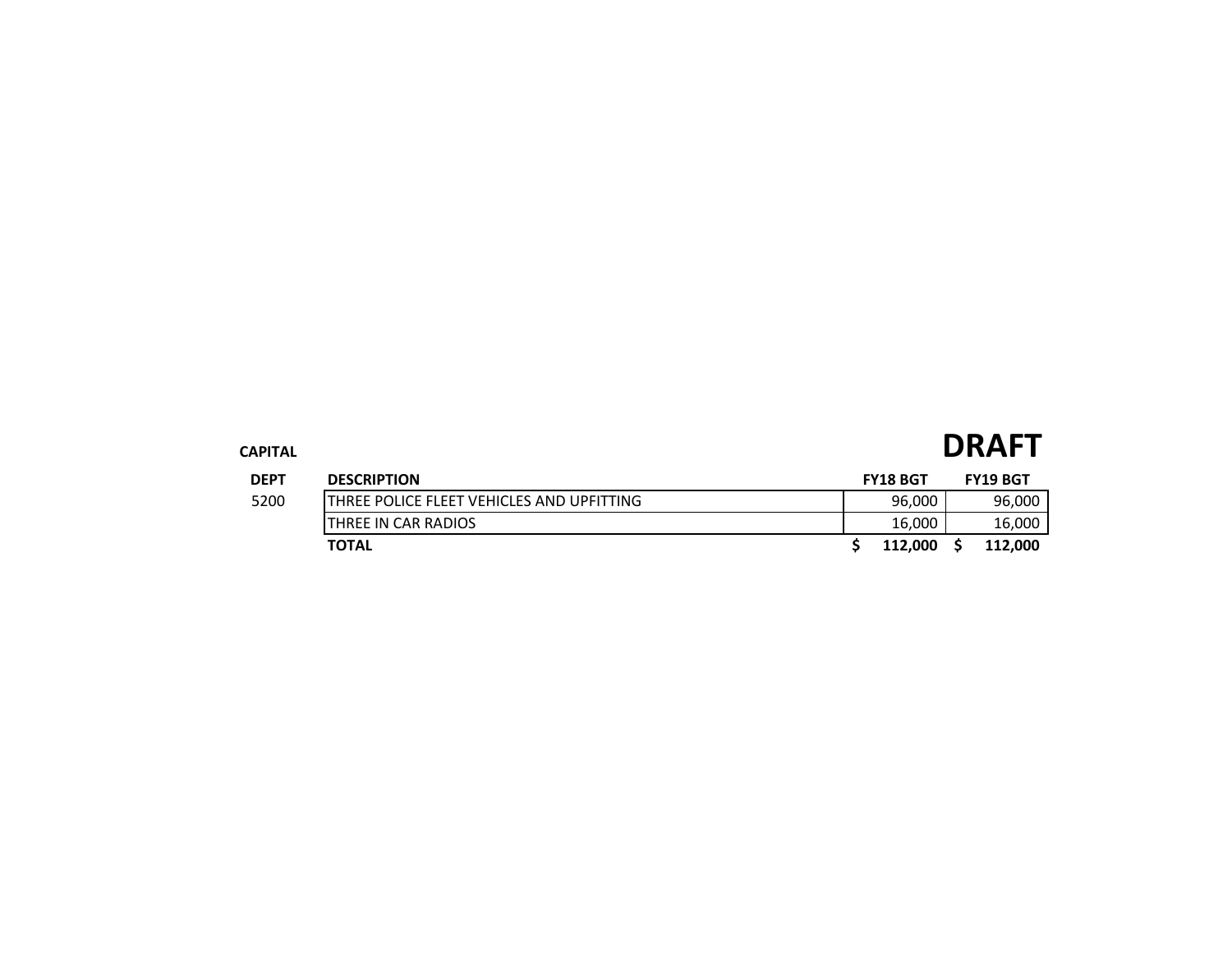**CAPITAL**

# DRAFT

| DEPT | DESCRIPTION | FY18 BGT | FY19 BGT |
|---|---|---|---|
| 5200 | THREE POLICE FLEET VEHICLES AND UPFITTING | 96,000 | 96,000 |
| | THREE IN CAR RADIOS | 16,000 | 16,000 |
| | **TOTAL** | **$ 112,000** | **$ 112,000** |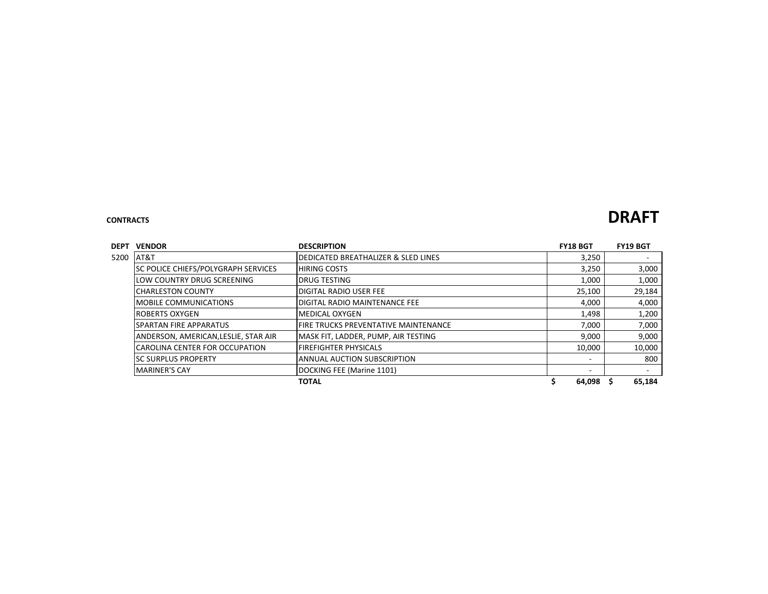**CONTRACTS**

# DRAFT

| DEPT | VENDOR | DESCRIPTION | FY18 BGT | FY19 BGT |
|---|---|---|---|---|
| 5200 | AT&T | DEDICATED BREATHALIZER & SLED LINES | 3,250 | - |
| | SC POLICE CHIEFS/POLYGRAPH SERVICES | HIRING COSTS | 3,250 | 3,000 |
| | LOW COUNTRY DRUG SCREENING | DRUG TESTING | 1,000 | 1,000 |
| | CHARLESTON COUNTY | DIGITAL RADIO USER FEE | 25,100 | 29,184 |
| | MOBILE COMMUNICATIONS | DIGITAL RADIO MAINTENANCE FEE | 4,000 | 4,000 |
| | ROBERTS OXYGEN | MEDICAL OXYGEN | 1,498 | 1,200 |
| | SPARTAN FIRE APPARATUS | FIRE TRUCKS PREVENTATIVE MAINTENANCE | 7,000 | 7,000 |
| | ANDERSON, AMERICAN,LESLIE, STAR AIR | MASK FIT, LADDER, PUMP, AIR TESTING | 9,000 | 9,000 |
| | CAROLINA CENTER FOR OCCUPATION | FIREFIGHTER PHYSICALS | 10,000 | 10,000 |
| | SC SURPLUS PROPERTY | ANNUAL AUCTION SUBSCRIPTION | - | 800 |
| | MARINER'S CAY | DOCKING FEE (Marine 1101) | - | - |
| | | **TOTAL** | **$ 64,098** | **$ 65,184** |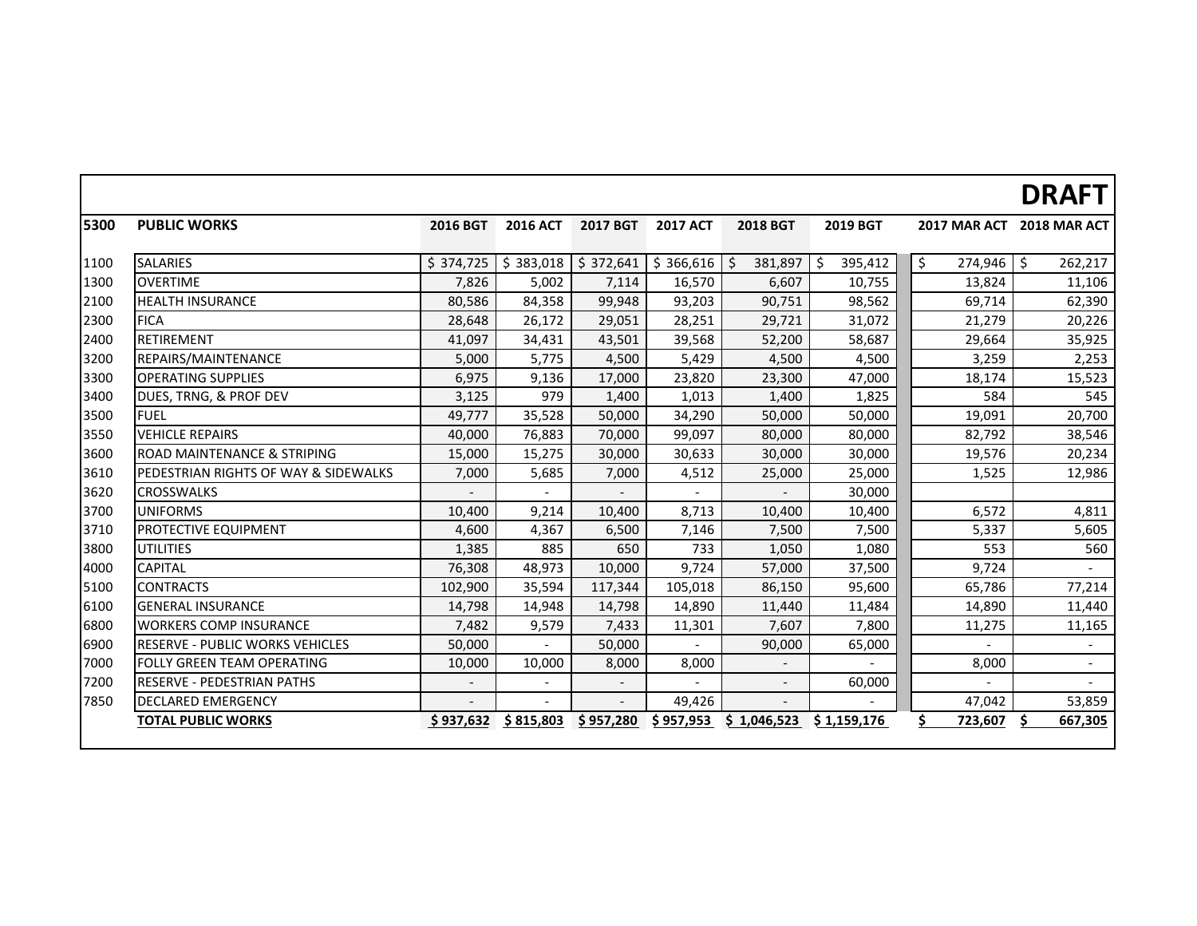**DRAFT**

| 5300 | PUBLIC WORKS | 2016 BGT | 2016 ACT | 2017 BGT | 2017 ACT | 2018 BGT | 2019 BGT | 2017 MAR ACT | 2018 MAR ACT |
|---|---|---|---|---|---|---|---|---|---|
| 1100 | SALARIES | $ 374,725 | $ 383,018 | $ 372,641 | $ 366,616 | $ 381,897 | $ 395,412 | $ 274,946 | $ 262,217 |
| 1300 | OVERTIME | 7,826 | 5,002 | 7,114 | 16,570 | 6,607 | 10,755 | 13,824 | 11,106 |
| 2100 | HEALTH INSURANCE | 80,586 | 84,358 | 99,948 | 93,203 | 90,751 | 98,562 | 69,714 | 62,390 |
| 2300 | FICA | 28,648 | 26,172 | 29,051 | 28,251 | 29,721 | 31,072 | 21,279 | 20,226 |
| 2400 | RETIREMENT | 41,097 | 34,431 | 43,501 | 39,568 | 52,200 | 58,687 | 29,664 | 35,925 |
| 3200 | REPAIRS/MAINTENANCE | 5,000 | 5,775 | 4,500 | 5,429 | 4,500 | 4,500 | 3,259 | 2,253 |
| 3300 | OPERATING SUPPLIES | 6,975 | 9,136 | 17,000 | 23,820 | 23,300 | 47,000 | 18,174 | 15,523 |
| 3400 | DUES, TRNG, & PROF DEV | 3,125 | 979 | 1,400 | 1,013 | 1,400 | 1,825 | 584 | 545 |
| 3500 | FUEL | 49,777 | 35,528 | 50,000 | 34,290 | 50,000 | 50,000 | 19,091 | 20,700 |
| 3550 | VEHICLE REPAIRS | 40,000 | 76,883 | 70,000 | 99,097 | 80,000 | 80,000 | 82,792 | 38,546 |
| 3600 | ROAD MAINTENANCE & STRIPING | 15,000 | 15,275 | 30,000 | 30,633 | 30,000 | 30,000 | 19,576 | 20,234 |
| 3610 | PEDESTRIAN RIGHTS OF WAY & SIDEWALKS | 7,000 | 5,685 | 7,000 | 4,512 | 25,000 | 25,000 | 1,525 | 12,986 |
| 3620 | CROSSWALKS | - | - | - | - | - | 30,000 | | |
| 3700 | UNIFORMS | 10,400 | 9,214 | 10,400 | 8,713 | 10,400 | 10,400 | 6,572 | 4,811 |
| 3710 | PROTECTIVE EQUIPMENT | 4,600 | 4,367 | 6,500 | 7,146 | 7,500 | 7,500 | 5,337 | 5,605 |
| 3800 | UTILITIES | 1,385 | 885 | 650 | 733 | 1,050 | 1,080 | 553 | 560 |
| 4000 | CAPITAL | 76,308 | 48,973 | 10,000 | 9,724 | 57,000 | 37,500 | 9,724 | - |
| 5100 | CONTRACTS | 102,900 | 35,594 | 117,344 | 105,018 | 86,150 | 95,600 | 65,786 | 77,214 |
| 6100 | GENERAL INSURANCE | 14,798 | 14,948 | 14,798 | 14,890 | 11,440 | 11,484 | 14,890 | 11,440 |
| 6800 | WORKERS COMP INSURANCE | 7,482 | 9,579 | 7,433 | 11,301 | 7,607 | 7,800 | 11,275 | 11,165 |
| 6900 | RESERVE - PUBLIC WORKS VEHICLES | 50,000 | - | 50,000 | - | 90,000 | 65,000 | - | - |
| 7000 | FOLLY GREEN TEAM OPERATING | 10,000 | 10,000 | 8,000 | 8,000 | - | - | 8,000 | - |
| 7200 | RESERVE - PEDESTRIAN PATHS | - | - | - | - | - | 60,000 | - | - |
| 7850 | DECLARED EMERGENCY | - | - | - | 49,426 | - | - | 47,042 | 53,859 |
| | **TOTAL PUBLIC WORKS** | **$ 937,632** | **$ 815,803** | **$ 957,280** | **$ 957,953** | **$ 1,046,523** | **$ 1,159,176** | **$ 723,607** | **$ 667,305** |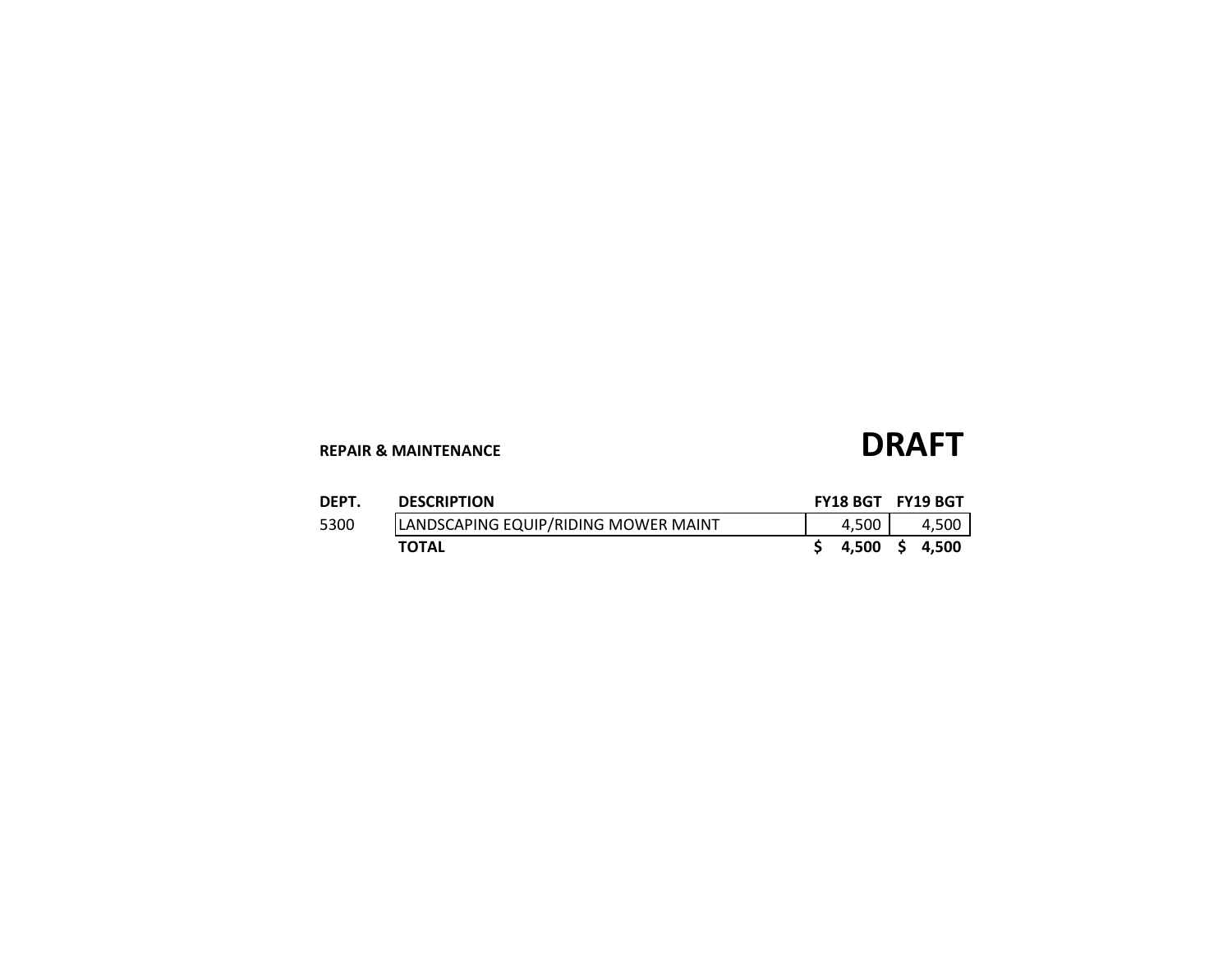**REPAIR & MAINTENANCE**

# DRAFT

| DEPT. | DESCRIPTION | FY18 BGT | FY19 BGT |
|---|---|---|---|
| 5300 | LANDSCAPING EQUIP/RIDING MOWER MAINT | 4,500 | 4,500 |
| | **TOTAL** | **$ 4,500** | **$ 4,500** |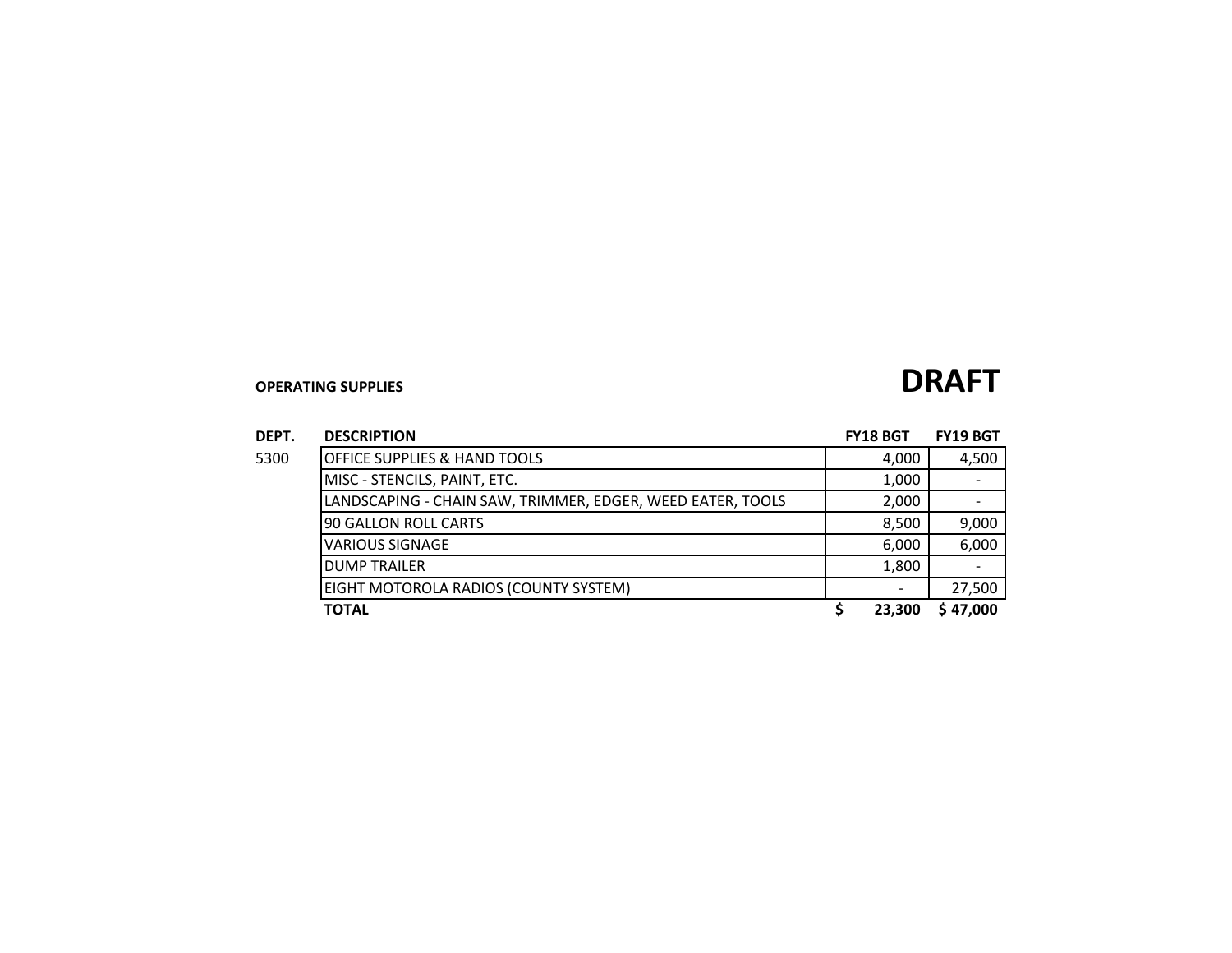**OPERATING SUPPLIES**

# DRAFT

| DEPT. | DESCRIPTION | FY18 BGT | FY19 BGT |
|---|---|---|---|
| 5300 | OFFICE SUPPLIES & HAND TOOLS | 4,000 | 4,500 |
| | MISC - STENCILS, PAINT, ETC. | 1,000 | - |
| | LANDSCAPING - CHAIN SAW, TRIMMER, EDGER, WEED EATER, TOOLS | 2,000 | - |
| | 90 GALLON ROLL CARTS | 8,500 | 9,000 |
| | VARIOUS SIGNAGE | 6,000 | 6,000 |
| | DUMP TRAILER | 1,800 | - |
| | EIGHT MOTOROLA RADIOS (COUNTY SYSTEM) | - | 27,500 |
| | **TOTAL** | **$ 23,300** | **$ 47,000** |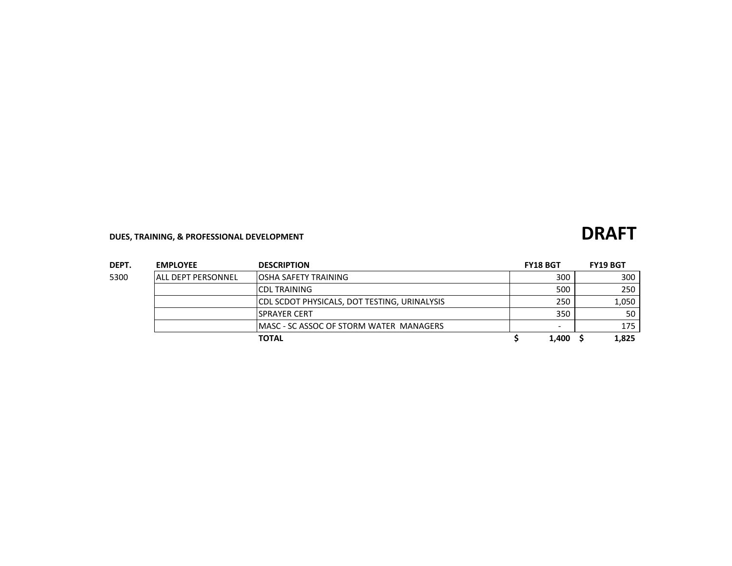**DUES, TRAINING, & PROFESSIONAL DEVELOPMENT**

# DRAFT

| DEPT. | EMPLOYEE | DESCRIPTION | FY18 BGT | FY19 BGT |
|---|---|---|---|---|
| 5300 | ALL DEPT PERSONNEL | OSHA SAFETY TRAINING | 300 | 300 |
| | | CDL TRAINING | 500 | 250 |
| | | CDL SCDOT PHYSICALS, DOT TESTING, URINALYSIS | 250 | 1,050 |
| | | SPRAYER CERT | 350 | 50 |
| | | MASC - SC ASSOC OF STORM WATER MANAGERS | - | 175 |
| | | **TOTAL** | **$ 1,400** | **$ 1,825** |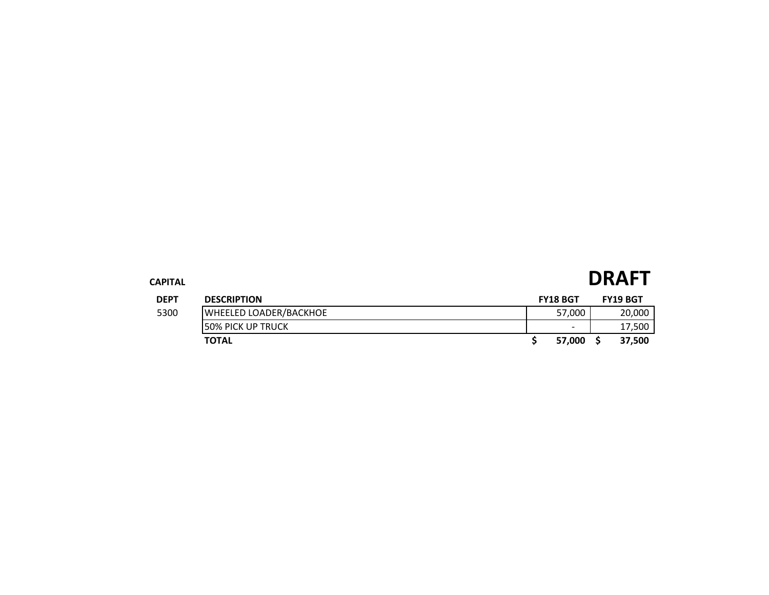**CAPITAL**

# DRAFT

| DEPT | DESCRIPTION | FY18 BGT | FY19 BGT |
|---|---|---|---|
| 5300 | WHEELED LOADER/BACKHOE | 57,000 | 20,000 |
| | 50% PICK UP TRUCK | - | 17,500 |
| | **TOTAL** | **$ 57,000** | **$ 37,500** |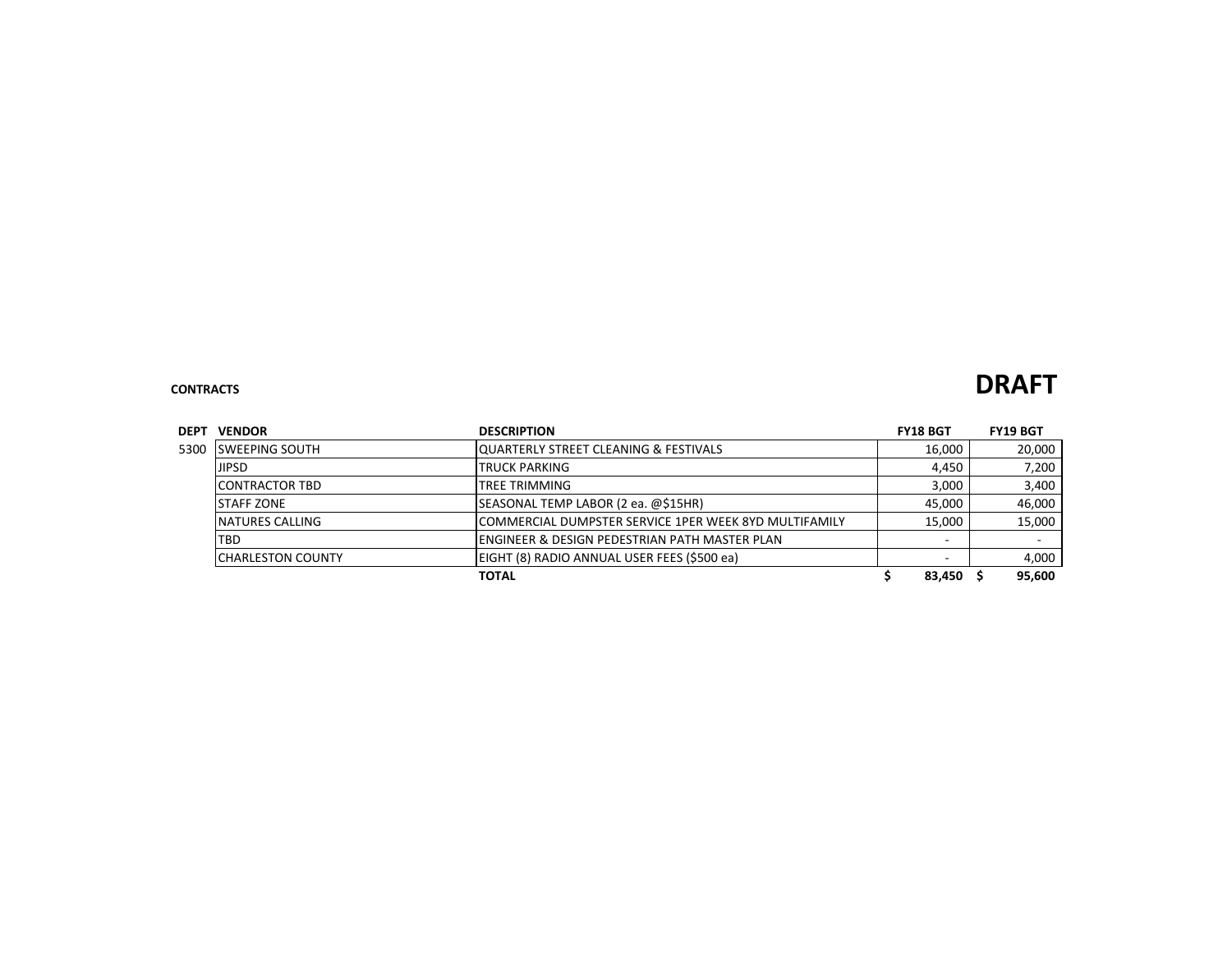**CONTRACTS**

# DRAFT

| DEPT | VENDOR | DESCRIPTION | FY18 BGT | FY19 BGT |
|---|---|---|---|---|
| 5300 | SWEEPING SOUTH | QUARTERLY STREET CLEANING & FESTIVALS | 16,000 | 20,000 |
| | JIPSD | TRUCK PARKING | 4,450 | 7,200 |
| | CONTRACTOR TBD | TREE TRIMMING | 3,000 | 3,400 |
| | STAFF ZONE | SEASONAL TEMP LABOR (2 ea. @$15HR) | 45,000 | 46,000 |
| | NATURES CALLING | COMMERCIAL DUMPSTER SERVICE 1PER WEEK 8YD MULTIFAMILY | 15,000 | 15,000 |
| | TBD | ENGINEER & DESIGN PEDESTRIAN PATH MASTER PLAN | - | - |
| | CHARLESTON COUNTY | EIGHT (8) RADIO ANNUAL USER FEES ($500 ea) | - | 4,000 |
| | | **TOTAL** | **$ 83,450** | **$ 95,600** |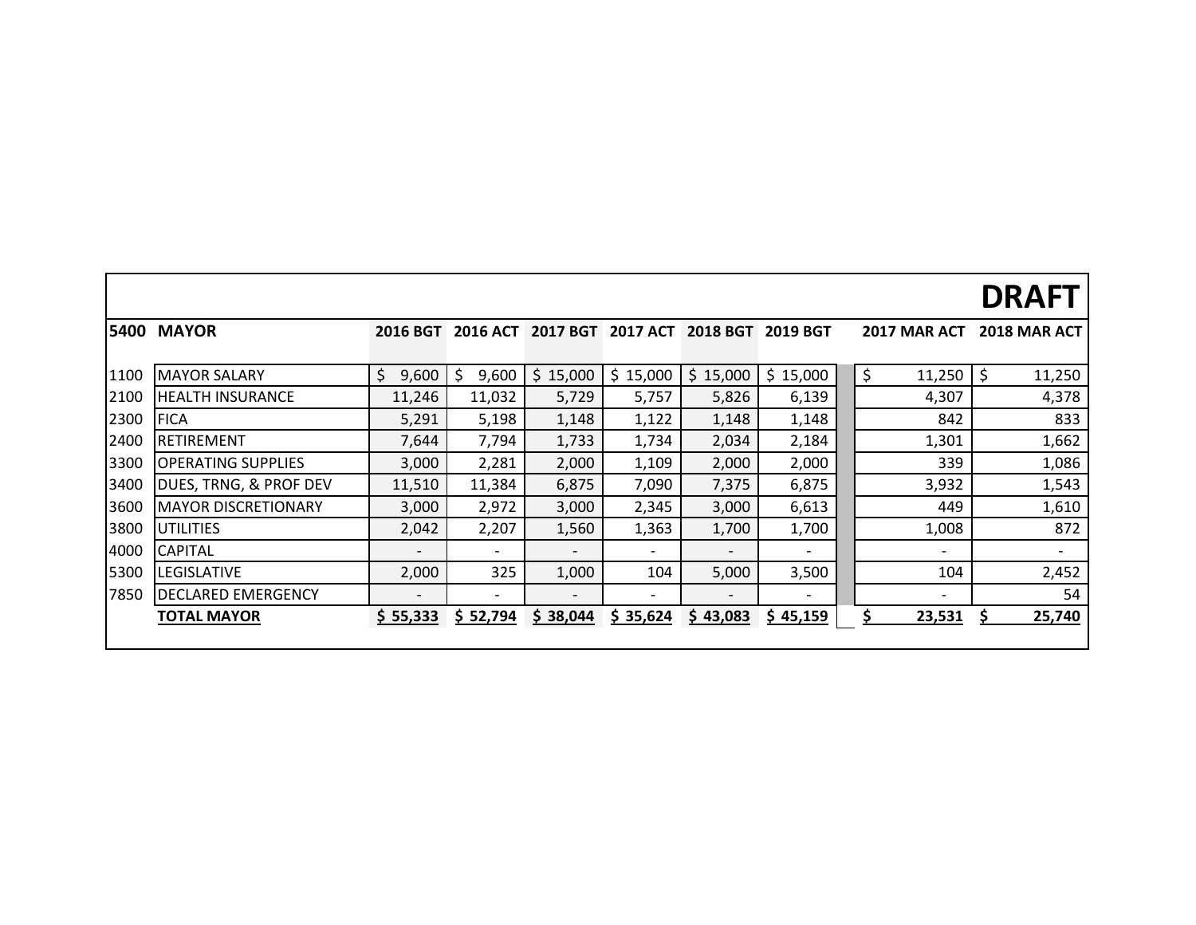**DRAFT**

| 5400 | MAYOR | 2016 BGT | 2016 ACT | 2017 BGT | 2017 ACT | 2018 BGT | 2019 BGT | 2017 MAR ACT | 2018 MAR ACT |
|---|---|---|---|---|---|---|---|---|---|
| 1100 | MAYOR SALARY | $ 9,600 | $ 9,600 | $ 15,000 | $ 15,000 | $ 15,000 | $ 15,000 | $ 11,250 | $ 11,250 |
| 2100 | HEALTH INSURANCE | 11,246 | 11,032 | 5,729 | 5,757 | 5,826 | 6,139 | 4,307 | 4,378 |
| 2300 | FICA | 5,291 | 5,198 | 1,148 | 1,122 | 1,148 | 1,148 | 842 | 833 |
| 2400 | RETIREMENT | 7,644 | 7,794 | 1,733 | 1,734 | 2,034 | 2,184 | 1,301 | 1,662 |
| 3300 | OPERATING SUPPLIES | 3,000 | 2,281 | 2,000 | 1,109 | 2,000 | 2,000 | 339 | 1,086 |
| 3400 | DUES, TRNG, & PROF DEV | 11,510 | 11,384 | 6,875 | 7,090 | 7,375 | 6,875 | 3,932 | 1,543 |
| 3600 | MAYOR DISCRETIONARY | 3,000 | 2,972 | 3,000 | 2,345 | 3,000 | 6,613 | 449 | 1,610 |
| 3800 | UTILITIES | 2,042 | 2,207 | 1,560 | 1,363 | 1,700 | 1,700 | 1,008 | 872 |
| 4000 | CAPITAL | - | - | - | - | - | - | - | - |
| 5300 | LEGISLATIVE | 2,000 | 325 | 1,000 | 104 | 5,000 | 3,500 | 104 | 2,452 |
| 7850 | DECLARED EMERGENCY | - | - | - | - | - | - | - | 54 |
| | **TOTAL MAYOR** | **$ 55,333** | **$ 52,794** | **$ 38,044** | **$ 35,624** | **$ 43,083** | **$ 45,159** | **$ 23,531** | **$ 25,740** |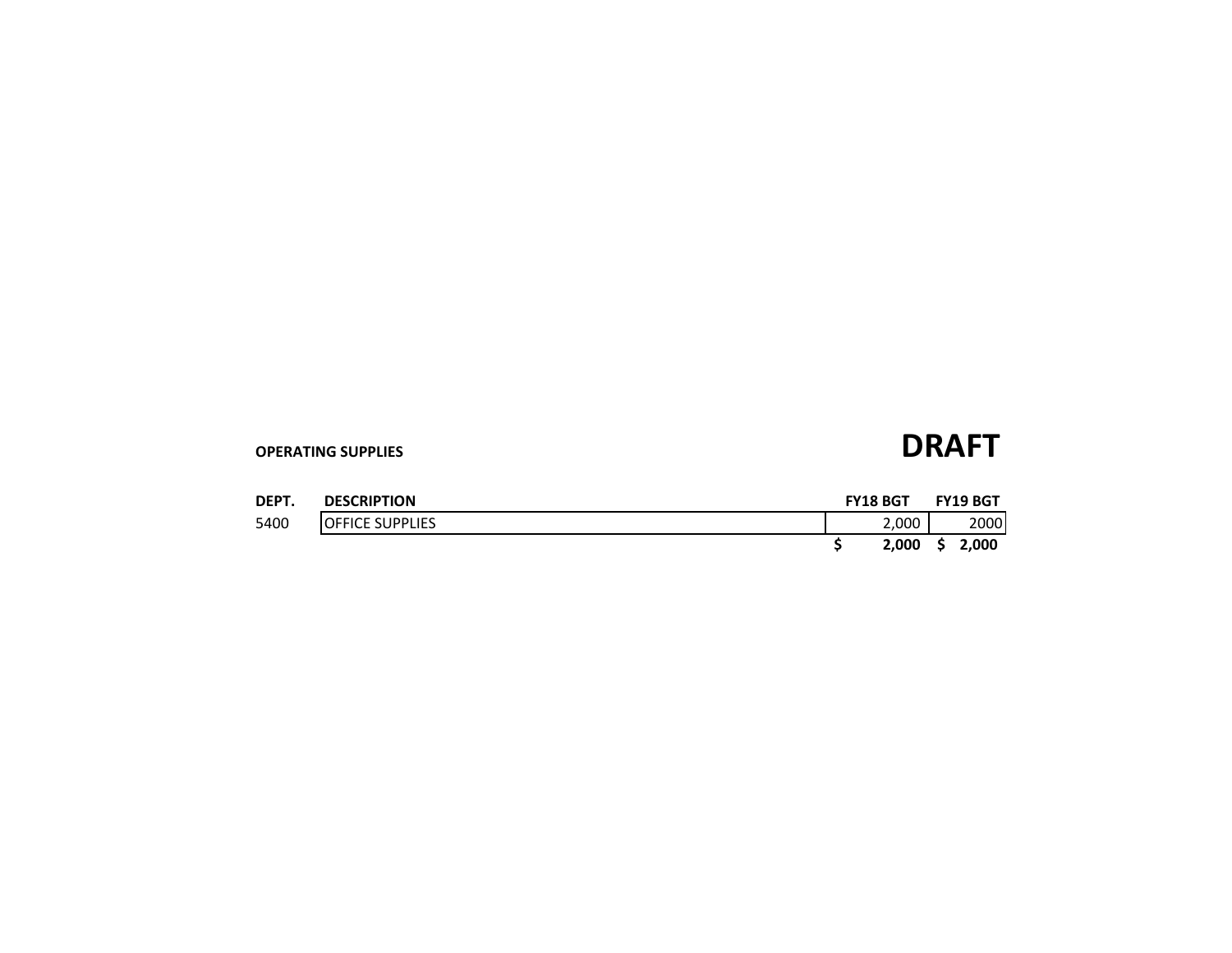**OPERATING SUPPLIES**

# DRAFT

| DEPT. | DESCRIPTION | FY18 BGT | FY19 BGT |
|---|---|---|---|
| 5400 | OFFICE SUPPLIES | 2,000 | 2000 |
| | | **$ 2,000** | **$ 2,000** |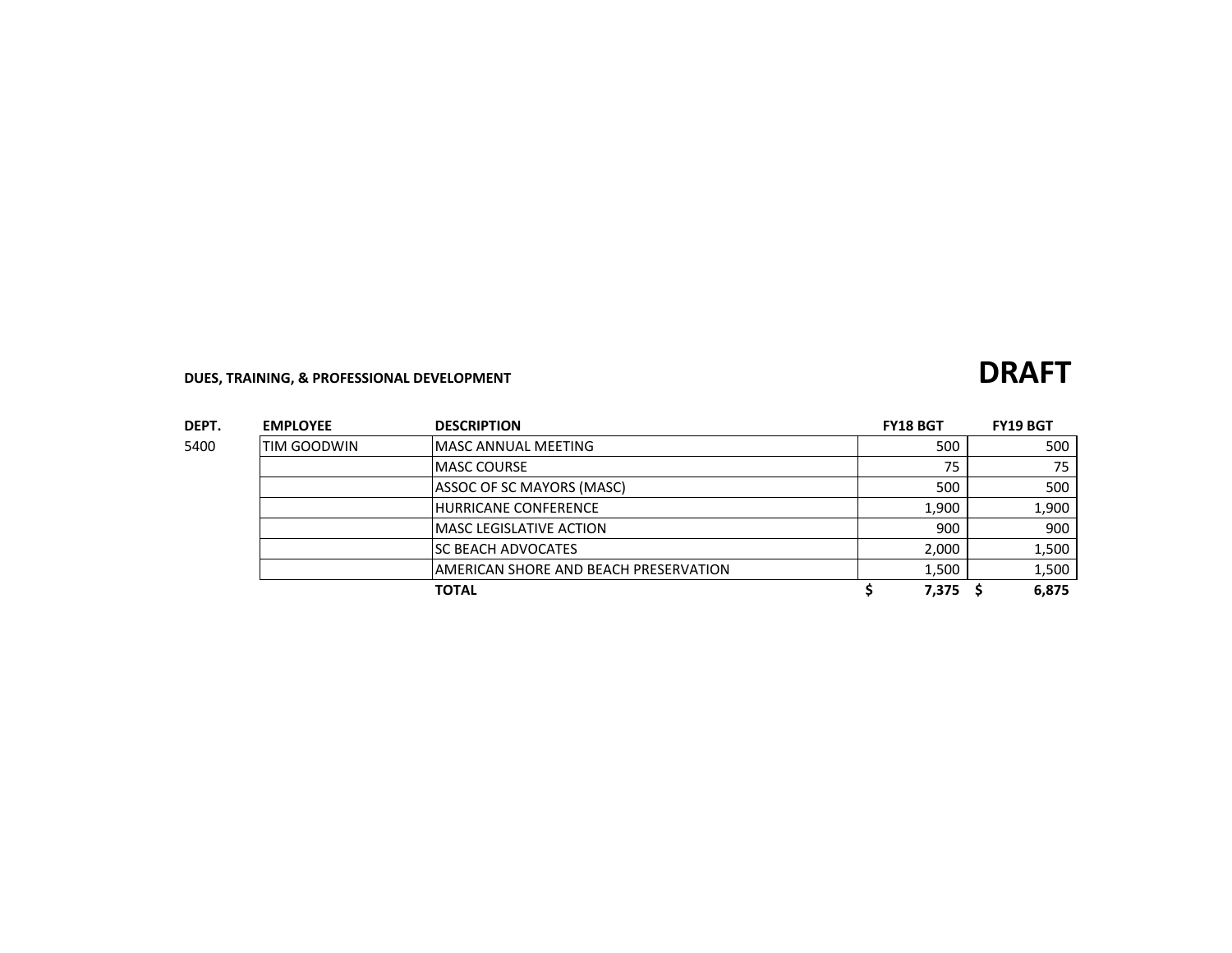**DUES, TRAINING, & PROFESSIONAL DEVELOPMENT**

# DRAFT

| DEPT. | EMPLOYEE | DESCRIPTION | FY18 BGT | FY19 BGT |
|---|---|---|---|---|
| 5400 | TIM GOODWIN | MASC ANNUAL MEETING | 500 | 500 |
| | | MASC COURSE | 75 | 75 |
| | | ASSOC OF SC MAYORS (MASC) | 500 | 500 |
| | | HURRICANE CONFERENCE | 1,900 | 1,900 |
| | | MASC LEGISLATIVE ACTION | 900 | 900 |
| | | SC BEACH ADVOCATES | 2,000 | 1,500 |
| | | AMERICAN SHORE AND BEACH PRESERVATION | 1,500 | 1,500 |
| | | **TOTAL** | **$ 7,375** | **$ 6,875** |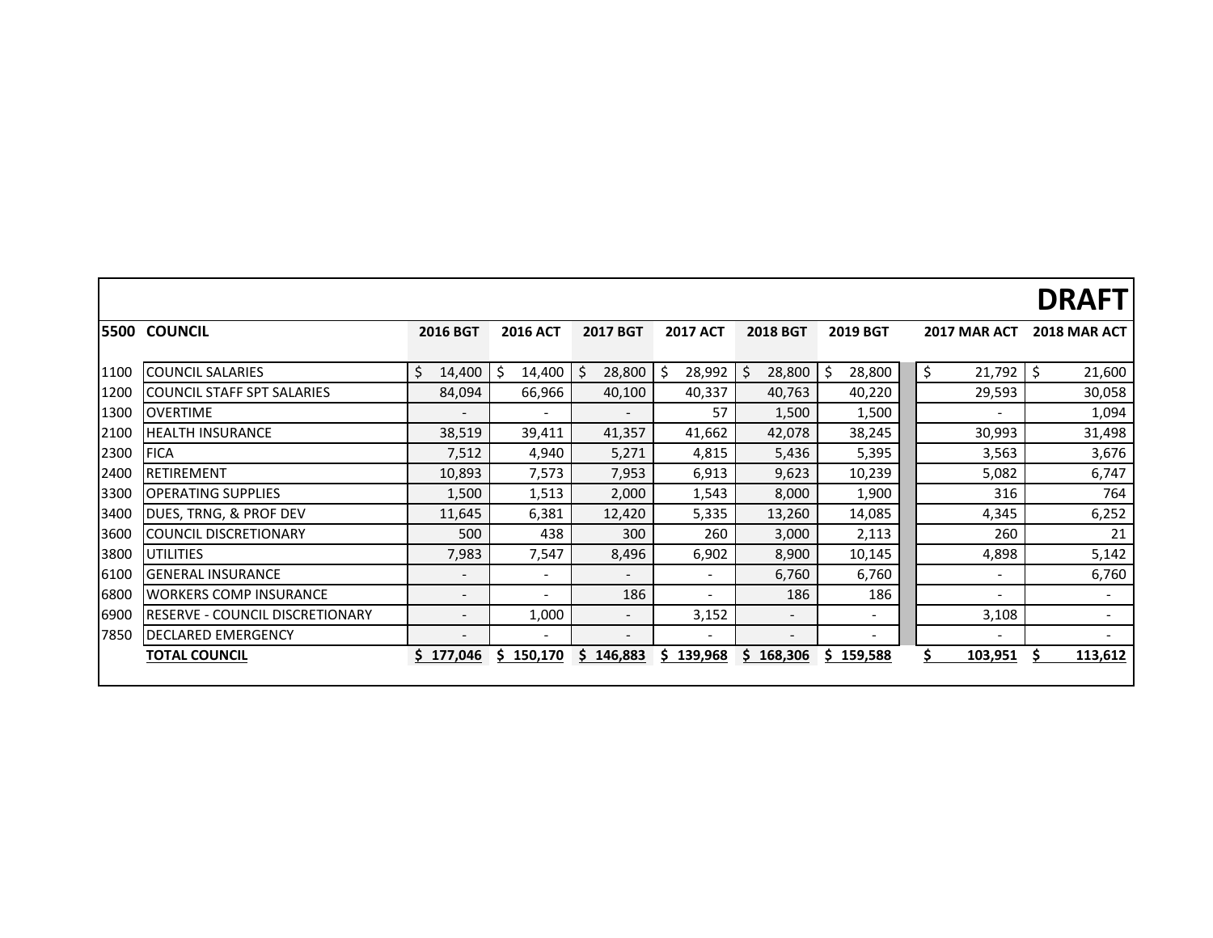**DRAFT**

| 5500 | COUNCIL | 2016 BGT | 2016 ACT | 2017 BGT | 2017 ACT | 2018 BGT | 2019 BGT | 2017 MAR ACT | 2018 MAR ACT |
|---|---|---|---|---|---|---|---|---|---|
| 1100 | COUNCIL SALARIES | $ 14,400 | $ 14,400 | $ 28,800 | $ 28,992 | $ 28,800 | $ 28,800 | $ 21,792 | $ 21,600 |
| 1200 | COUNCIL STAFF SPT SALARIES | 84,094 | 66,966 | 40,100 | 40,337 | 40,763 | 40,220 | 29,593 | 30,058 |
| 1300 | OVERTIME | - | - | - | 57 | 1,500 | 1,500 | - | 1,094 |
| 2100 | HEALTH INSURANCE | 38,519 | 39,411 | 41,357 | 41,662 | 42,078 | 38,245 | 30,993 | 31,498 |
| 2300 | FICA | 7,512 | 4,940 | 5,271 | 4,815 | 5,436 | 5,395 | 3,563 | 3,676 |
| 2400 | RETIREMENT | 10,893 | 7,573 | 7,953 | 6,913 | 9,623 | 10,239 | 5,082 | 6,747 |
| 3300 | OPERATING SUPPLIES | 1,500 | 1,513 | 2,000 | 1,543 | 8,000 | 1,900 | 316 | 764 |
| 3400 | DUES, TRNG, & PROF DEV | 11,645 | 6,381 | 12,420 | 5,335 | 13,260 | 14,085 | 4,345 | 6,252 |
| 3600 | COUNCIL DISCRETIONARY | 500 | 438 | 300 | 260 | 3,000 | 2,113 | 260 | 21 |
| 3800 | UTILITIES | 7,983 | 7,547 | 8,496 | 6,902 | 8,900 | 10,145 | 4,898 | 5,142 |
| 6100 | GENERAL INSURANCE | - | - | - | - | 6,760 | 6,760 | - | 6,760 |
| 6800 | WORKERS COMP INSURANCE | - | - | 186 | - | 186 | 186 | - | - |
| 6900 | RESERVE - COUNCIL DISCRETIONARY | - | 1,000 | - | 3,152 | - | - | 3,108 | - |
| 7850 | DECLARED EMERGENCY | - | - | - | - | - | - | - | - |
| | **TOTAL COUNCIL** | **$ 177,046** | **$ 150,170** | **$ 146,883** | **$ 139,968** | **$ 168,306** | **$ 159,588** | **$ 103,951** | **$ 113,612** |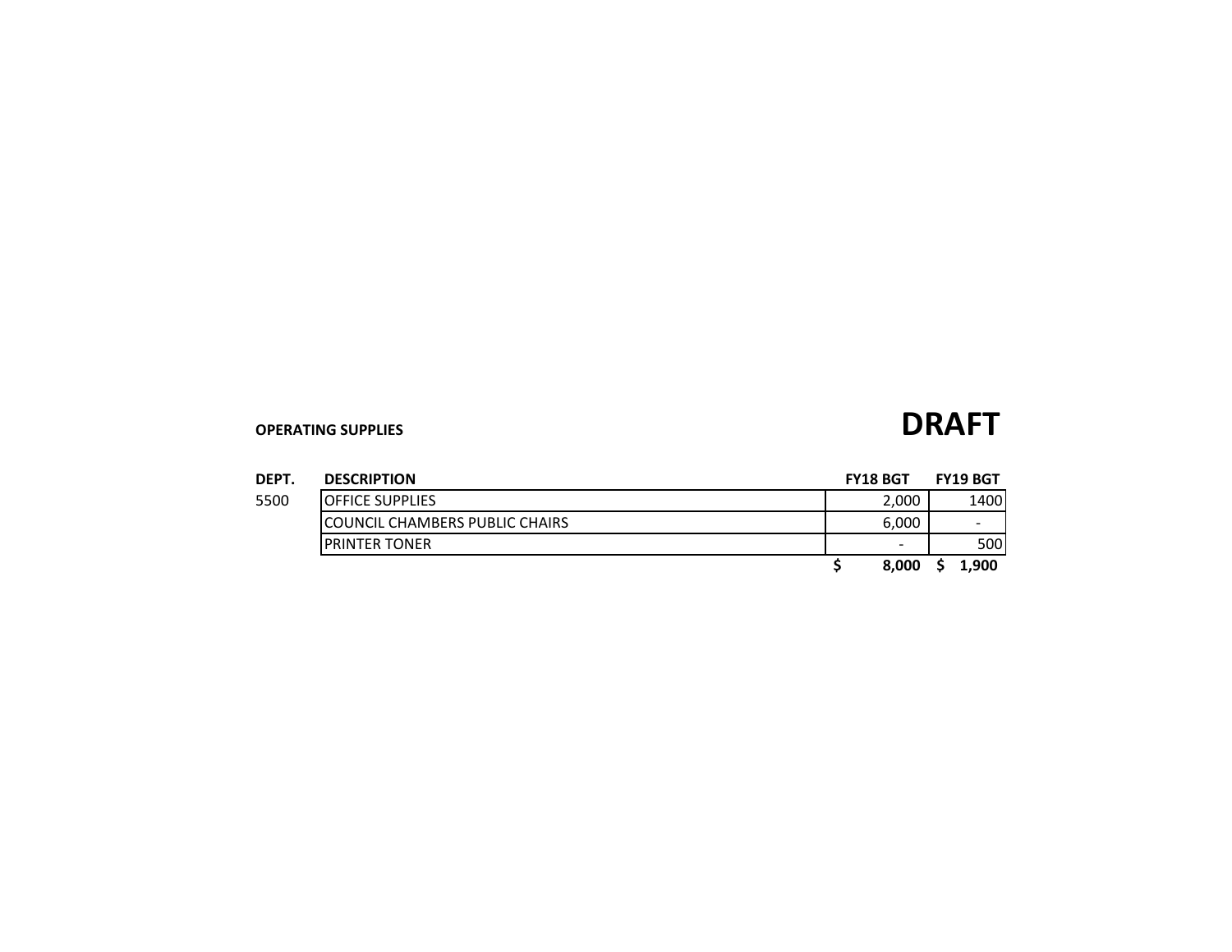**OPERATING SUPPLIES**

# DRAFT

| DEPT. | DESCRIPTION | FY18 BGT | FY19 BGT |
| --- | --- | --- | --- |
| 5500 | OFFICE SUPPLIES | 2,000 | 1400 |
| | COUNCIL CHAMBERS PUBLIC CHAIRS | 6,000 | - |
| | PRINTER TONER | - | 500 |
| | | **$ 8,000** | **$ 1,900** |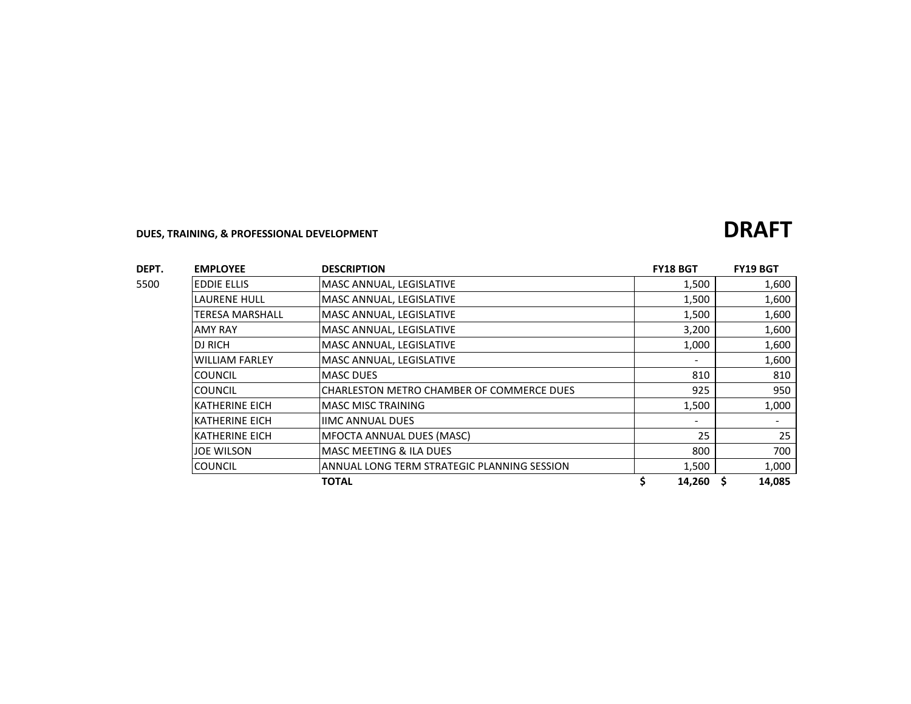**DUES, TRAINING, & PROFESSIONAL DEVELOPMENT**

# DRAFT

| DEPT. | EMPLOYEE | DESCRIPTION | FY18 BGT | FY19 BGT |
|---|---|---|---|---|
| 5500 | EDDIE ELLIS | MASC ANNUAL, LEGISLATIVE | 1,500 | 1,600 |
| | LAURENE HULL | MASC ANNUAL, LEGISLATIVE | 1,500 | 1,600 |
| | TERESA MARSHALL | MASC ANNUAL, LEGISLATIVE | 1,500 | 1,600 |
| | AMY RAY | MASC ANNUAL, LEGISLATIVE | 3,200 | 1,600 |
| | DJ RICH | MASC ANNUAL, LEGISLATIVE | 1,000 | 1,600 |
| | WILLIAM FARLEY | MASC ANNUAL, LEGISLATIVE | - | 1,600 |
| | COUNCIL | MASC DUES | 810 | 810 |
| | COUNCIL | CHARLESTON METRO CHAMBER OF COMMERCE DUES | 925 | 950 |
| | KATHERINE EICH | MASC MISC TRAINING | 1,500 | 1,000 |
| | KATHERINE EICH | IIMC ANNUAL DUES | - | - |
| | KATHERINE EICH | MFOCTA ANNUAL DUES (MASC) | 25 | 25 |
| | JOE WILSON | MASC MEETING & ILA DUES | 800 | 700 |
| | COUNCIL | ANNUAL LONG TERM STRATEGIC PLANNING SESSION | 1,500 | 1,000 |
| | | **TOTAL** | **$ 14,260** | **$ 14,085** |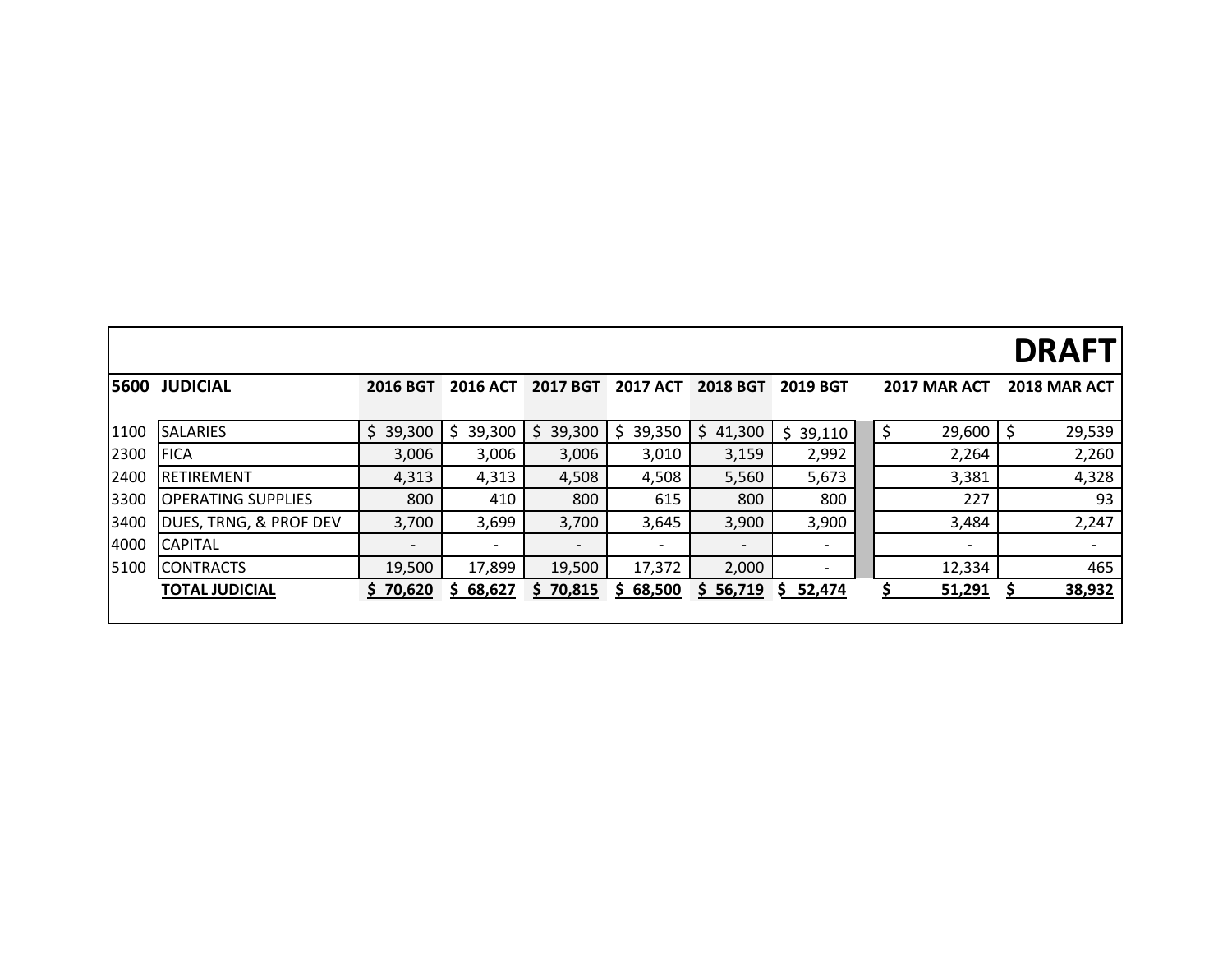**DRAFT**

| 5600 | JUDICIAL | 2016 BGT | 2016 ACT | 2017 BGT | 2017 ACT | 2018 BGT | 2019 BGT | 2017 MAR ACT | 2018 MAR ACT |
|---|---|---|---|---|---|---|---|---|---|
| 1100 | SALARIES | $ 39,300 | $ 39,300 | $ 39,300 | $ 39,350 | $ 41,300 | $ 39,110 | $ 29,600 | $ 29,539 |
| 2300 | FICA | 3,006 | 3,006 | 3,006 | 3,010 | 3,159 | 2,992 | 2,264 | 2,260 |
| 2400 | RETIREMENT | 4,313 | 4,313 | 4,508 | 4,508 | 5,560 | 5,673 | 3,381 | 4,328 |
| 3300 | OPERATING SUPPLIES | 800 | 410 | 800 | 615 | 800 | 800 | 227 | 93 |
| 3400 | DUES, TRNG, & PROF DEV | 3,700 | 3,699 | 3,700 | 3,645 | 3,900 | 3,900 | 3,484 | 2,247 |
| 4000 | CAPITAL | - | - | - | - | - | - | - | - |
| 5100 | CONTRACTS | 19,500 | 17,899 | 19,500 | 17,372 | 2,000 | - | 12,334 | 465 |
| | **TOTAL JUDICIAL** | **$ 70,620** | **$ 68,627** | **$ 70,815** | **$ 68,500** | **$ 56,719** | **$ 52,474** | **$ 51,291** | **$ 38,932** |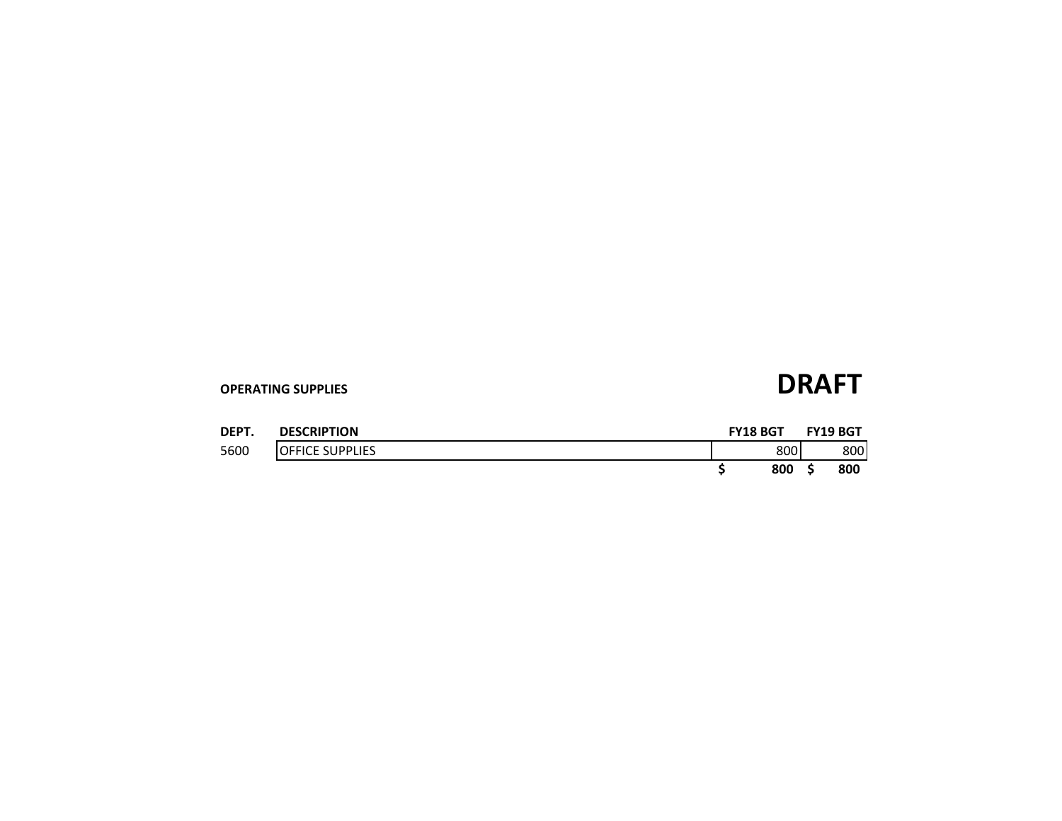**OPERATING SUPPLIES**

# DRAFT

| DEPT. | DESCRIPTION | FY18 BGT | FY19 BGT |
|---|---|---|---|
| 5600 | OFFICE SUPPLIES | 800 | 800 |
| | | **$ 800** | **$ 800** |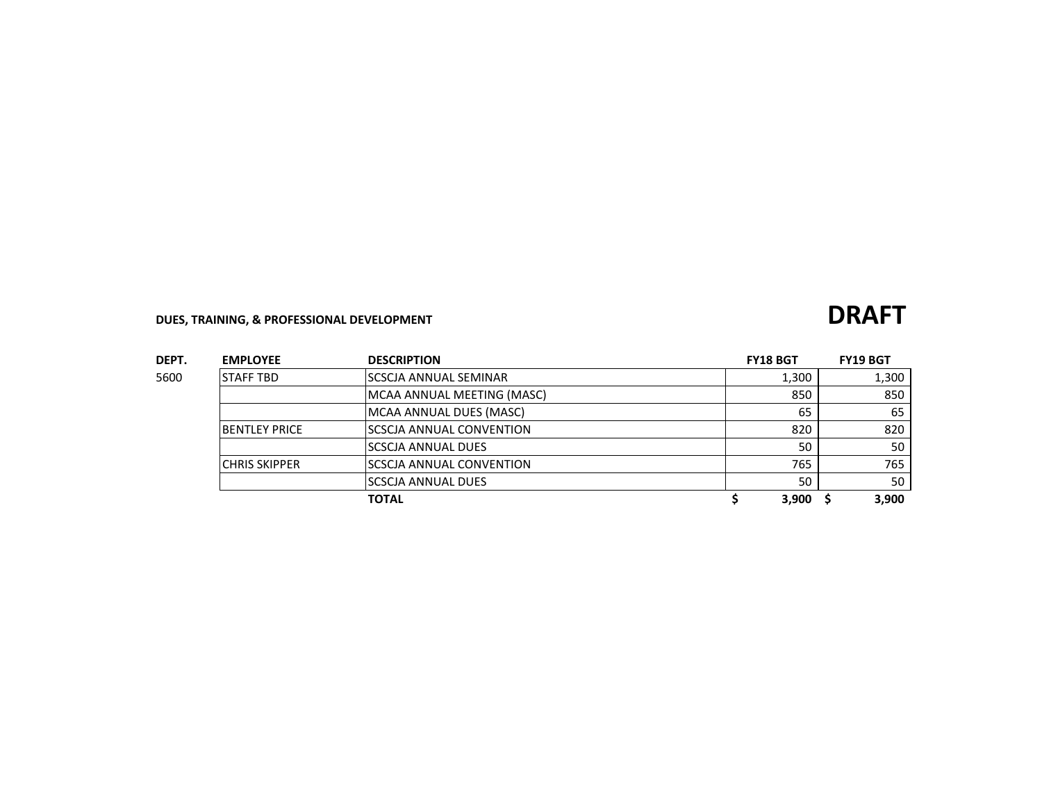**DUES, TRAINING, & PROFESSIONAL DEVELOPMENT**

# DRAFT

| DEPT. | EMPLOYEE | DESCRIPTION | FY18 BGT | FY19 BGT |
|---|---|---|---|---|
| 5600 | STAFF TBD | SCSCJA ANNUAL SEMINAR | 1,300 | 1,300 |
| | | MCAA ANNUAL MEETING (MASC) | 850 | 850 |
| | | MCAA ANNUAL DUES (MASC) | 65 | 65 |
| | BENTLEY PRICE | SCSCJA ANNUAL CONVENTION | 820 | 820 |
| | | SCSCJA ANNUAL DUES | 50 | 50 |
| | CHRIS SKIPPER | SCSCJA ANNUAL CONVENTION | 765 | 765 |
| | | SCSCJA ANNUAL DUES | 50 | 50 |
| | | **TOTAL** | **$ 3,900** | **$ 3,900** |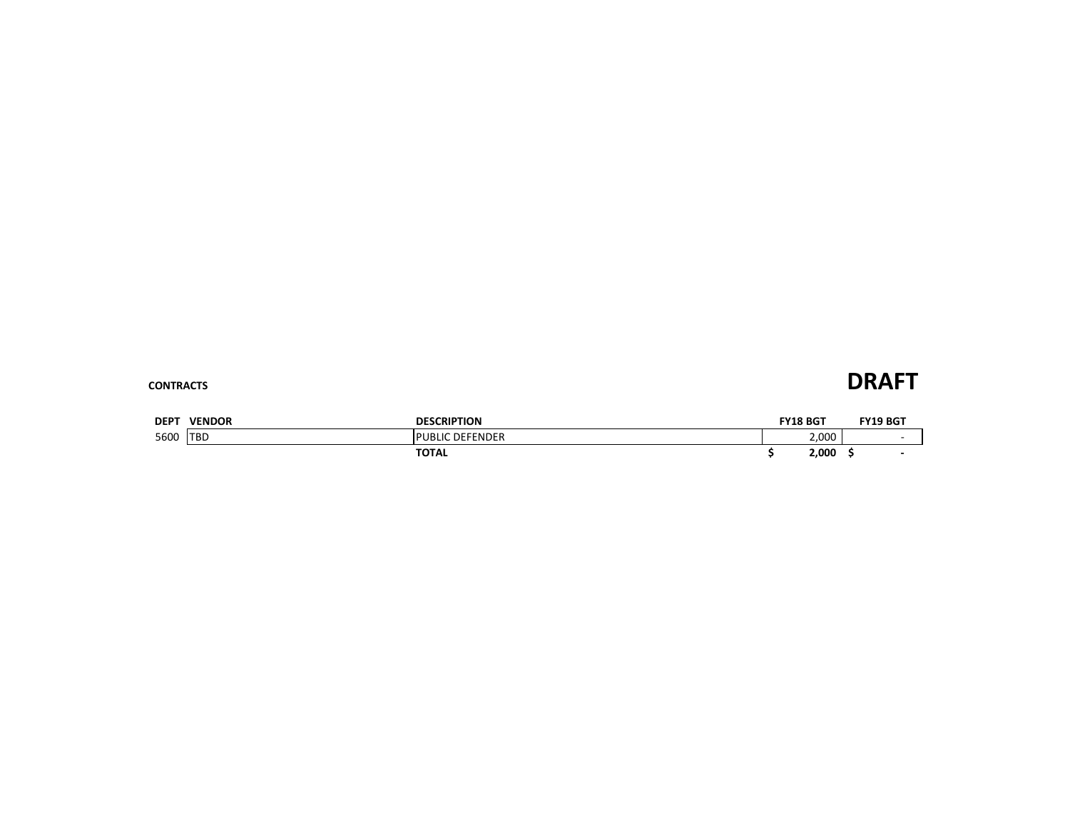**CONTRACTS**

# DRAFT

| DEPT | VENDOR | DESCRIPTION | FY18 BGT | FY19 BGT |
|---|---|---|---|---|
| 5600 | TBD | PUBLIC DEFENDER | 2,000 | - |
| | | **TOTAL** | **$ 2,000** | **$ -** |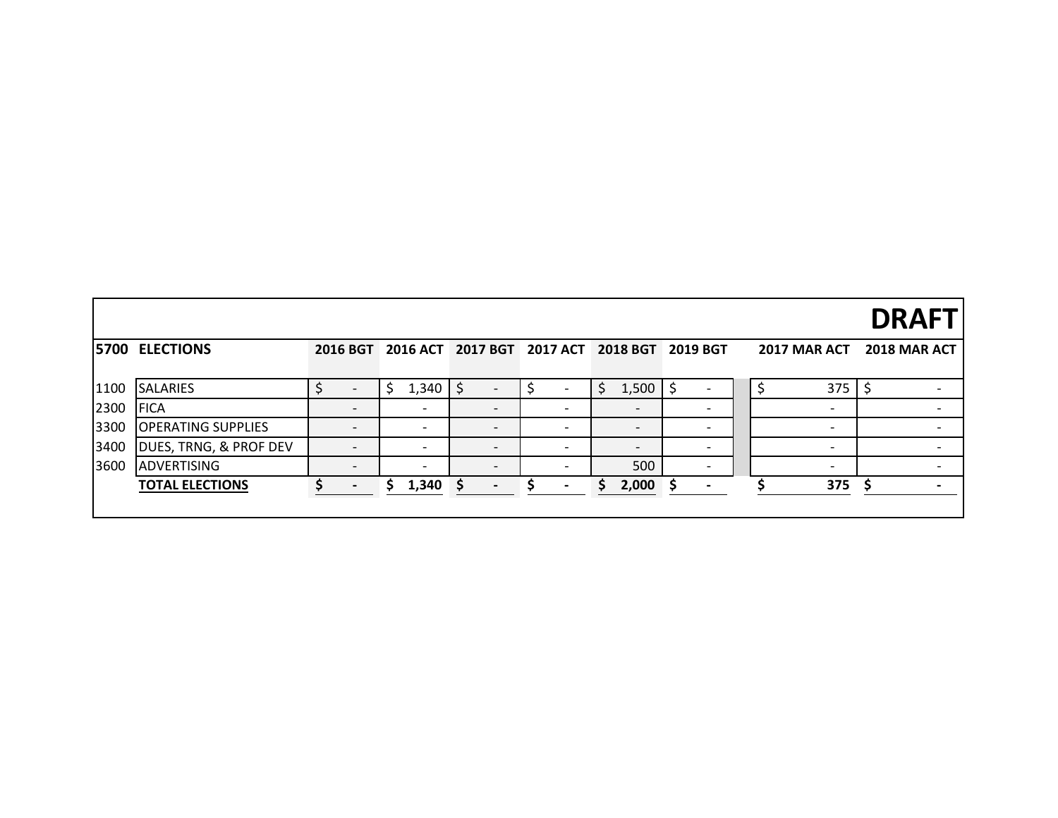**DRAFT**

| 5700 | ELECTIONS | 2016 BGT | 2016 ACT | 2017 BGT | 2017 ACT | 2018 BGT | 2019 BGT | 2017 MAR ACT | 2018 MAR ACT |
|---|---|---|---|---|---|---|---|---|---|
| 1100 | SALARIES | $ - | $ 1,340 | $ - | $ - | $ 1,500 | $ - | $ 375 | $ - |
| 2300 | FICA | - | - | - | - | - | - | - | - |
| 3300 | OPERATING SUPPLIES | - | - | - | - | - | - | - | - |
| 3400 | DUES, TRNG, & PROF DEV | - | - | - | - | - | - | - | - |
| 3600 | ADVERTISING | - | - | - | - | 500 | - | - | - |
| | **TOTAL ELECTIONS** | **$ -** | **$ 1,340** | **$ -** | **$ -** | **$ 2,000** | **$ -** | **$ 375** | **$ -** |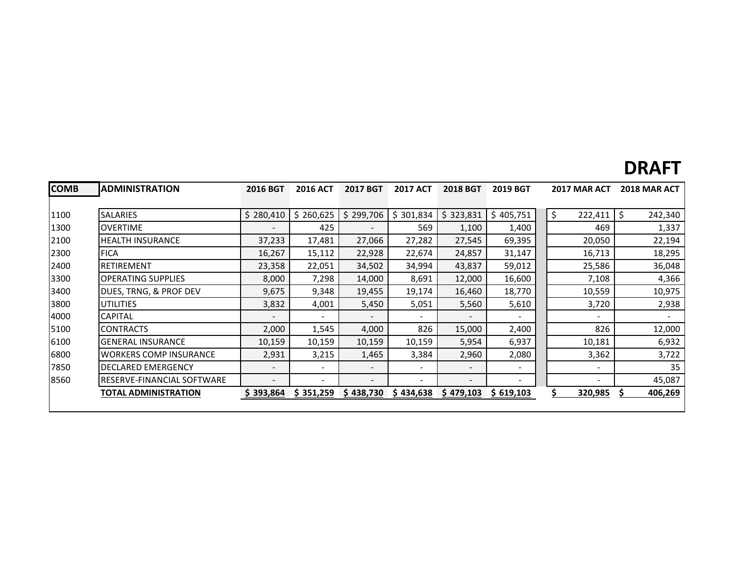# DRAFT

| COMB | ADMINISTRATION | 2016 BGT | 2016 ACT | 2017 BGT | 2017 ACT | 2018 BGT | 2019 BGT | 2017 MAR ACT | 2018 MAR ACT |
|---|---|---|---|---|---|---|---|---|---|
| 1100 | SALARIES | $ 280,410 | $ 260,625 | $ 299,706 | $ 301,834 | $ 323,831 | $ 405,751 | $ 222,411 | $ 242,340 |
| 1300 | OVERTIME | - | 425 | - | 569 | 1,100 | 1,400 | 469 | 1,337 |
| 2100 | HEALTH INSURANCE | 37,233 | 17,481 | 27,066 | 27,282 | 27,545 | 69,395 | 20,050 | 22,194 |
| 2300 | FICA | 16,267 | 15,112 | 22,928 | 22,674 | 24,857 | 31,147 | 16,713 | 18,295 |
| 2400 | RETIREMENT | 23,358 | 22,051 | 34,502 | 34,994 | 43,837 | 59,012 | 25,586 | 36,048 |
| 3300 | OPERATING SUPPLIES | 8,000 | 7,298 | 14,000 | 8,691 | 12,000 | 16,600 | 7,108 | 4,366 |
| 3400 | DUES, TRNG, & PROF DEV | 9,675 | 9,348 | 19,455 | 19,174 | 16,460 | 18,770 | 10,559 | 10,975 |
| 3800 | UTILITIES | 3,832 | 4,001 | 5,450 | 5,051 | 5,560 | 5,610 | 3,720 | 2,938 |
| 4000 | CAPITAL | - | - | - | - | - | - | - | - |
| 5100 | CONTRACTS | 2,000 | 1,545 | 4,000 | 826 | 15,000 | 2,400 | 826 | 12,000 |
| 6100 | GENERAL INSURANCE | 10,159 | 10,159 | 10,159 | 10,159 | 5,954 | 6,937 | 10,181 | 6,932 |
| 6800 | WORKERS COMP INSURANCE | 2,931 | 3,215 | 1,465 | 3,384 | 2,960 | 2,080 | 3,362 | 3,722 |
| 7850 | DECLARED EMERGENCY | - | - | - | - | - | - | - | 35 |
| 8560 | RESERVE-FINANCIAL SOFTWARE | - | - | - | - | - | - | - | 45,087 |
| | **TOTAL ADMINISTRATION** | **$ 393,864** | **$ 351,259** | **$ 438,730** | **$ 434,638** | **$ 479,103** | **$ 619,103** | **$ 320,985** | **$ 406,269** |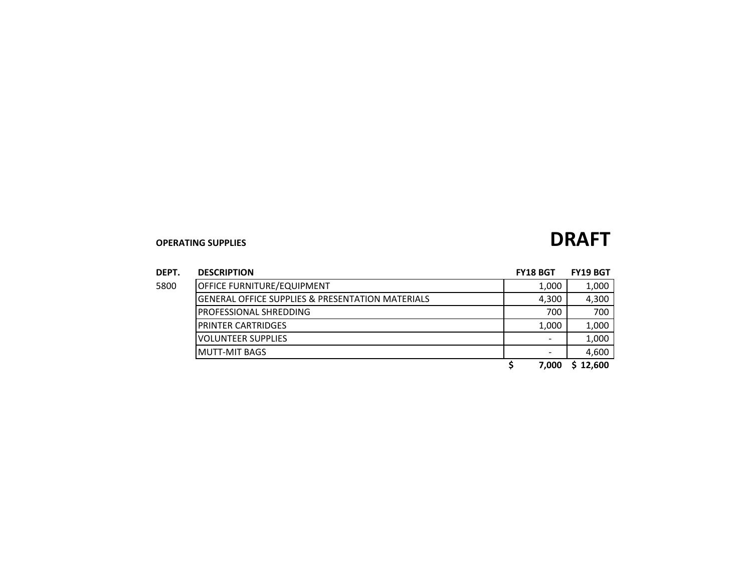**OPERATING SUPPLIES**

# DRAFT

| DEPT. | DESCRIPTION | FY18 BGT | FY19 BGT |
|---|---|---|---|
| 5800 | OFFICE FURNITURE/EQUIPMENT | 1,000 | 1,000 |
| | GENERAL OFFICE SUPPLIES & PRESENTATION MATERIALS | 4,300 | 4,300 |
| | PROFESSIONAL SHREDDING | 700 | 700 |
| | PRINTER CARTRIDGES | 1,000 | 1,000 |
| | VOLUNTEER SUPPLIES | - | 1,000 |
| | MUTT-MIT BAGS | - | 4,600 |
| | | **$ 7,000** | **$ 12,600** |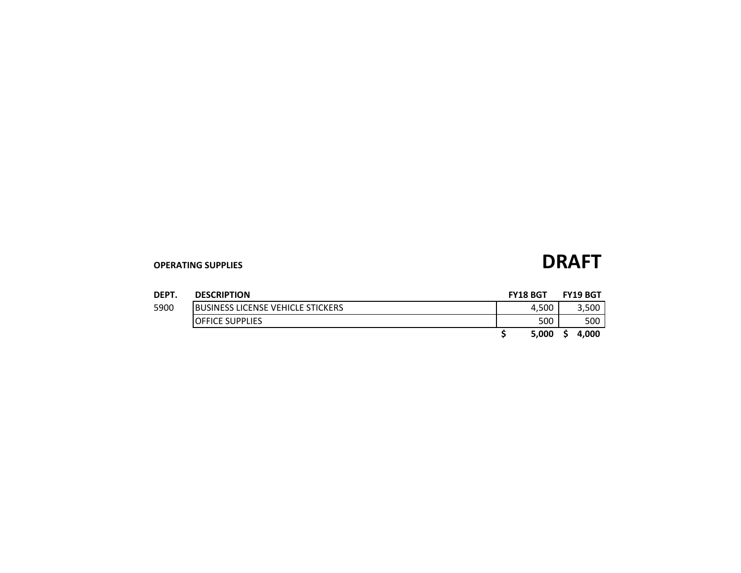**OPERATING SUPPLIES**

# DRAFT

| DEPT. | DESCRIPTION | FY18 BGT | FY19 BGT |
|---|---|---|---|
| 5900 | BUSINESS LICENSE VEHICLE STICKERS | 4,500 | 3,500 |
| | OFFICE SUPPLIES | 500 | 500 |
| | | **$ 5,000** | **$ 4,000** |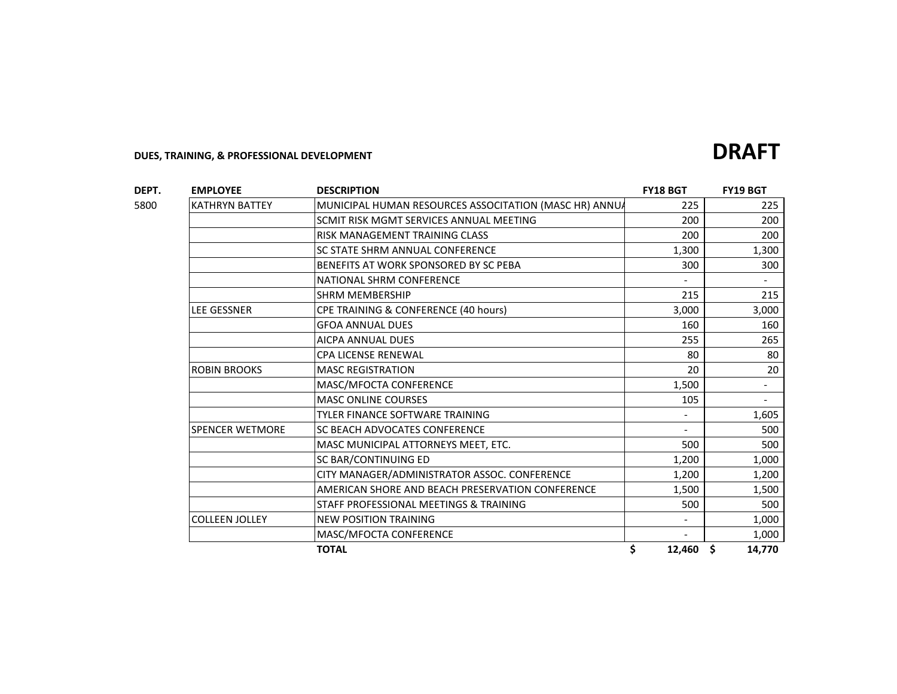**DUES, TRAINING, & PROFESSIONAL DEVELOPMENT**

# DRAFT

| DEPT. | EMPLOYEE | DESCRIPTION | FY18 BGT | FY19 BGT |
|---|---|---|---|---|
| 5800 | KATHRYN BATTEY | MUNICIPAL HUMAN RESOURCES ASSOCITATION (MASC HR) ANNUA | 225 | 225 |
| | | SCMIT RISK MGMT SERVICES ANNUAL MEETING | 200 | 200 |
| | | RISK MANAGEMENT TRAINING CLASS | 200 | 200 |
| | | SC STATE SHRM ANNUAL CONFERENCE | 1,300 | 1,300 |
| | | BENEFITS AT WORK SPONSORED BY SC PEBA | 300 | 300 |
| | | NATIONAL SHRM CONFERENCE | - | - |
| | | SHRM MEMBERSHIP | 215 | 215 |
| | LEE GESSNER | CPE TRAINING & CONFERENCE (40 hours) | 3,000 | 3,000 |
| | | GFOA ANNUAL DUES | 160 | 160 |
| | | AICPA ANNUAL DUES | 255 | 265 |
| | | CPA LICENSE RENEWAL | 80 | 80 |
| | ROBIN BROOKS | MASC REGISTRATION | 20 | 20 |
| | | MASC/MFOCTA CONFERENCE | 1,500 | - |
| | | MASC ONLINE COURSES | 105 | - |
| | | TYLER FINANCE SOFTWARE TRAINING | - | 1,605 |
| | SPENCER WETMORE | SC BEACH ADVOCATES CONFERENCE | - | 500 |
| | | MASC MUNICIPAL ATTORNEYS MEET, ETC. | 500 | 500 |
| | | SC BAR/CONTINUING ED | 1,200 | 1,000 |
| | | CITY MANAGER/ADMINISTRATOR ASSOC. CONFERENCE | 1,200 | 1,200 |
| | | AMERICAN SHORE AND BEACH PRESERVATION CONFERENCE | 1,500 | 1,500 |
| | | STAFF PROFESSIONAL MEETINGS & TRAINING | 500 | 500 |
| | COLLEEN JOLLEY | NEW POSITION TRAINING | - | 1,000 |
| | | MASC/MFOCTA CONFERENCE | - | 1,000 |
| | | **TOTAL** | **$ 12,460** | **$ 14,770** |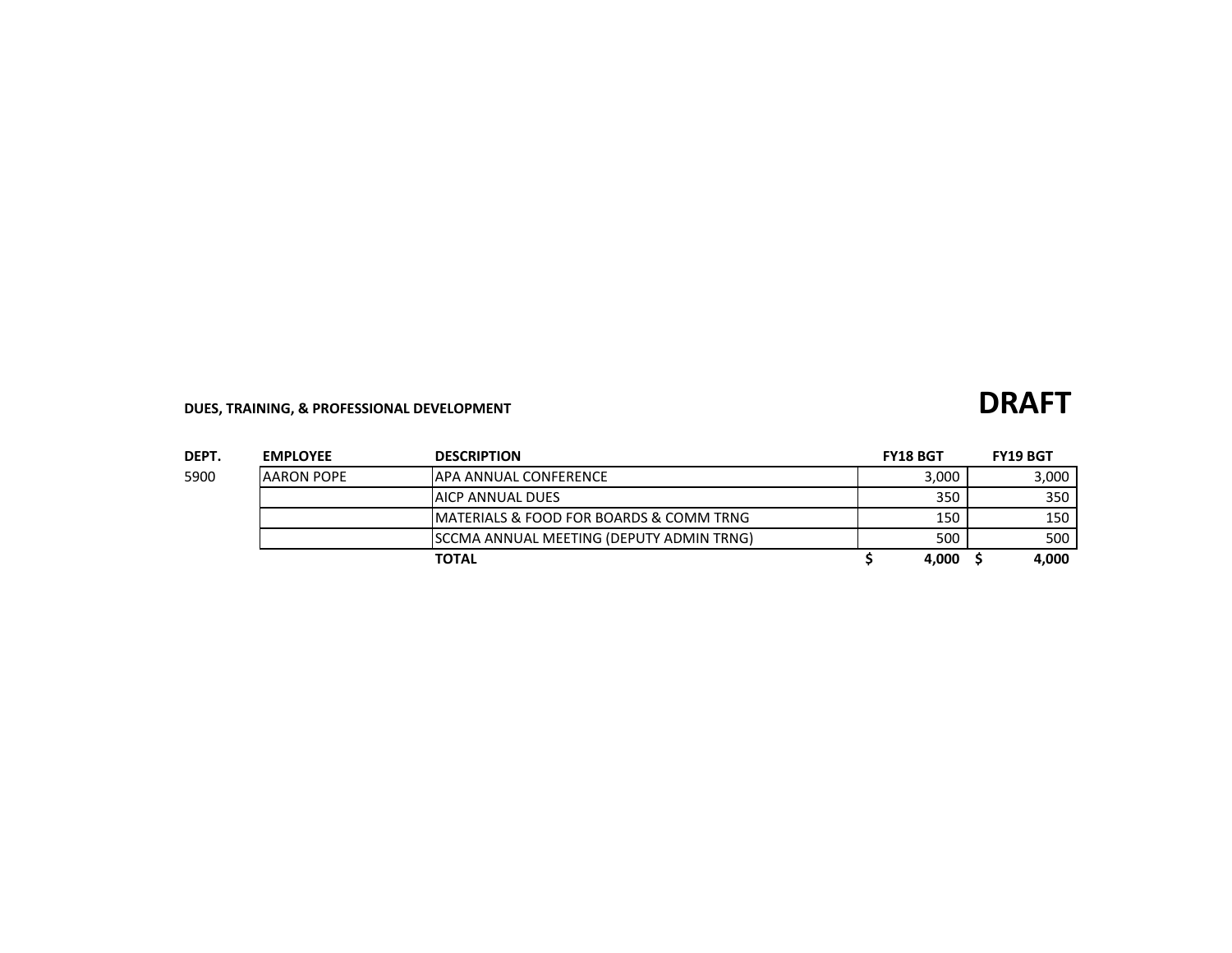**DUES, TRAINING, & PROFESSIONAL DEVELOPMENT**

**DRAFT**

| DEPT. | EMPLOYEE | DESCRIPTION | FY18 BGT | FY19 BGT |
|---|---|---|---|---|
| 5900 | AARON POPE | APA ANNUAL CONFERENCE | 3,000 | 3,000 |
| | | AICP ANNUAL DUES | 350 | 350 |
| | | MATERIALS & FOOD FOR BOARDS & COMM TRNG | 150 | 150 |
| | | SCCMA ANNUAL MEETING (DEPUTY ADMIN TRNG) | 500 | 500 |
| | | **TOTAL** | **$ 4,000** | **$ 4,000** |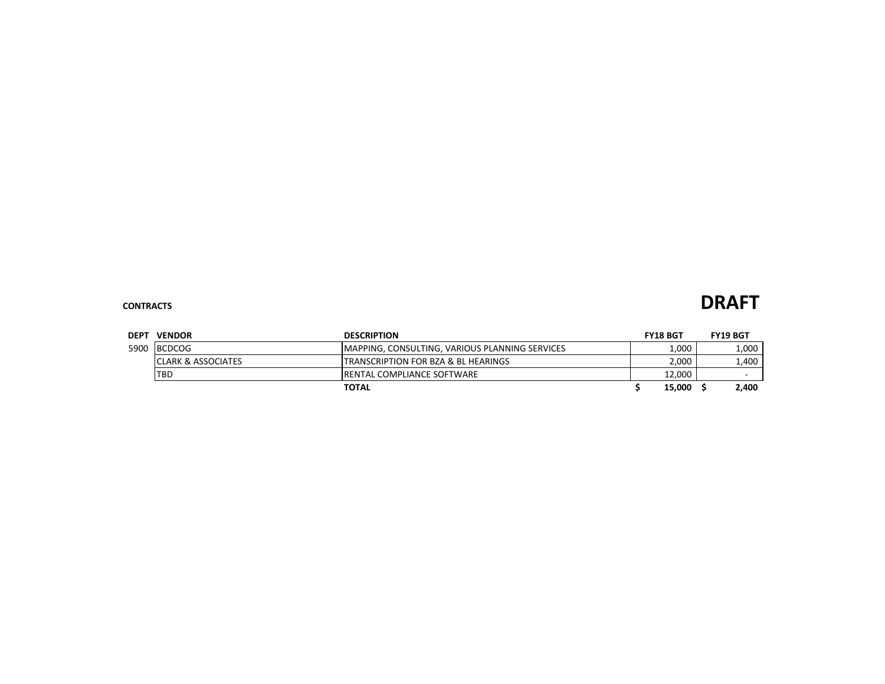**CONTRACTS**

**DRAFT**

| DEPT | VENDOR | DESCRIPTION | FY18 BGT | FY19 BGT |
|---|---|---|---|---|
| 5900 | BCDCOG | MAPPING, CONSULTING, VARIOUS PLANNING SERVICES | 1,000 | 1,000 |
| | CLARK & ASSOCIATES | TRANSCRIPTION FOR BZA & BL HEARINGS | 2,000 | 1,400 |
| | TBD | RENTAL COMPLIANCE SOFTWARE | 12,000 | - |
| | | **TOTAL** | **$ 15,000** | **$ 2,400** |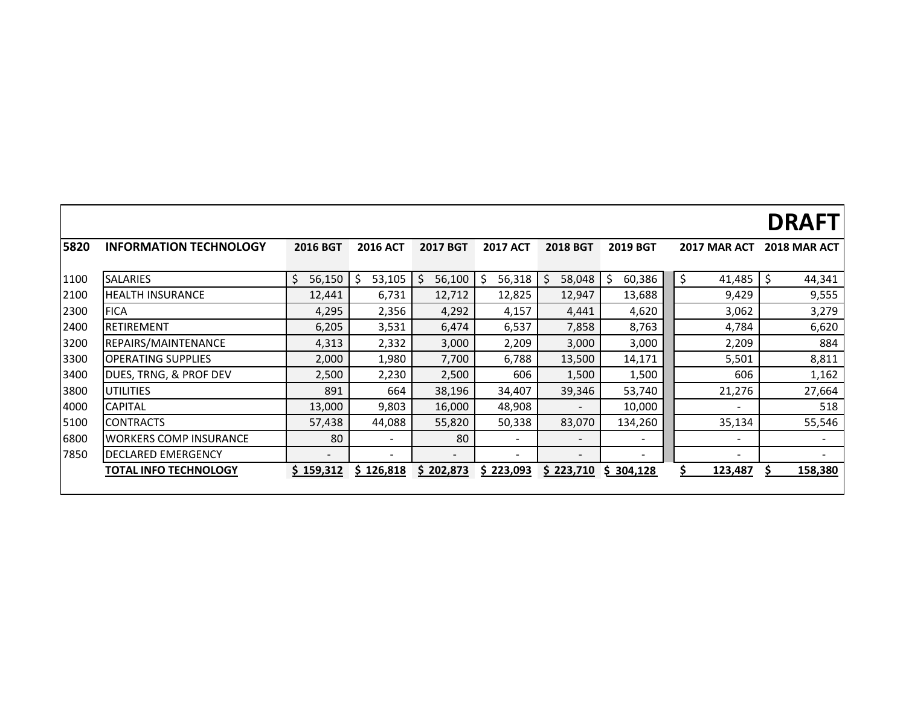**DRAFT**

| 5820 | INFORMATION TECHNOLOGY | 2016 BGT | 2016 ACT | 2017 BGT | 2017 ACT | 2018 BGT | 2019 BGT | 2017 MAR ACT | 2018 MAR ACT |
|---|---|---|---|---|---|---|---|---|---|
| 1100 | SALARIES | $ 56,150 | $ 53,105 | $ 56,100 | $ 56,318 | $ 58,048 | $ 60,386 | $ 41,485 | $ 44,341 |
| 2100 | HEALTH INSURANCE | 12,441 | 6,731 | 12,712 | 12,825 | 12,947 | 13,688 | 9,429 | 9,555 |
| 2300 | FICA | 4,295 | 2,356 | 4,292 | 4,157 | 4,441 | 4,620 | 3,062 | 3,279 |
| 2400 | RETIREMENT | 6,205 | 3,531 | 6,474 | 6,537 | 7,858 | 8,763 | 4,784 | 6,620 |
| 3200 | REPAIRS/MAINTENANCE | 4,313 | 2,332 | 3,000 | 2,209 | 3,000 | 3,000 | 2,209 | 884 |
| 3300 | OPERATING SUPPLIES | 2,000 | 1,980 | 7,700 | 6,788 | 13,500 | 14,171 | 5,501 | 8,811 |
| 3400 | DUES, TRNG, & PROF DEV | 2,500 | 2,230 | 2,500 | 606 | 1,500 | 1,500 | 606 | 1,162 |
| 3800 | UTILITIES | 891 | 664 | 38,196 | 34,407 | 39,346 | 53,740 | 21,276 | 27,664 |
| 4000 | CAPITAL | 13,000 | 9,803 | 16,000 | 48,908 | - | 10,000 | - | 518 |
| 5100 | CONTRACTS | 57,438 | 44,088 | 55,820 | 50,338 | 83,070 | 134,260 | 35,134 | 55,546 |
| 6800 | WORKERS COMP INSURANCE | 80 | - | 80 | - | - | - | - | - |
| 7850 | DECLARED EMERGENCY | - | - | - | - | - | - | - | - |
| | **TOTAL INFO TECHNOLOGY** | **$ 159,312** | **$ 126,818** | **$ 202,873** | **$ 223,093** | **$ 223,710** | **$ 304,128** | **$ 123,487** | **$ 158,380** |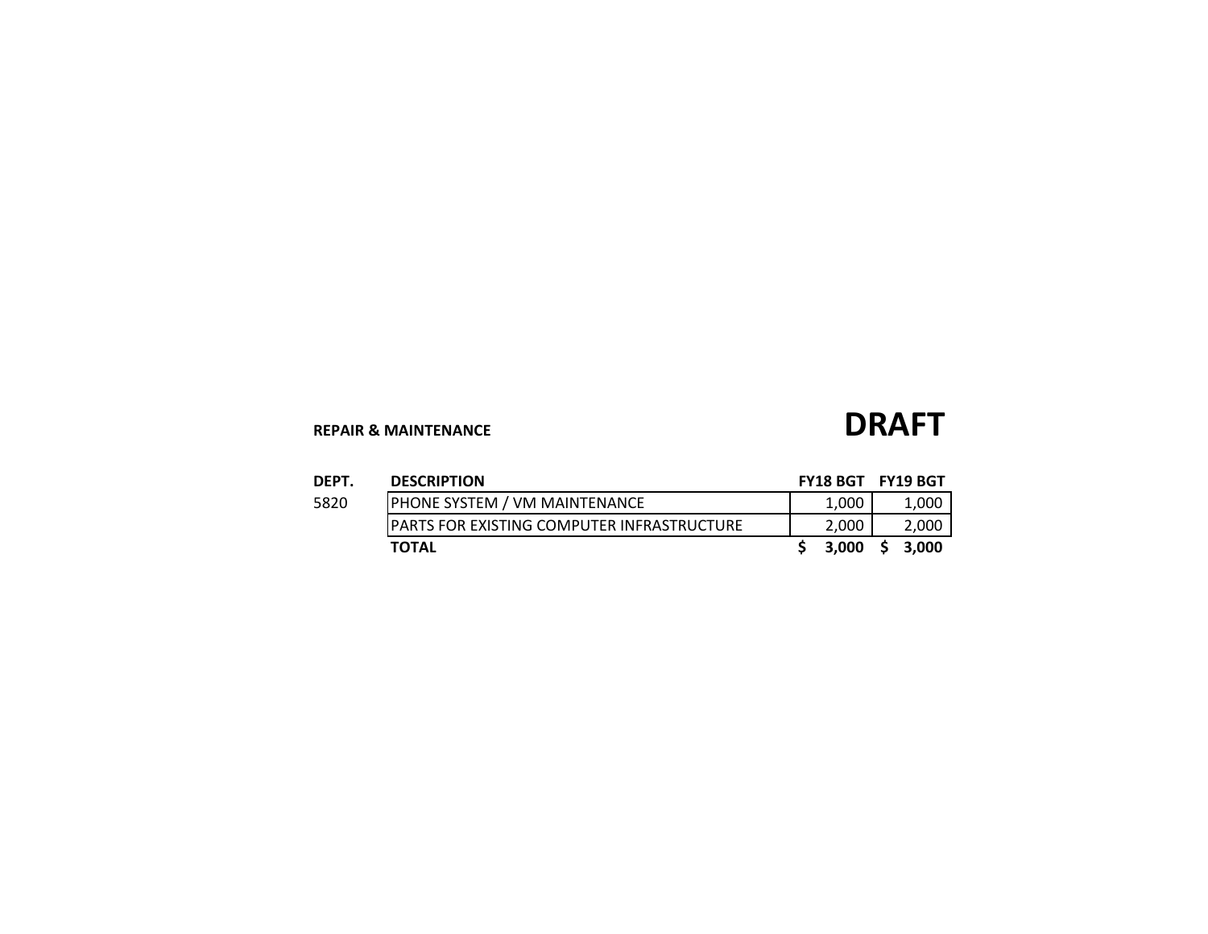**REPAIR & MAINTENANCE**

# DRAFT

| DEPT. | DESCRIPTION | FY18 BGT | FY19 BGT |
|---|---|---|---|
| 5820 | PHONE SYSTEM / VM MAINTENANCE | 1,000 | 1,000 |
| | PARTS FOR EXISTING COMPUTER INFRASTRUCTURE | 2,000 | 2,000 |
| | **TOTAL** | **$ 3,000** | **$ 3,000** |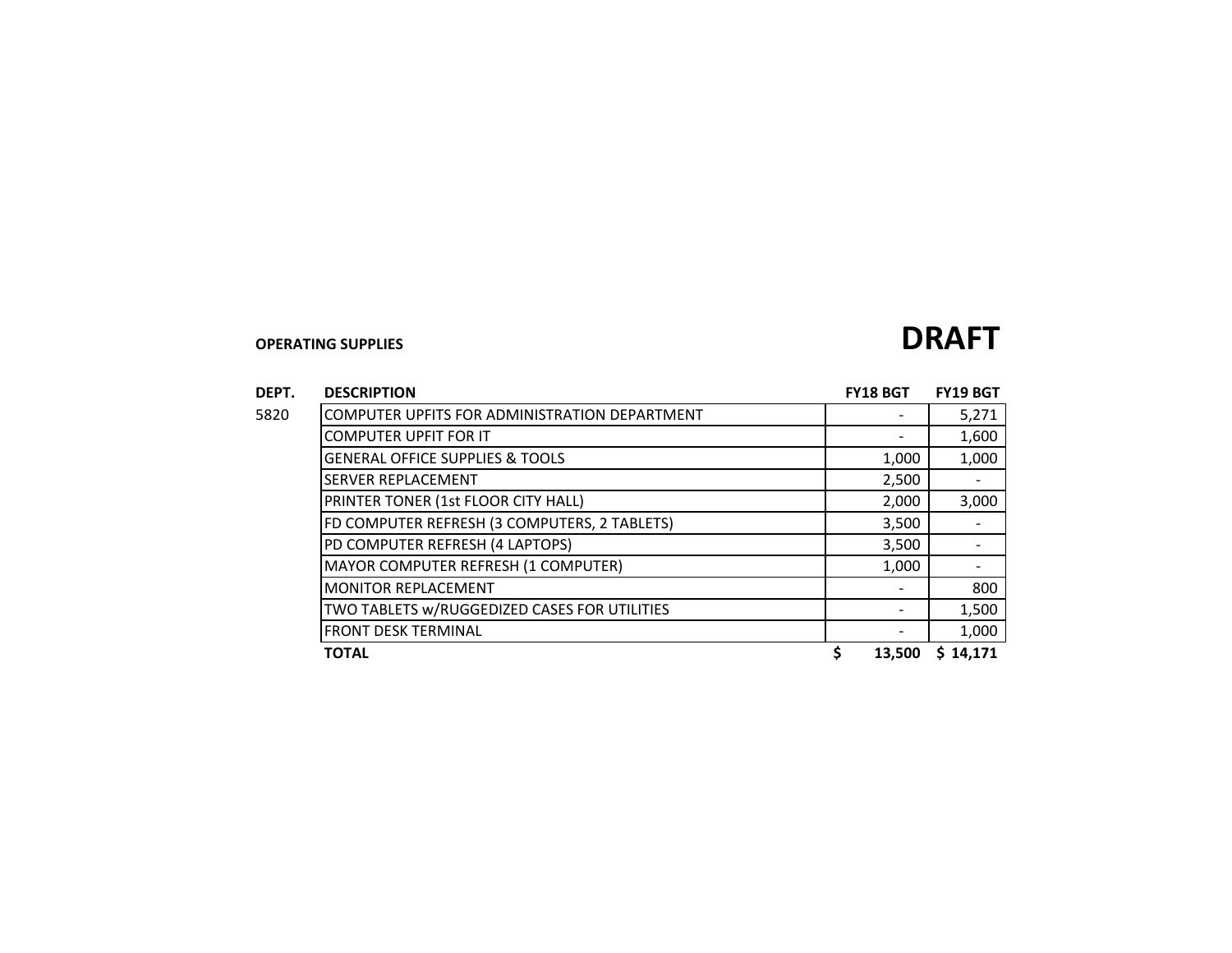**OPERATING SUPPLIES**

# DRAFT

| DEPT. | DESCRIPTION | FY18 BGT | FY19 BGT |
|---|---|---|---|
| 5820 | COMPUTER UPFITS FOR ADMINISTRATION DEPARTMENT | - | 5,271 |
| | COMPUTER UPFIT FOR IT | - | 1,600 |
| | GENERAL OFFICE SUPPLIES & TOOLS | 1,000 | 1,000 |
| | SERVER REPLACEMENT | 2,500 | - |
| | PRINTER TONER (1st FLOOR CITY HALL) | 2,000 | 3,000 |
| | FD COMPUTER REFRESH (3 COMPUTERS, 2 TABLETS) | 3,500 | - |
| | PD COMPUTER REFRESH (4 LAPTOPS) | 3,500 | - |
| | MAYOR COMPUTER REFRESH (1 COMPUTER) | 1,000 | - |
| | MONITOR REPLACEMENT | - | 800 |
| | TWO TABLETS w/RUGGEDIZED CASES FOR UTILITIES | - | 1,500 |
| | FRONT DESK TERMINAL | - | 1,000 |
| | **TOTAL** | **$ 13,500** | **$ 14,171** |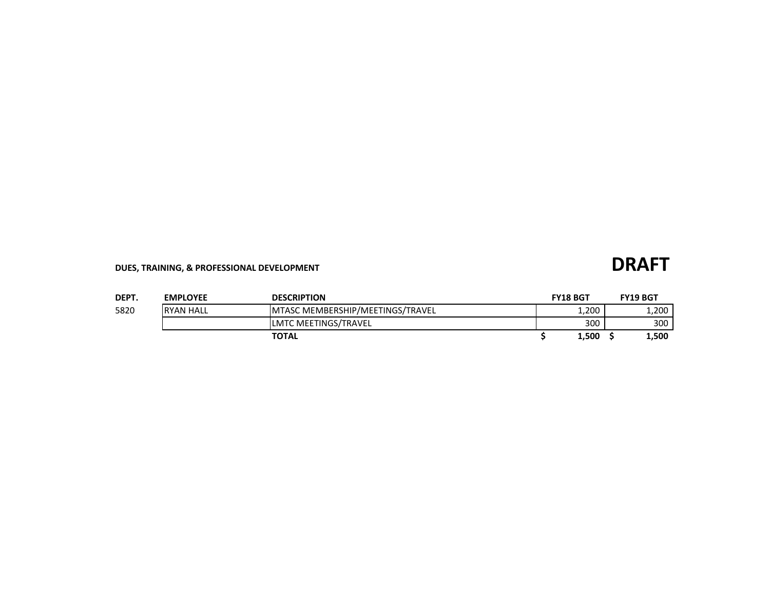**DUES, TRAINING, & PROFESSIONAL DEVELOPMENT**

**DRAFT**

| DEPT. | EMPLOYEE | DESCRIPTION | FY18 BGT | FY19 BGT |
|---|---|---|---|---|
| 5820 | RYAN HALL | MTASC MEMBERSHIP/MEETINGS/TRAVEL | 1,200 | 1,200 |
| | | LMTC MEETINGS/TRAVEL | 300 | 300 |
| | | **TOTAL** | **$ 1,500** | **$ 1,500** |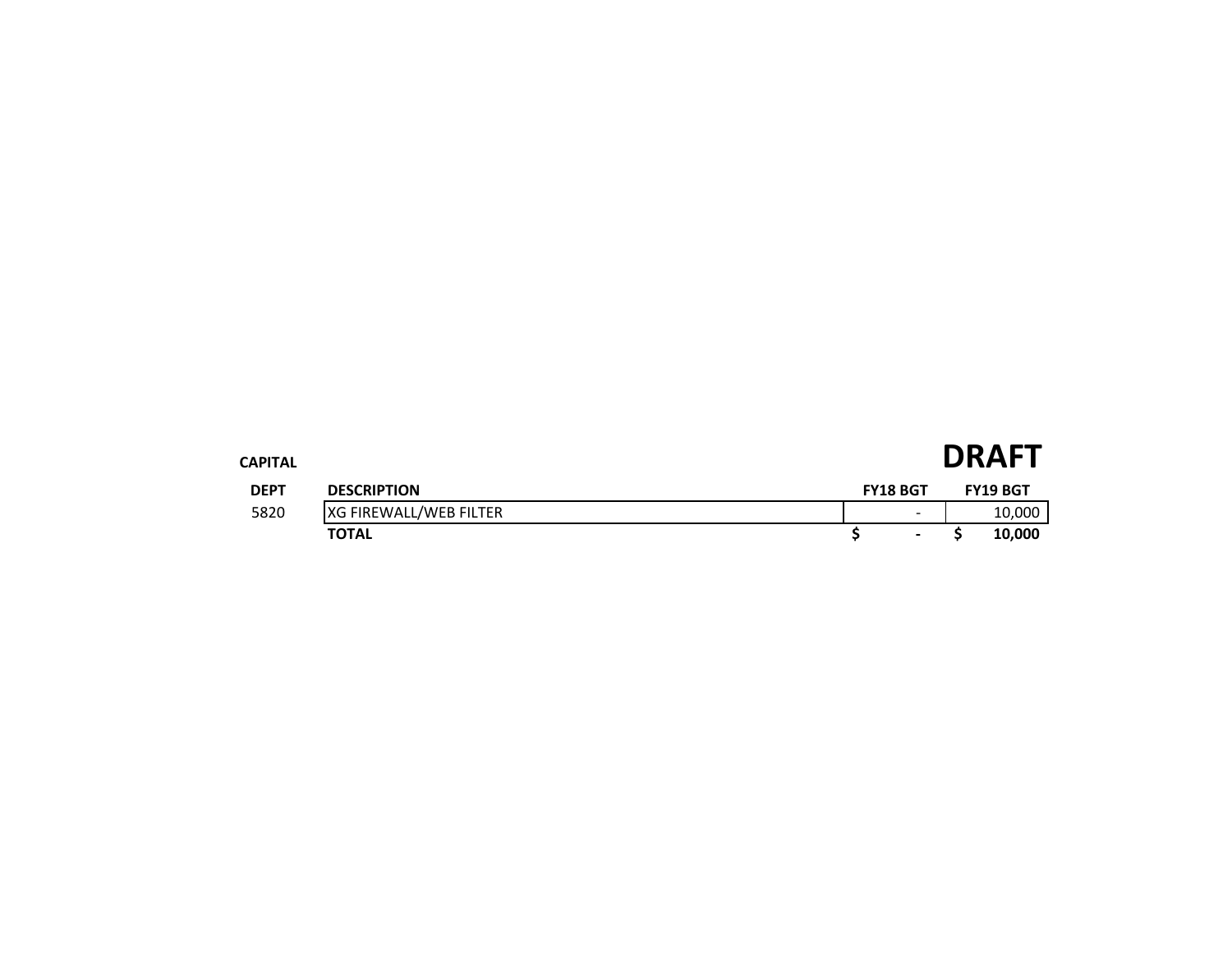**CAPITAL**

# DRAFT

| DEPT | DESCRIPTION | FY18 BGT | FY19 BGT |
|---|---|---|---|
| 5820 | XG FIREWALL/WEB FILTER | - | 10,000 |
| | **TOTAL** | **$ -** | **$ 10,000** |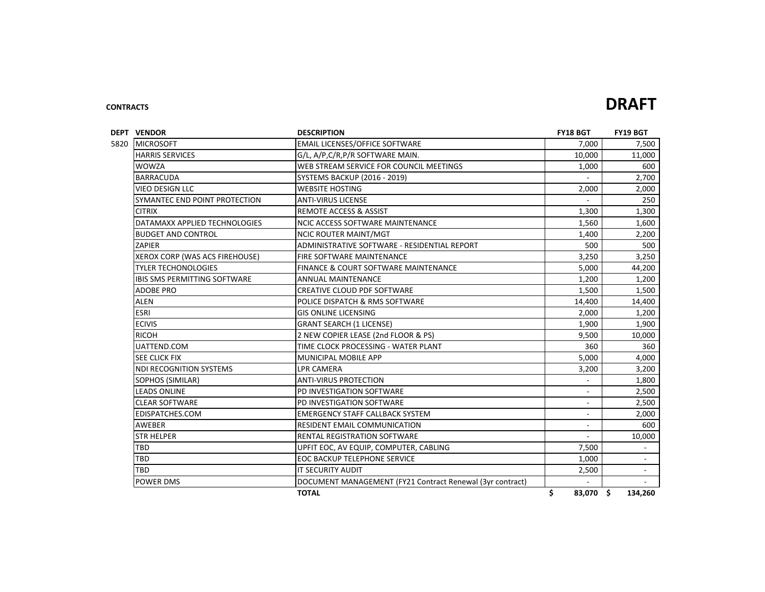**CONTRACTS**

# DRAFT

| DEPT | VENDOR | DESCRIPTION | FY18 BGT | FY19 BGT |
|---|---|---|---|---|
| 5820 | MICROSOFT | EMAIL LICENSES/OFFICE SOFTWARE | 7,000 | 7,500 |
| | HARRIS SERVICES | G/L, A/P,C/R,P/R SOFTWARE MAIN. | 10,000 | 11,000 |
| | WOWZA | WEB STREAM SERVICE FOR COUNCIL MEETINGS | 1,000 | 600 |
| | BARRACUDA | SYSTEMS BACKUP (2016 - 2019) | - | 2,700 |
| | VIEO DESIGN LLC | WEBSITE HOSTING | 2,000 | 2,000 |
| | SYMANTEC END POINT PROTECTION | ANTI-VIRUS LICENSE | - | 250 |
| | CITRIX | REMOTE ACCESS & ASSIST | 1,300 | 1,300 |
| | DATAMAXX APPLIED TECHNOLOGIES | NCIC ACCESS SOFTWARE MAINTENANCE | 1,560 | 1,600 |
| | BUDGET AND CONTROL | NCIC ROUTER MAINT/MGT | 1,400 | 2,200 |
| | ZAPIER | ADMINISTRATIVE SOFTWARE - RESIDENTIAL REPORT | 500 | 500 |
| | XEROX CORP (WAS ACS FIREHOUSE) | FIRE SOFTWARE MAINTENANCE | 3,250 | 3,250 |
| | TYLER TECHONOLOGIES | FINANCE & COURT SOFTWARE MAINTENANCE | 5,000 | 44,200 |
| | IBIS SMS PERMITTING SOFTWARE | ANNUAL MAINTENANCE | 1,200 | 1,200 |
| | ADOBE PRO | CREATIVE CLOUD PDF SOFTWARE | 1,500 | 1,500 |
| | ALEN | POLICE DISPATCH & RMS SOFTWARE | 14,400 | 14,400 |
| | ESRI | GIS ONLINE LICENSING | 2,000 | 1,200 |
| | ECIVIS | GRANT SEARCH (1 LICENSE) | 1,900 | 1,900 |
| | RICOH | 2 NEW COPIER LEASE (2nd FLOOR & PS) | 9,500 | 10,000 |
| | UATTEND.COM | TIME CLOCK PROCESSING - WATER PLANT | 360 | 360 |
| | SEE CLICK FIX | MUNICIPAL MOBILE APP | 5,000 | 4,000 |
| | NDI RECOGNITION SYSTEMS | LPR CAMERA | 3,200 | 3,200 |
| | SOPHOS (SIMILAR) | ANTI-VIRUS PROTECTION | - | 1,800 |
| | LEADS ONLINE | PD INVESTIGATION SOFTWARE | - | 2,500 |
| | CLEAR SOFTWARE | PD INVESTIGATION SOFTWARE | - | 2,500 |
| | EDISPATCHES.COM | EMERGENCY STAFF CALLBACK SYSTEM | - | 2,000 |
| | AWEBER | RESIDENT EMAIL COMMUNICATION | - | 600 |
| | STR HELPER | RENTAL REGISTRATION SOFTWARE | - | 10,000 |
| | TBD | UPFIT EOC, AV EQUIP, COMPUTER, CABLING | 7,500 | - |
| | TBD | EOC BACKUP TELEPHONE SERVICE | 1,000 | - |
| | TBD | IT SECURITY AUDIT | 2,500 | - |
| | POWER DMS | DOCUMENT MANAGEMENT (FY21 Contract Renewal (3yr contract) | - | - |
| | | **TOTAL** | **$ 83,070** | **$ 134,260** |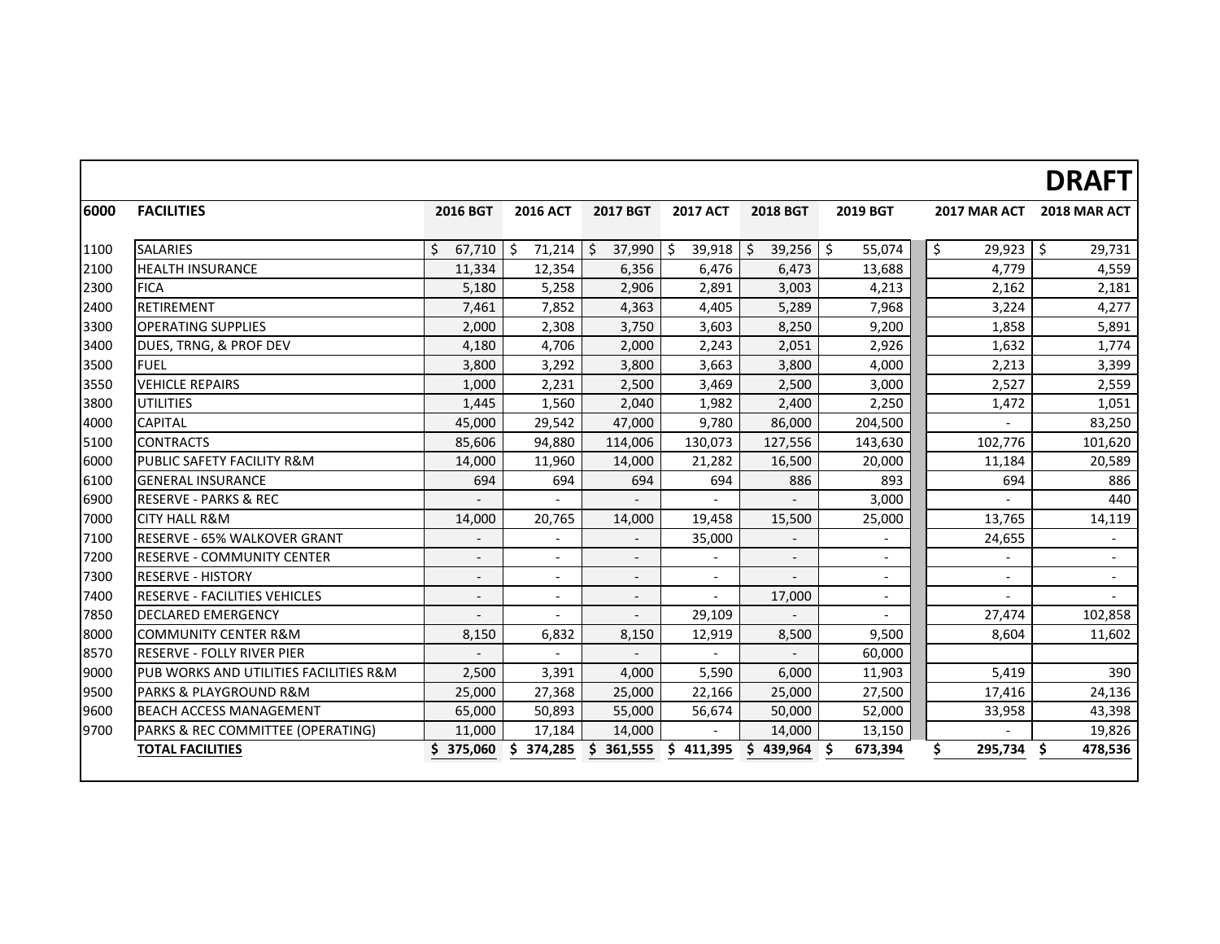**DRAFT**

| 6000 | FACILITIES | 2016 BGT | 2016 ACT | 2017 BGT | 2017 ACT | 2018 BGT | 2019 BGT | 2017 MAR ACT | 2018 MAR ACT |
|---|---|---|---|---|---|---|---|---|---|
| 1100 | SALARIES | $ 67,710 | $ 71,214 | $ 37,990 | $ 39,918 | $ 39,256 | $ 55,074 | $ 29,923 | $ 29,731 |
| 2100 | HEALTH INSURANCE | 11,334 | 12,354 | 6,356 | 6,476 | 6,473 | 13,688 | 4,779 | 4,559 |
| 2300 | FICA | 5,180 | 5,258 | 2,906 | 2,891 | 3,003 | 4,213 | 2,162 | 2,181 |
| 2400 | RETIREMENT | 7,461 | 7,852 | 4,363 | 4,405 | 5,289 | 7,968 | 3,224 | 4,277 |
| 3300 | OPERATING SUPPLIES | 2,000 | 2,308 | 3,750 | 3,603 | 8,250 | 9,200 | 1,858 | 5,891 |
| 3400 | DUES, TRNG, & PROF DEV | 4,180 | 4,706 | 2,000 | 2,243 | 2,051 | 2,926 | 1,632 | 1,774 |
| 3500 | FUEL | 3,800 | 3,292 | 3,800 | 3,663 | 3,800 | 4,000 | 2,213 | 3,399 |
| 3550 | VEHICLE REPAIRS | 1,000 | 2,231 | 2,500 | 3,469 | 2,500 | 3,000 | 2,527 | 2,559 |
| 3800 | UTILITIES | 1,445 | 1,560 | 2,040 | 1,982 | 2,400 | 2,250 | 1,472 | 1,051 |
| 4000 | CAPITAL | 45,000 | 29,542 | 47,000 | 9,780 | 86,000 | 204,500 | - | 83,250 |
| 5100 | CONTRACTS | 85,606 | 94,880 | 114,006 | 130,073 | 127,556 | 143,630 | 102,776 | 101,620 |
| 6000 | PUBLIC SAFETY FACILITY R&M | 14,000 | 11,960 | 14,000 | 21,282 | 16,500 | 20,000 | 11,184 | 20,589 |
| 6100 | GENERAL INSURANCE | 694 | 694 | 694 | 694 | 886 | 893 | 694 | 886 |
| 6900 | RESERVE - PARKS & REC | - | - | - | - | - | 3,000 | - | 440 |
| 7000 | CITY HALL R&M | 14,000 | 20,765 | 14,000 | 19,458 | 15,500 | 25,000 | 13,765 | 14,119 |
| 7100 | RESERVE - 65% WALKOVER GRANT | - | - | - | 35,000 | - | - | 24,655 | - |
| 7200 | RESERVE - COMMUNITY CENTER | - | - | - | - | - | - | - | - |
| 7300 | RESERVE - HISTORY | - | - | - | - | - | - | - | - |
| 7400 | RESERVE - FACILITIES VEHICLES | - | - | - | - | 17,000 | - | - | - |
| 7850 | DECLARED EMERGENCY | - | - | - | 29,109 | - | - | 27,474 | 102,858 |
| 8000 | COMMUNITY CENTER R&M | 8,150 | 6,832 | 8,150 | 12,919 | 8,500 | 9,500 | 8,604 | 11,602 |
| 8570 | RESERVE - FOLLY RIVER PIER | - | - | - | - | - | 60,000 | | |
| 9000 | PUB WORKS AND UTILITIES FACILITIES R&M | 2,500 | 3,391 | 4,000 | 5,590 | 6,000 | 11,903 | 5,419 | 390 |
| 9500 | PARKS & PLAYGROUND R&M | 25,000 | 27,368 | 25,000 | 22,166 | 25,000 | 27,500 | 17,416 | 24,136 |
| 9600 | BEACH ACCESS MANAGEMENT | 65,000 | 50,893 | 55,000 | 56,674 | 50,000 | 52,000 | 33,958 | 43,398 |
| 9700 | PARKS & REC COMMITTEE (OPERATING) | 11,000 | 17,184 | 14,000 | - | 14,000 | 13,150 | - | 19,826 |
| | **TOTAL FACILITIES** | **$ 375,060** | **$ 374,285** | **$ 361,555** | **$ 411,395** | **$ 439,964** | **$ 673,394** | **$ 295,734** | **$ 478,536** |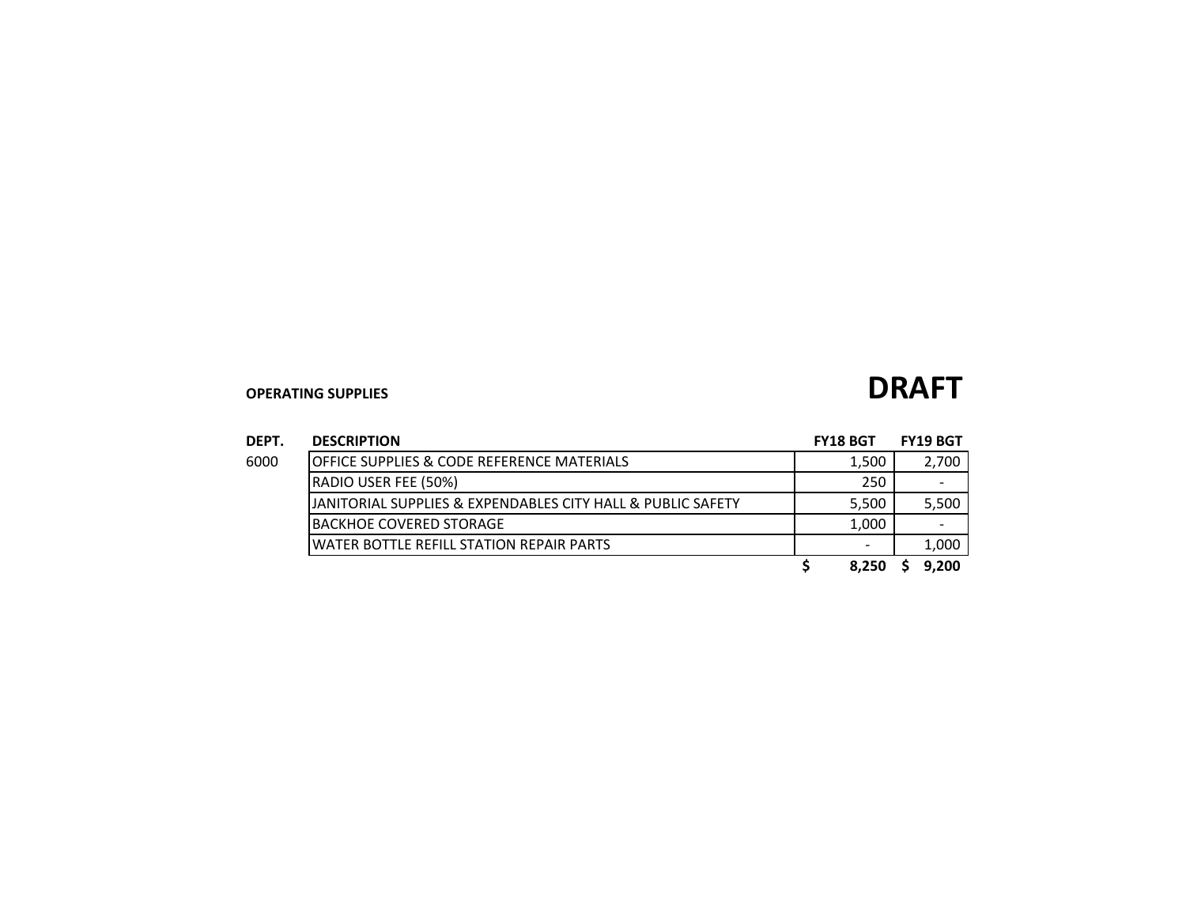**OPERATING SUPPLIES**

# DRAFT

| DEPT. | DESCRIPTION | FY18 BGT | FY19 BGT |
|---|---|---|---|
| 6000 | OFFICE SUPPLIES & CODE REFERENCE MATERIALS | 1,500 | 2,700 |
| | RADIO USER FEE (50%) | 250 | - |
| | JANITORIAL SUPPLIES & EXPENDABLES CITY HALL & PUBLIC SAFETY | 5,500 | 5,500 |
| | BACKHOE COVERED STORAGE | 1,000 | - |
| | WATER BOTTLE REFILL STATION REPAIR PARTS | - | 1,000 |
| | | **$ 8,250** | **$ 9,200** |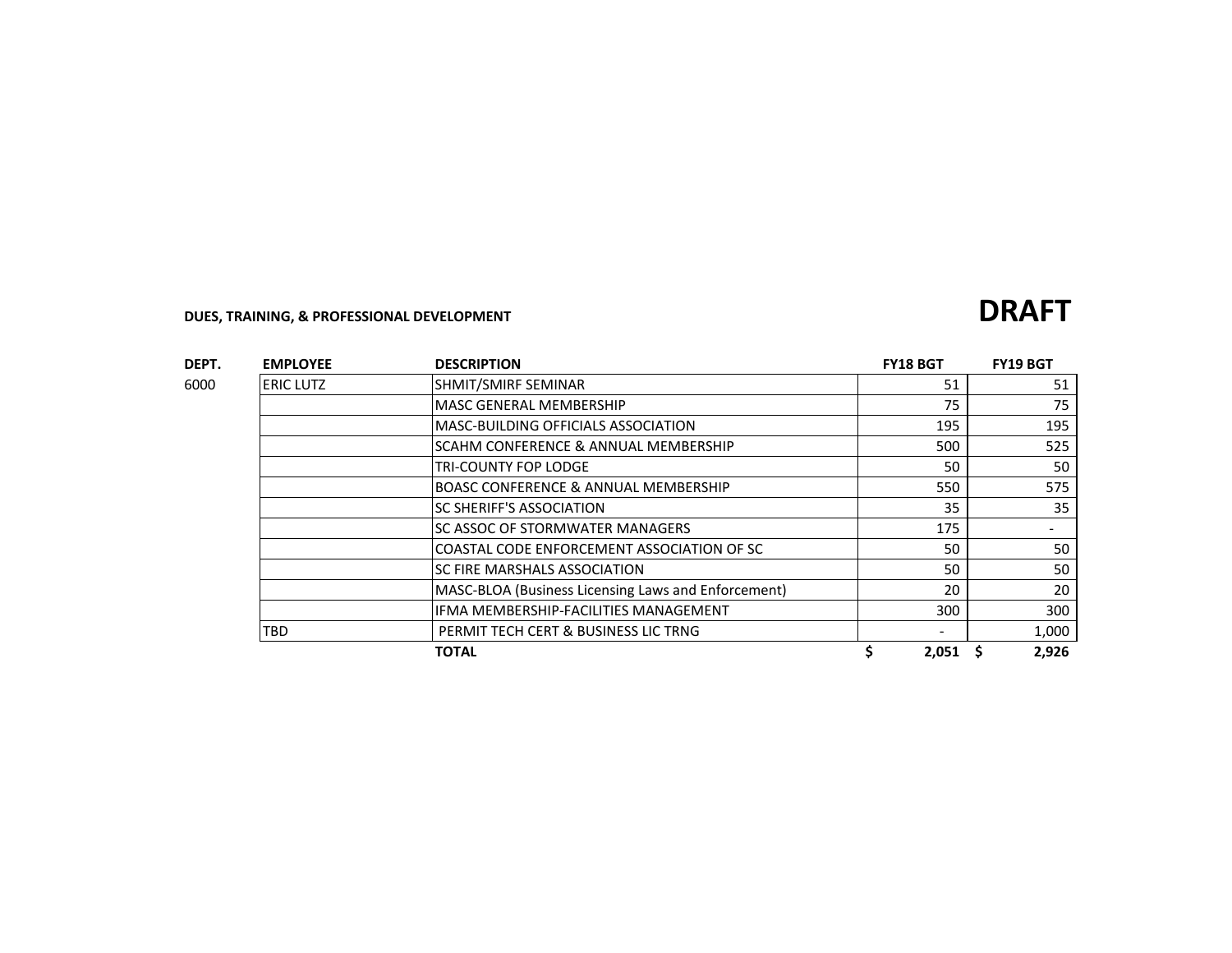**DUES, TRAINING, & PROFESSIONAL DEVELOPMENT**

# DRAFT

| DEPT. | EMPLOYEE | DESCRIPTION | FY18 BGT | FY19 BGT |
|---|---|---|---|---|
| 6000 | ERIC LUTZ | SHMIT/SMIRF SEMINAR | 51 | 51 |
| | | MASC GENERAL MEMBERSHIP | 75 | 75 |
| | | MASC-BUILDING OFFICIALS ASSOCIATION | 195 | 195 |
| | | SCAHM CONFERENCE & ANNUAL MEMBERSHIP | 500 | 525 |
| | | TRI-COUNTY FOP LODGE | 50 | 50 |
| | | BOASC CONFERENCE & ANNUAL MEMBERSHIP | 550 | 575 |
| | | SC SHERIFF'S ASSOCIATION | 35 | 35 |
| | | SC ASSOC OF STORMWATER MANAGERS | 175 | - |
| | | COASTAL CODE ENFORCEMENT ASSOCIATION OF SC | 50 | 50 |
| | | SC FIRE MARSHALS ASSOCIATION | 50 | 50 |
| | | MASC-BLOA (Business Licensing Laws and Enforcement) | 20 | 20 |
| | | IFMA MEMBERSHIP-FACILITIES MANAGEMENT | 300 | 300 |
| | TBD | PERMIT TECH CERT & BUSINESS LIC TRNG | - | 1,000 |
| | | **TOTAL** | **$ 2,051** | **$ 2,926** |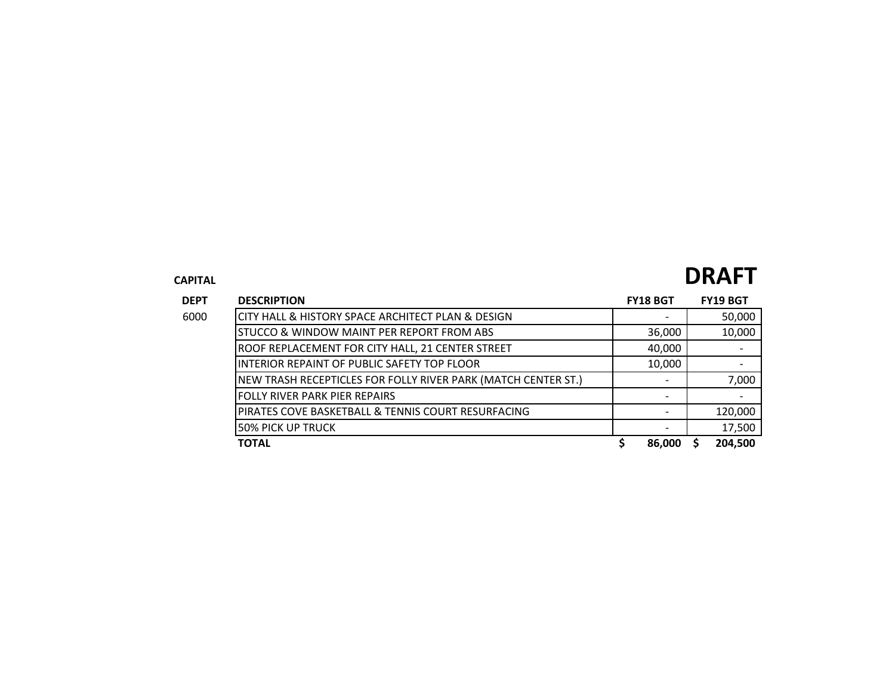**CAPITAL**

# DRAFT

| DEPT | DESCRIPTION | FY18 BGT | FY19 BGT |
| --- | --- | --- | --- |
| 6000 | CITY HALL & HISTORY SPACE ARCHITECT PLAN & DESIGN | - | 50,000 |
| | STUCCO & WINDOW MAINT PER REPORT FROM ABS | 36,000 | 10,000 |
| | ROOF REPLACEMENT FOR CITY HALL, 21 CENTER STREET | 40,000 | - |
| | INTERIOR REPAINT OF PUBLIC SAFETY TOP FLOOR | 10,000 | - |
| | NEW TRASH RECEPTICLES FOR FOLLY RIVER PARK (MATCH CENTER ST.) | - | 7,000 |
| | FOLLY RIVER PARK PIER REPAIRS | - | - |
| | PIRATES COVE BASKETBALL & TENNIS COURT RESURFACING | - | 120,000 |
| | 50% PICK UP TRUCK | - | 17,500 |
| | **TOTAL** | **$ 86,000** | **$ 204,500** |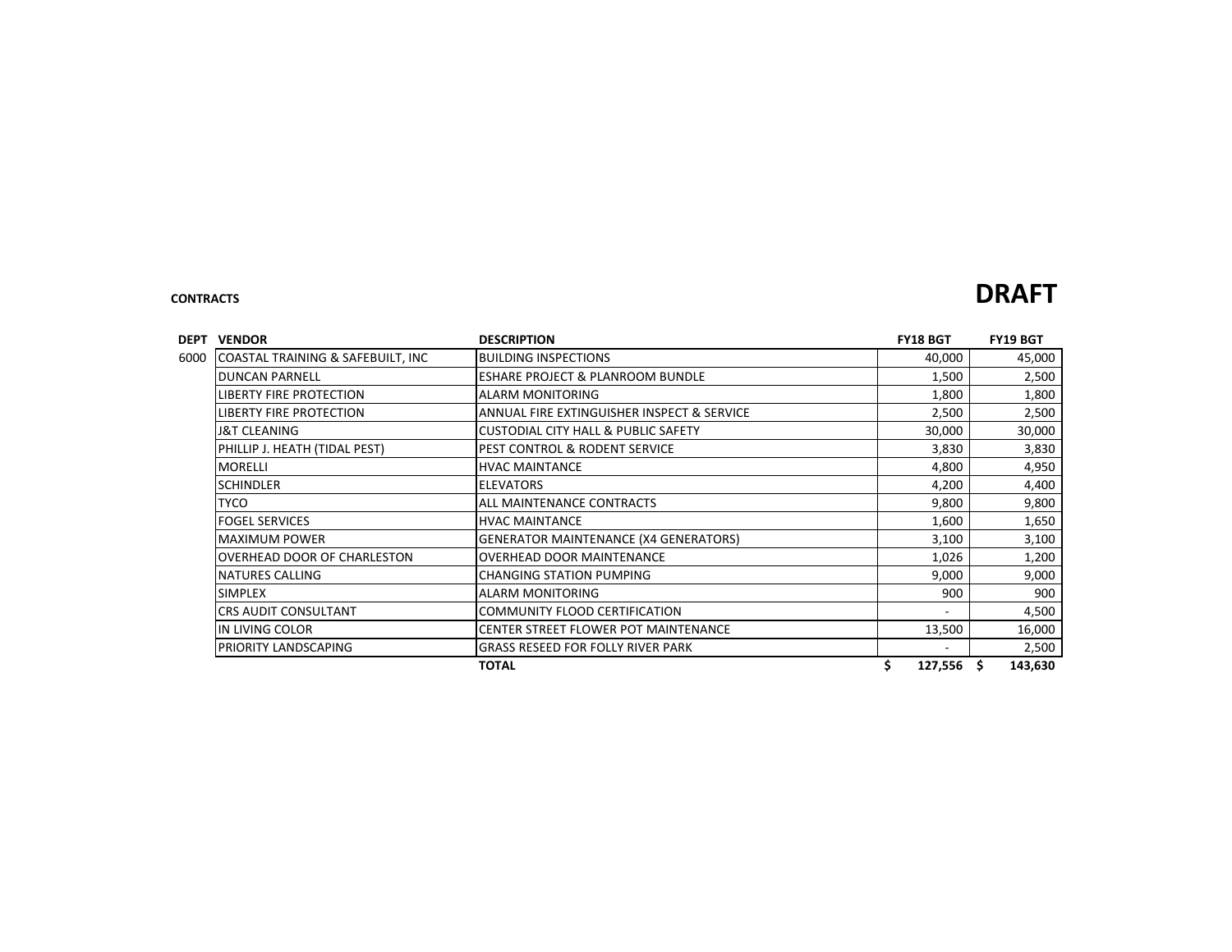**CONTRACTS**

# DRAFT

| DEPT | VENDOR | DESCRIPTION | FY18 BGT | FY19 BGT |
|---|---|---|---|---|
| 6000 | COASTAL TRAINING & SAFEBUILT, INC | BUILDING INSPECTIONS | 40,000 | 45,000 |
| | DUNCAN PARNELL | ESHARE PROJECT & PLANROOM BUNDLE | 1,500 | 2,500 |
| | LIBERTY FIRE PROTECTION | ALARM MONITORING | 1,800 | 1,800 |
| | LIBERTY FIRE PROTECTION | ANNUAL FIRE EXTINGUISHER INSPECT & SERVICE | 2,500 | 2,500 |
| | J&T CLEANING | CUSTODIAL CITY HALL & PUBLIC SAFETY | 30,000 | 30,000 |
| | PHILLIP J. HEATH (TIDAL PEST) | PEST CONTROL & RODENT SERVICE | 3,830 | 3,830 |
| | MORELLI | HVAC MAINTANCE | 4,800 | 4,950 |
| | SCHINDLER | ELEVATORS | 4,200 | 4,400 |
| | TYCO | ALL MAINTENANCE CONTRACTS | 9,800 | 9,800 |
| | FOGEL SERVICES | HVAC MAINTANCE | 1,600 | 1,650 |
| | MAXIMUM POWER | GENERATOR MAINTENANCE (X4 GENERATORS) | 3,100 | 3,100 |
| | OVERHEAD DOOR OF CHARLESTON | OVERHEAD DOOR MAINTENANCE | 1,026 | 1,200 |
| | NATURES CALLING | CHANGING STATION PUMPING | 9,000 | 9,000 |
| | SIMPLEX | ALARM MONITORING | 900 | 900 |
| | CRS AUDIT CONSULTANT | COMMUNITY FLOOD CERTIFICATION | - | 4,500 |
| | IN LIVING COLOR | CENTER STREET FLOWER POT MAINTENANCE | 13,500 | 16,000 |
| | PRIORITY LANDSCAPING | GRASS RESEED FOR FOLLY RIVER PARK | - | 2,500 |
| | | **TOTAL** | **$ 127,556** | **$ 143,630** |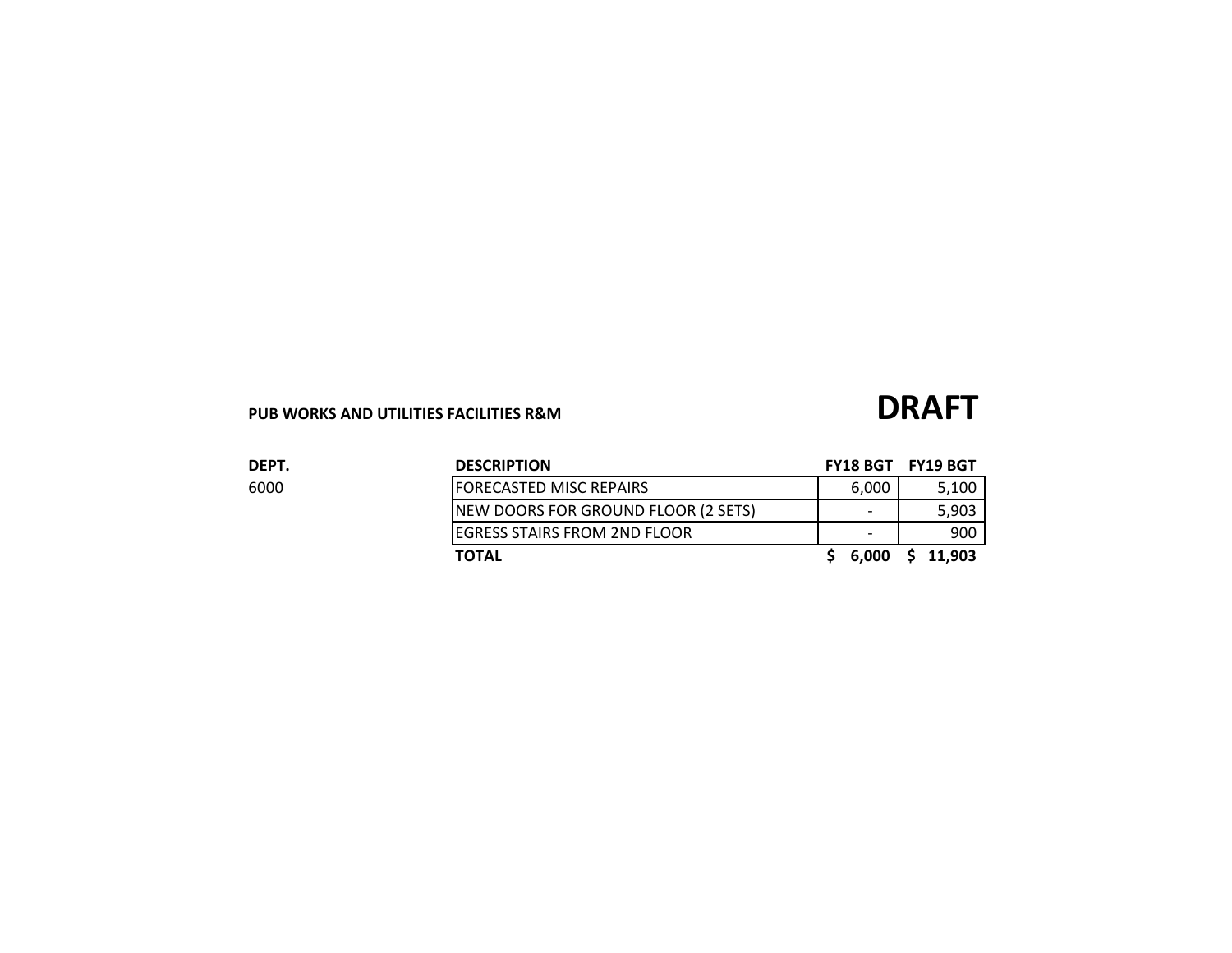**PUB WORKS AND UTILITIES FACILITIES R&M**

# DRAFT

| DEPT. | DESCRIPTION | FY18 BGT | FY19 BGT |
|---|---|---|---|
| 6000 | FORECASTED MISC REPAIRS | 6,000 | 5,100 |
| | NEW DOORS FOR GROUND FLOOR (2 SETS) | - | 5,903 |
| | EGRESS STAIRS FROM 2ND FLOOR | - | 900 |
| | **TOTAL** | **$ 6,000** | **$ 11,903** |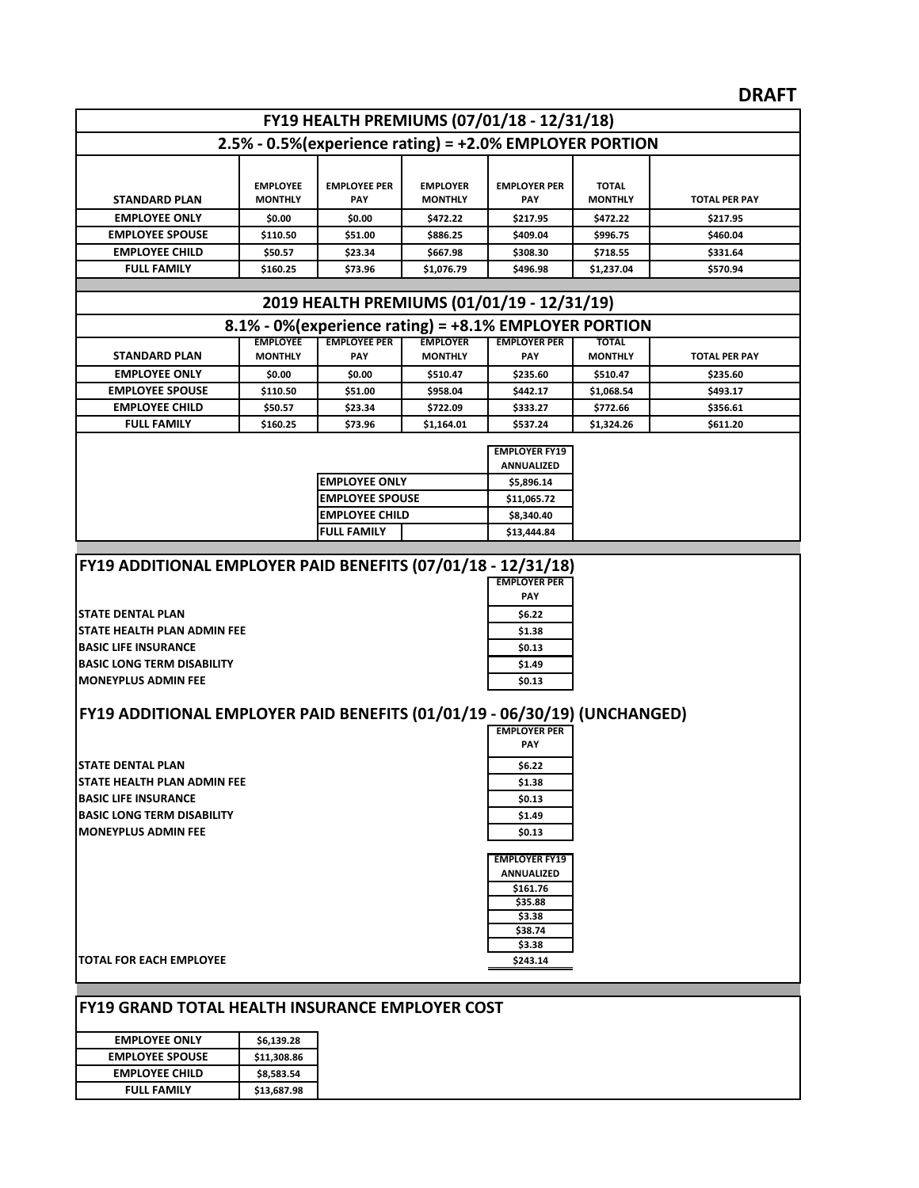**DRAFT**

## FY19 HEALTH PREMIUMS (07/01/18 - 12/31/18)

### 2.5% - 0.5%(experience rating) = +2.0% EMPLOYER PORTION

| STANDARD PLAN | EMPLOYEE MONTHLY | EMPLOYEE PER PAY | EMPLOYER MONTHLY | EMPLOYER PER PAY | TOTAL MONTHLY | TOTAL PER PAY |
|---|---|---|---|---|---|---|
| EMPLOYEE ONLY | $0.00 | $0.00 | $472.22 | $217.95 | $472.22 | $217.95 |
| EMPLOYEE SPOUSE | $110.50 | $51.00 | $886.25 | $409.04 | $996.75 | $460.04 |
| EMPLOYEE CHILD | $50.57 | $23.34 | $667.98 | $308.30 | $718.55 | $331.64 |
| FULL FAMILY | $160.25 | $73.96 | $1,076.79 | $496.98 | $1,237.04 | $570.94 |

## 2019 HEALTH PREMIUMS (01/01/19 - 12/31/19)

### 8.1% - 0%(experience rating) = +8.1% EMPLOYER PORTION

| STANDARD PLAN | EMPLOYEE MONTHLY | EMPLOYEE PER PAY | EMPLOYER MONTHLY | EMPLOYER PER PAY | TOTAL MONTHLY | TOTAL PER PAY |
|---|---|---|---|---|---|---|
| EMPLOYEE ONLY | $0.00 | $0.00 | $510.47 | $235.60 | $510.47 | $235.60 |
| EMPLOYEE SPOUSE | $110.50 | $51.00 | $958.04 | $442.17 | $1,068.54 | $493.17 |
| EMPLOYEE CHILD | $50.57 | $23.34 | $722.09 | $333.27 | $772.66 | $356.61 |
| FULL FAMILY | $160.25 | $73.96 | $1,164.01 | $537.24 | $1,324.26 | $611.20 |

| | EMPLOYER FY19 ANNUALIZED |
|---|---|
| EMPLOYEE ONLY | $5,896.14 |
| EMPLOYEE SPOUSE | $11,065.72 |
| EMPLOYEE CHILD | $8,340.40 |
| FULL FAMILY | $13,444.84 |

## FY19 ADDITIONAL EMPLOYER PAID BENEFITS (07/01/18 - 12/31/18)

| | EMPLOYER PER PAY |
|---|---|
| STATE DENTAL PLAN | $6.22 |
| STATE HEALTH PLAN ADMIN FEE | $1.38 |
| BASIC LIFE INSURANCE | $0.13 |
| BASIC LONG TERM DISABILITY | $1.49 |
| MONEYPLUS ADMIN FEE | $0.13 |

## FY19 ADDITIONAL EMPLOYER PAID BENEFITS (01/01/19 - 06/30/19) (UNCHANGED)

| | EMPLOYER PER PAY | EMPLOYER FY19 ANNUALIZED |
|---|---|---|
| STATE DENTAL PLAN | $6.22 | $161.76 |
| STATE HEALTH PLAN ADMIN FEE | $1.38 | $35.88 |
| BASIC LIFE INSURANCE | $0.13 | $3.38 |
| BASIC LONG TERM DISABILITY | $1.49 | $38.74 |
| MONEYPLUS ADMIN FEE | $0.13 | $3.38 |
| TOTAL FOR EACH EMPLOYEE | | $243.14 |

## FY19 GRAND TOTAL HEALTH INSURANCE EMPLOYER COST

| | |
|---|---|
| EMPLOYEE ONLY | $6,139.28 |
| EMPLOYEE SPOUSE | $11,308.86 |
| EMPLOYEE CHILD | $8,583.54 |
| FULL FAMILY | $13,687.98 |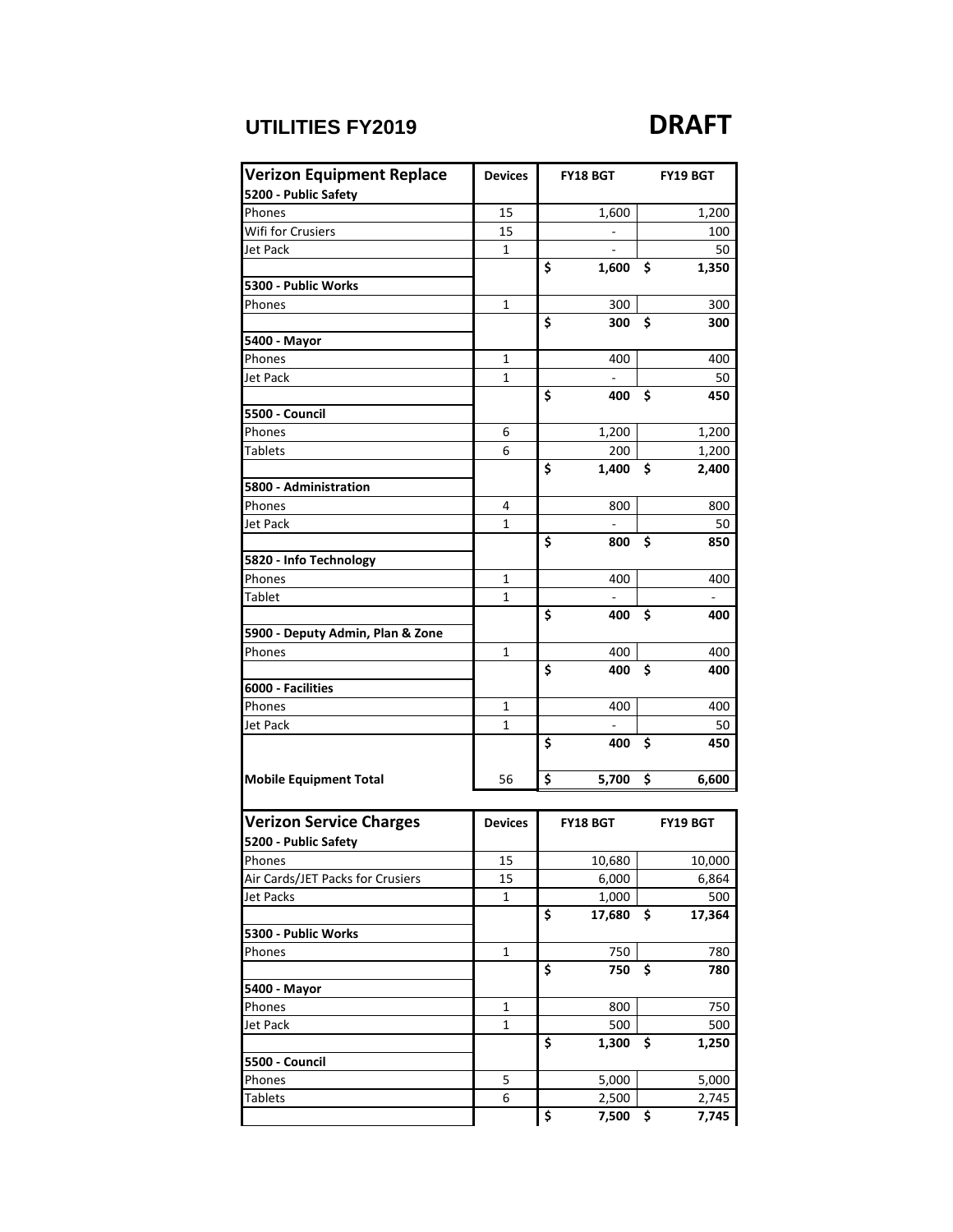# UTILITIES FY2019

**DRAFT**

| Verizon Equipment Replace | Devices | FY18 BGT | FY19 BGT |
|---|---|---|---|
| **5200 - Public Safety** | | | |
| Phones | 15 | 1,600 | 1,200 |
| Wifi for Crusiers | 15 | - | 100 |
| Jet Pack | 1 | - | 50 |
| | | **$ 1,600** | **$ 1,350** |
| **5300 - Public Works** | | | |
| Phones | 1 | 300 | 300 |
| | | **$ 300** | **$ 300** |
| **5400 - Mayor** | | | |
| Phones | 1 | 400 | 400 |
| Jet Pack | 1 | - | 50 |
| | | **$ 400** | **$ 450** |
| **5500 - Council** | | | |
| Phones | 6 | 1,200 | 1,200 |
| Tablets | 6 | 200 | 1,200 |
| | | **$ 1,400** | **$ 2,400** |
| **5800 - Administration** | | | |
| Phones | 4 | 800 | 800 |
| Jet Pack | 1 | - | 50 |
| | | **$ 800** | **$ 850** |
| **5820 - Info Technology** | | | |
| Phones | 1 | 400 | 400 |
| Tablet | 1 | - | - |
| | | **$ 400** | **$ 400** |
| **5900 - Deputy Admin, Plan & Zone** | | | |
| Phones | 1 | 400 | 400 |
| | | **$ 400** | **$ 400** |
| **6000 - Facilities** | | | |
| Phones | 1 | 400 | 400 |
| Jet Pack | 1 | - | 50 |
| | | **$ 400** | **$ 450** |
| **Mobile Equipment Total** | 56 | **$ 5,700** | **$ 6,600** |

| Verizon Service Charges | Devices | FY18 BGT | FY19 BGT |
|---|---|---|---|
| **5200 - Public Safety** | | | |
| Phones | 15 | 10,680 | 10,000 |
| Air Cards/JET Packs for Crusiers | 15 | 6,000 | 6,864 |
| Jet Packs | 1 | 1,000 | 500 |
| | | **$ 17,680** | **$ 17,364** |
| **5300 - Public Works** | | | |
| Phones | 1 | 750 | 780 |
| | | **$ 750** | **$ 780** |
| **5400 - Mayor** | | | |
| Phones | 1 | 800 | 750 |
| Jet Pack | 1 | 500 | 500 |
| | | **$ 1,300** | **$ 1,250** |
| **5500 - Council** | | | |
| Phones | 5 | 5,000 | 5,000 |
| Tablets | 6 | 2,500 | 2,745 |
| | | **$ 7,500** | **$ 7,745** |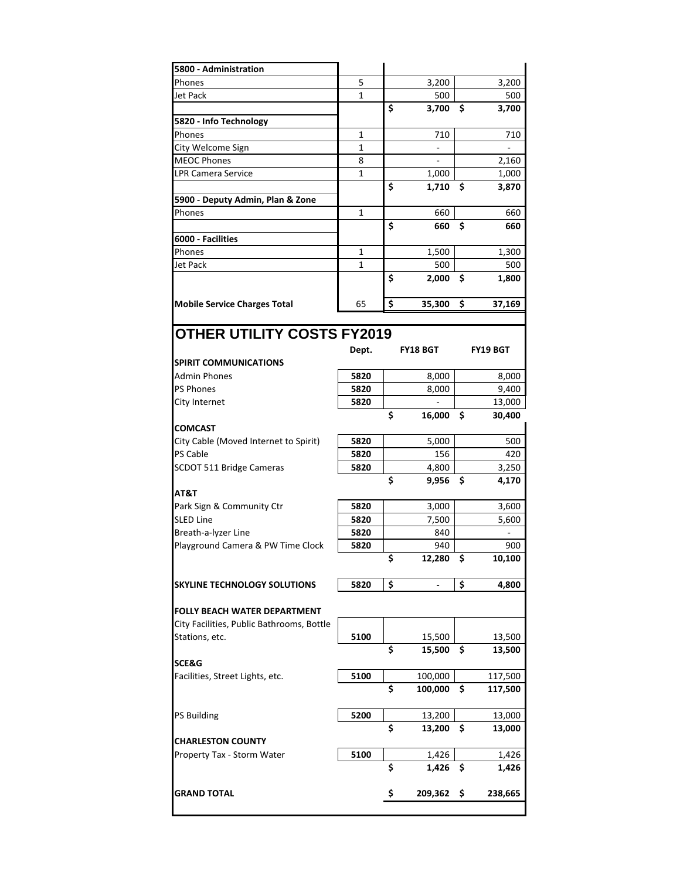| | | | |
|---|---|---|---|
| **5800 - Administration** | | | |
| Phones | 5 | 3,200 | 3,200 |
| Jet Pack | 1 | 500 | 500 |
| | | **$ 3,700** | **$ 3,700** |
| **5820 - Info Technology** | | | |
| Phones | 1 | 710 | 710 |
| City Welcome Sign | 1 | - | - |
| MEOC Phones | 8 | - | 2,160 |
| LPR Camera Service | 1 | 1,000 | 1,000 |
| | | **$ 1,710** | **$ 3,870** |
| **5900 - Deputy Admin, Plan & Zone** | | | |
| Phones | 1 | 660 | 660 |
| | | **$ 660** | **$ 660** |
| **6000 - Facilities** | | | |
| Phones | 1 | 1,500 | 1,300 |
| Jet Pack | 1 | 500 | 500 |
| | | **$ 2,000** | **$ 1,800** |
| **Mobile Service Charges Total** | 65 | **$ 35,300** | **$ 37,169** |

# OTHER UTILITY COSTS FY2019

| | Dept. | FY18 BGT | FY19 BGT |
|---|---|---|---|
| **SPIRIT COMMUNICATIONS** | | | |
| Admin Phones | 5820 | 8,000 | 8,000 |
| PS Phones | 5820 | 8,000 | 9,400 |
| City Internet | 5820 | - | 13,000 |
| | | **$ 16,000** | **$ 30,400** |
| **COMCAST** | | | |
| City Cable (Moved Internet to Spirit) | 5820 | 5,000 | 500 |
| PS Cable | 5820 | 156 | 420 |
| SCDOT 511 Bridge Cameras | 5820 | 4,800 | 3,250 |
| | | **$ 9,956** | **$ 4,170** |
| **AT&T** | | | |
| Park Sign & Community Ctr | 5820 | 3,000 | 3,600 |
| SLED Line | 5820 | 7,500 | 5,600 |
| Breath-a-lyzer Line | 5820 | 840 | - |
| Playground Camera & PW Time Clock | 5820 | 940 | 900 |
| | | **$ 12,280** | **$ 10,100** |
| **SKYLINE TECHNOLOGY SOLUTIONS** | 5820 | **$ -** | **$ 4,800** |
| **FOLLY BEACH WATER DEPARTMENT** | | | |
| City Facilities, Public Bathrooms, Bottle Stations, etc. | 5100 | 15,500 | 13,500 |
| | | **$ 15,500** | **$ 13,500** |
| **SCE&G** | | | |
| Facilities, Street Lights, etc. | 5100 | 100,000 | 117,500 |
| | | **$ 100,000** | **$ 117,500** |
| PS Building | 5200 | 13,200 | 13,000 |
| | | **$ 13,200** | **$ 13,000** |
| **CHARLESTON COUNTY** | | | |
| Property Tax - Storm Water | 5100 | 1,426 | 1,426 |
| | | **$ 1,426** | **$ 1,426** |
| **GRAND TOTAL** | | **$ 209,362** | **$ 238,665** |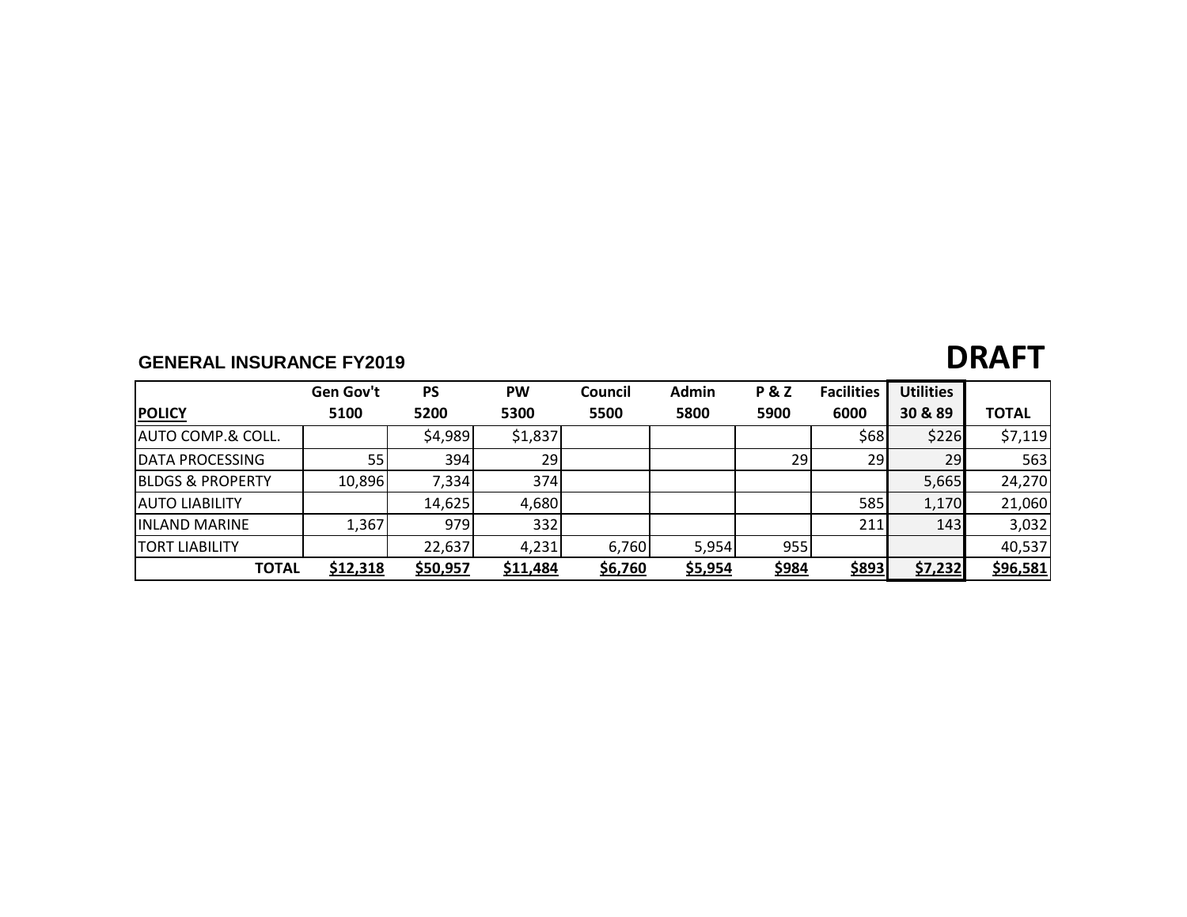**GENERAL INSURANCE FY2019**

# DRAFT

| POLICY | Gen Gov't 5100 | PS 5200 | PW 5300 | Council 5500 | Admin 5800 | P & Z 5900 | Facilities 6000 | Utilities 30 & 89 | TOTAL |
|---|---|---|---|---|---|---|---|---|---|
| AUTO COMP.& COLL. | | $4,989 | $1,837 | | | | $68 | $226 | $7,119 |
| DATA PROCESSING | 55 | 394 | 29 | | | 29 | 29 | 29 | 563 |
| BLDGS & PROPERTY | 10,896 | 7,334 | 374 | | | | | 5,665 | 24,270 |
| AUTO LIABILITY | | 14,625 | 4,680 | | | | 585 | 1,170 | 21,060 |
| INLAND MARINE | 1,367 | 979 | 332 | | | | 211 | 143 | 3,032 |
| TORT LIABILITY | | 22,637 | 4,231 | 6,760 | 5,954 | 955 | | | 40,537 |
| **TOTAL** | **$12,318** | **$50,957** | **$11,484** | **$6,760** | **$5,954** | **$984** | **$893** | **$7,232** | **$96,581** |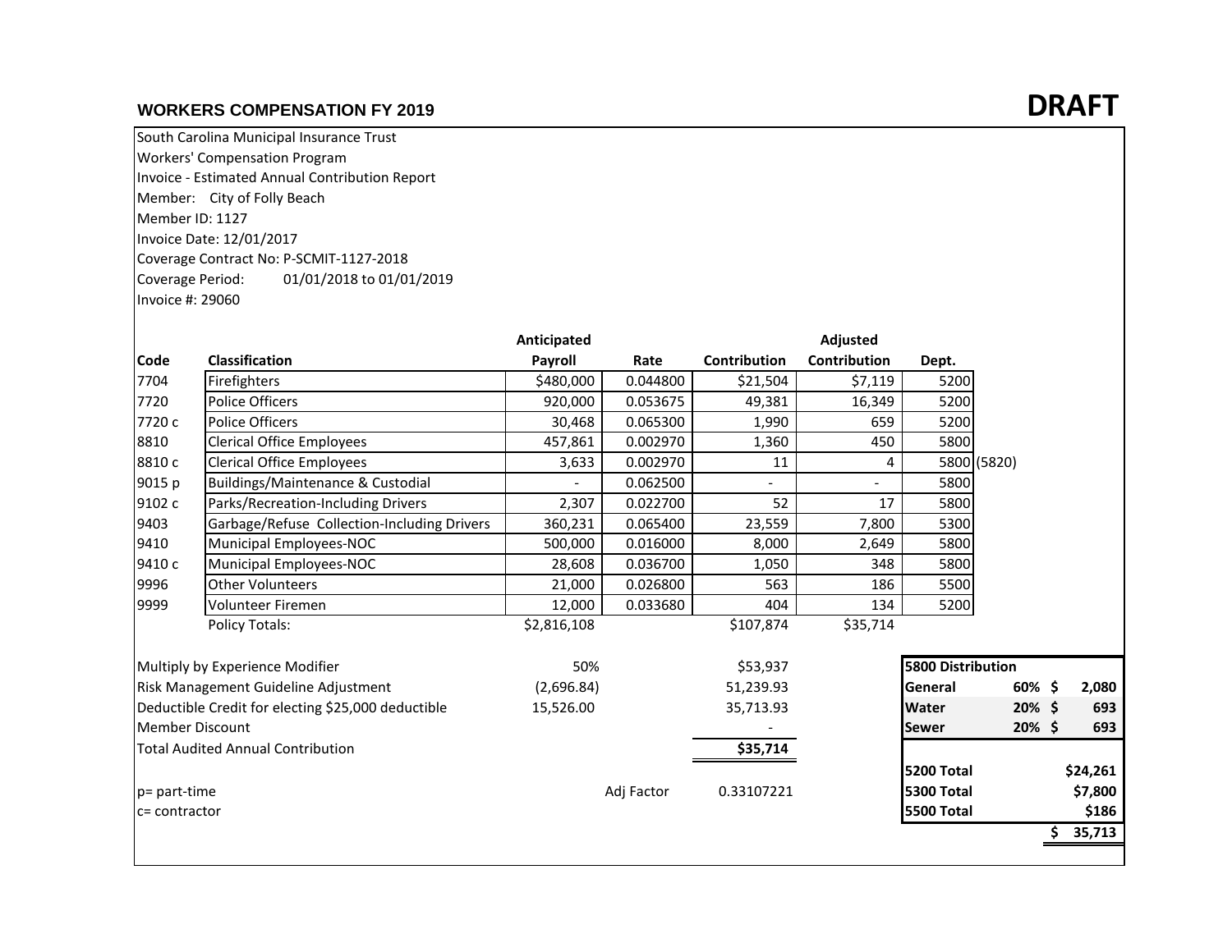# WORKERS COMPENSATION FY 2019

**DRAFT**

South Carolina Municipal Insurance Trust
Workers' Compensation Program
Invoice - Estimated Annual Contribution Report
Member: City of Folly Beach
Member ID: 1127
Invoice Date: 12/01/2017
Coverage Contract No: P-SCMIT-1127-2018
Coverage Period: 01/01/2018 to 01/01/2019
Invoice #: 29060

| Code | Classification | Anticipated Payroll | Rate | Contribution | Adjusted Contribution | Dept. | |
|---|---|---|---|---|---|---|---|
| 7704 | Firefighters | $480,000 | 0.044800 | $21,504 | $7,119 | 5200 | |
| 7720 | Police Officers | 920,000 | 0.053675 | 49,381 | 16,349 | 5200 | |
| 7720 c | Police Officers | 30,468 | 0.065300 | 1,990 | 659 | 5200 | |
| 8810 | Clerical Office Employees | 457,861 | 0.002970 | 1,360 | 450 | 5800 | |
| 8810 c | Clerical Office Employees | 3,633 | 0.002970 | 11 | 4 | 5800 | (5820) |
| 9015 p | Buildings/Maintenance & Custodial | - | 0.062500 | - | - | 5800 | |
| 9102 c | Parks/Recreation-Including Drivers | 2,307 | 0.022700 | 52 | 17 | 5800 | |
| 9403 | Garbage/Refuse Collection-Including Drivers | 360,231 | 0.065400 | 23,559 | 7,800 | 5300 | |
| 9410 | Municipal Employees-NOC | 500,000 | 0.016000 | 8,000 | 2,649 | 5800 | |
| 9410 c | Municipal Employees-NOC | 28,608 | 0.036700 | 1,050 | 348 | 5800 | |
| 9996 | Other Volunteers | 21,000 | 0.026800 | 563 | 186 | 5500 | |
| 9999 | Volunteer Firemen | 12,000 | 0.033680 | 404 | 134 | 5200 | |
| | Policy Totals: | $2,816,108 | | $107,874 | $35,714 | | |

| | | | |
|---|---|---|---|
| Multiply by Experience Modifier | 50% | | $53,937 |
| Risk Management Guideline Adjustment | (2,696.84) | | 51,239.93 |
| Deductible Credit for electing $25,000 deductible | 15,526.00 | | 35,713.93 |
| Member Discount | | | - |
| Total Audited Annual Contribution | | | **$35,714** |
| | | Adj Factor | 0.33107221 |

p= part-time
c= contractor

| **5800 Distribution** | | |
|---|---|---|
| **General** | **60%** | **$ 2,080** |
| **Water** | **20%** | **$ 693** |
| **Sewer** | **20%** | **$ 693** |
| **5200 Total** | | **$24,261** |
| **5300 Total** | | **$7,800** |
| **5500 Total** | | **$186** |
| | | **$ 35,713** |